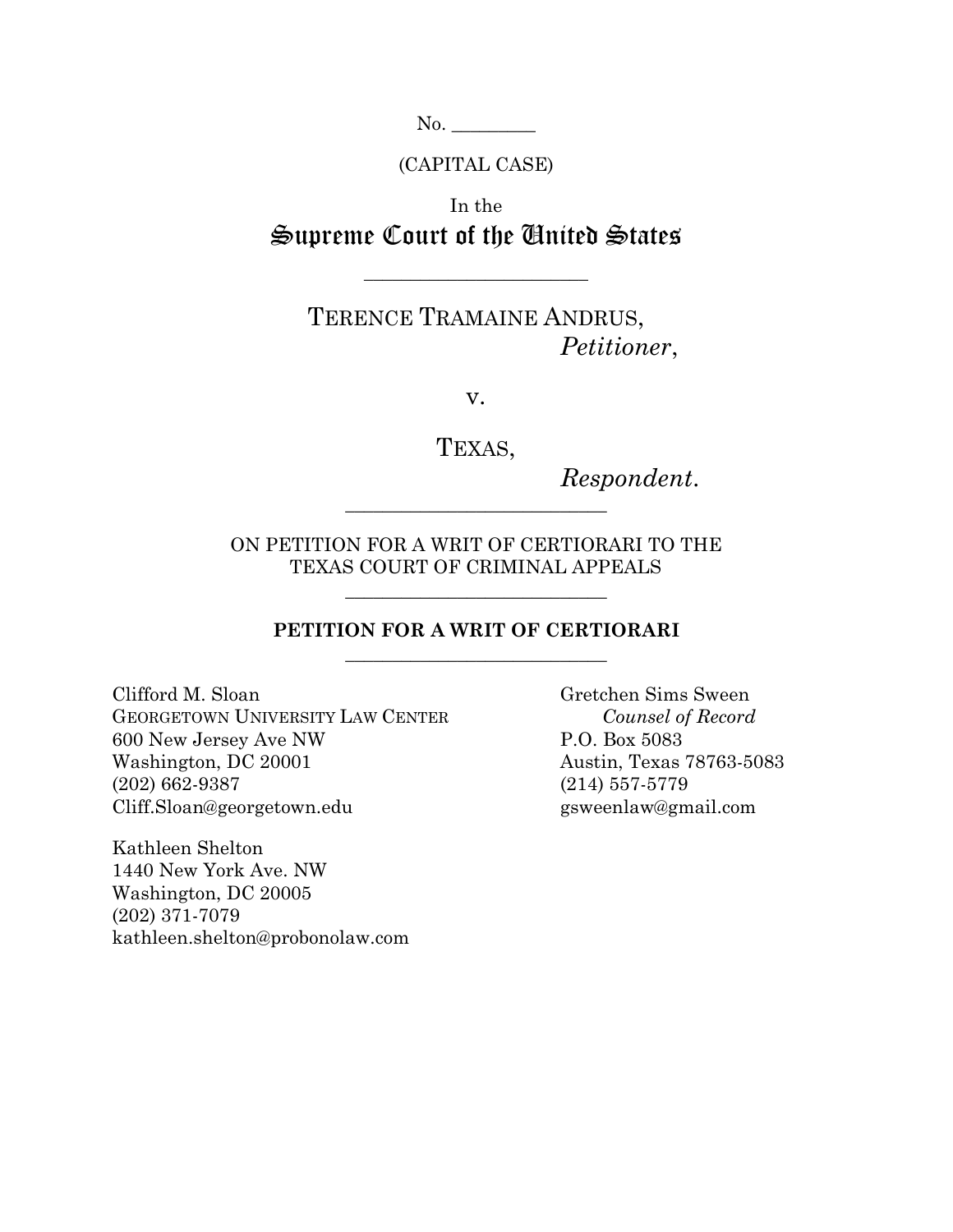No. ________

(CAPITAL CASE)

In the

# Supreme Court of the United States

---

TERENCE TRAMAINE ANDRUS,
*Petitioner*,

v.

TEXAS,
*Respondent*.

---

ON PETITION FOR A WRIT OF CERTIORARI TO THE TEXAS COURT OF CRIMINAL APPEALS

---

**PETITION FOR A WRIT OF CERTIORARI**

---

Clifford M. Sloan
GEORGETOWN UNIVERSITY LAW CENTER
600 New Jersey Ave NW
Washington, DC 20001
(202) 662-9387
Cliff.Sloan@georgetown.edu

Kathleen Shelton
1440 New York Ave. NW
Washington, DC 20005
(202) 371-7079
kathleen.shelton@probonolaw.com

Gretchen Sims Sween
*Counsel of Record*
P.O. Box 5083
Austin, Texas 78763-5083
(214) 557-5779
gsweenlaw@gmail.com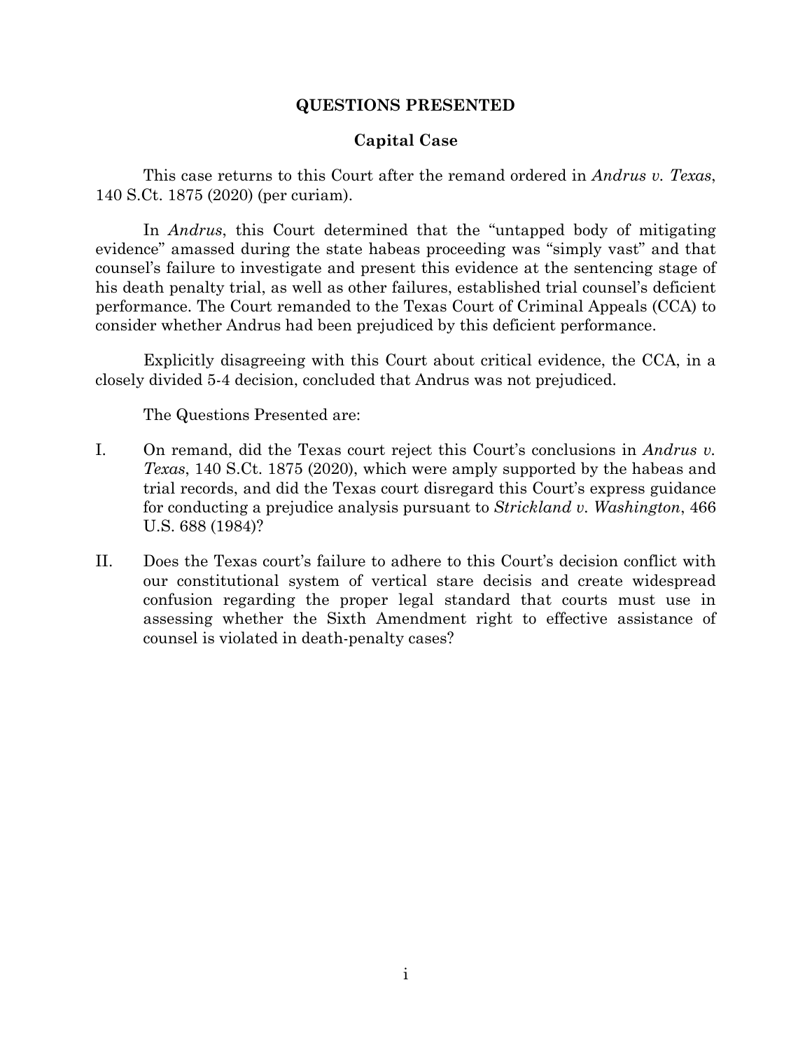# QUESTIONS PRESENTED

## Capital Case

This case returns to this Court after the remand ordered in *Andrus v. Texas*, 140 S.Ct. 1875 (2020) (per curiam).

In *Andrus*, this Court determined that the "untapped body of mitigating evidence" amassed during the state habeas proceeding was "simply vast" and that counsel's failure to investigate and present this evidence at the sentencing stage of his death penalty trial, as well as other failures, established trial counsel's deficient performance. The Court remanded to the Texas Court of Criminal Appeals (CCA) to consider whether Andrus had been prejudiced by this deficient performance.

Explicitly disagreeing with this Court about critical evidence, the CCA, in a closely divided 5-4 decision, concluded that Andrus was not prejudiced.

The Questions Presented are:

I. On remand, did the Texas court reject this Court's conclusions in *Andrus v. Texas*, 140 S.Ct. 1875 (2020), which were amply supported by the habeas and trial records, and did the Texas court disregard this Court's express guidance for conducting a prejudice analysis pursuant to *Strickland v. Washington*, 466 U.S. 688 (1984)?

II. Does the Texas court's failure to adhere to this Court's decision conflict with our constitutional system of vertical stare decisis and create widespread confusion regarding the proper legal standard that courts must use in assessing whether the Sixth Amendment right to effective assistance of counsel is violated in death-penalty cases?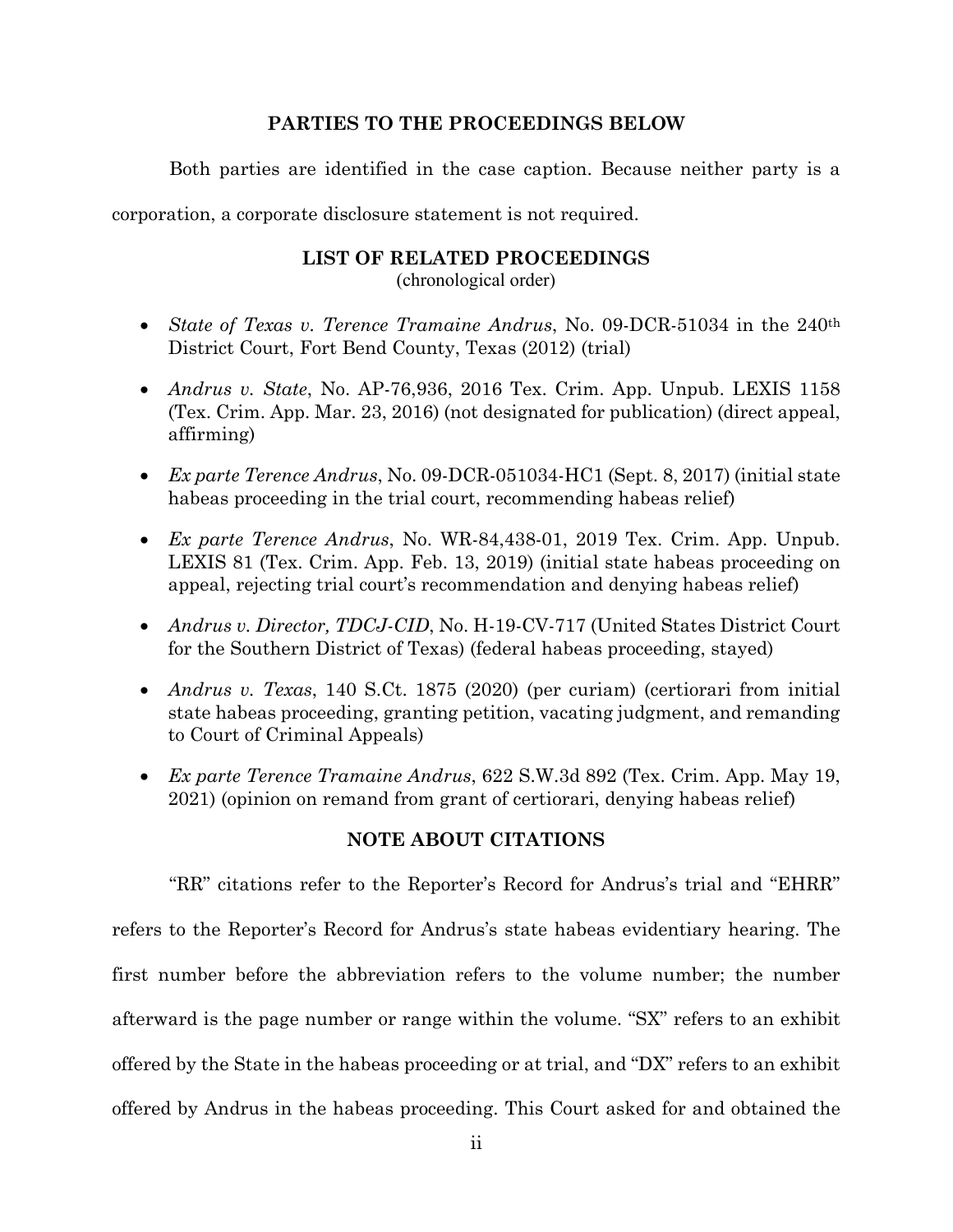## PARTIES TO THE PROCEEDINGS BELOW

Both parties are identified in the case caption. Because neither party is a corporation, a corporate disclosure statement is not required.

## LIST OF RELATED PROCEEDINGS

(chronological order)

- *State of Texas v. Terence Tramaine Andrus*, No. 09-DCR-51034 in the 240th District Court, Fort Bend County, Texas (2012) (trial)
- *Andrus v. State*, No. AP-76,936, 2016 Tex. Crim. App. Unpub. LEXIS 1158 (Tex. Crim. App. Mar. 23, 2016) (not designated for publication) (direct appeal, affirming)
- *Ex parte Terence Andrus*, No. 09-DCR-051034-HC1 (Sept. 8, 2017) (initial state habeas proceeding in the trial court, recommending habeas relief)
- *Ex parte Terence Andrus*, No. WR-84,438-01, 2019 Tex. Crim. App. Unpub. LEXIS 81 (Tex. Crim. App. Feb. 13, 2019) (initial state habeas proceeding on appeal, rejecting trial court's recommendation and denying habeas relief)
- *Andrus v. Director, TDCJ-CID*, No. H-19-CV-717 (United States District Court for the Southern District of Texas) (federal habeas proceeding, stayed)
- *Andrus v. Texas*, 140 S.Ct. 1875 (2020) (per curiam) (certiorari from initial state habeas proceeding, granting petition, vacating judgment, and remanding to Court of Criminal Appeals)
- *Ex parte Terence Tramaine Andrus*, 622 S.W.3d 892 (Tex. Crim. App. May 19, 2021) (opinion on remand from grant of certiorari, denying habeas relief)

## NOTE ABOUT CITATIONS

"RR" citations refer to the Reporter's Record for Andrus's trial and "EHRR" refers to the Reporter's Record for Andrus's state habeas evidentiary hearing. The first number before the abbreviation refers to the volume number; the number afterward is the page number or range within the volume. "SX" refers to an exhibit offered by the State in the habeas proceeding or at trial, and "DX" refers to an exhibit offered by Andrus in the habeas proceeding. This Court asked for and obtained the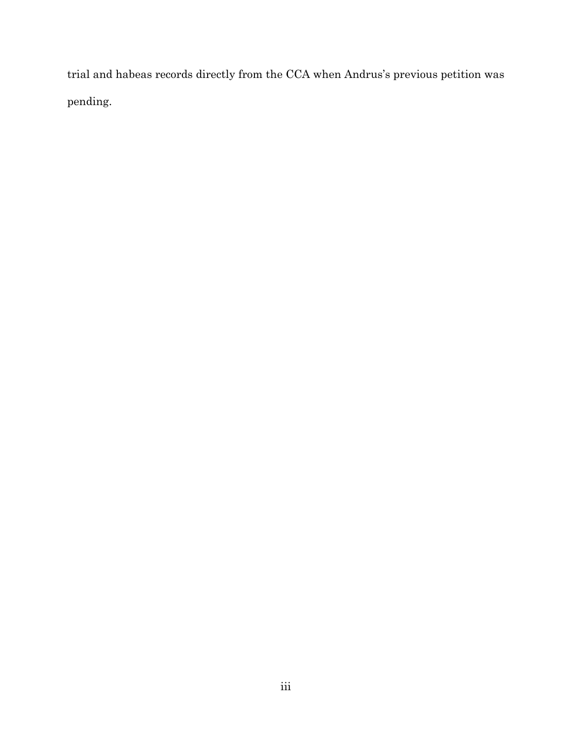trial and habeas records directly from the CCA when Andrus's previous petition was pending.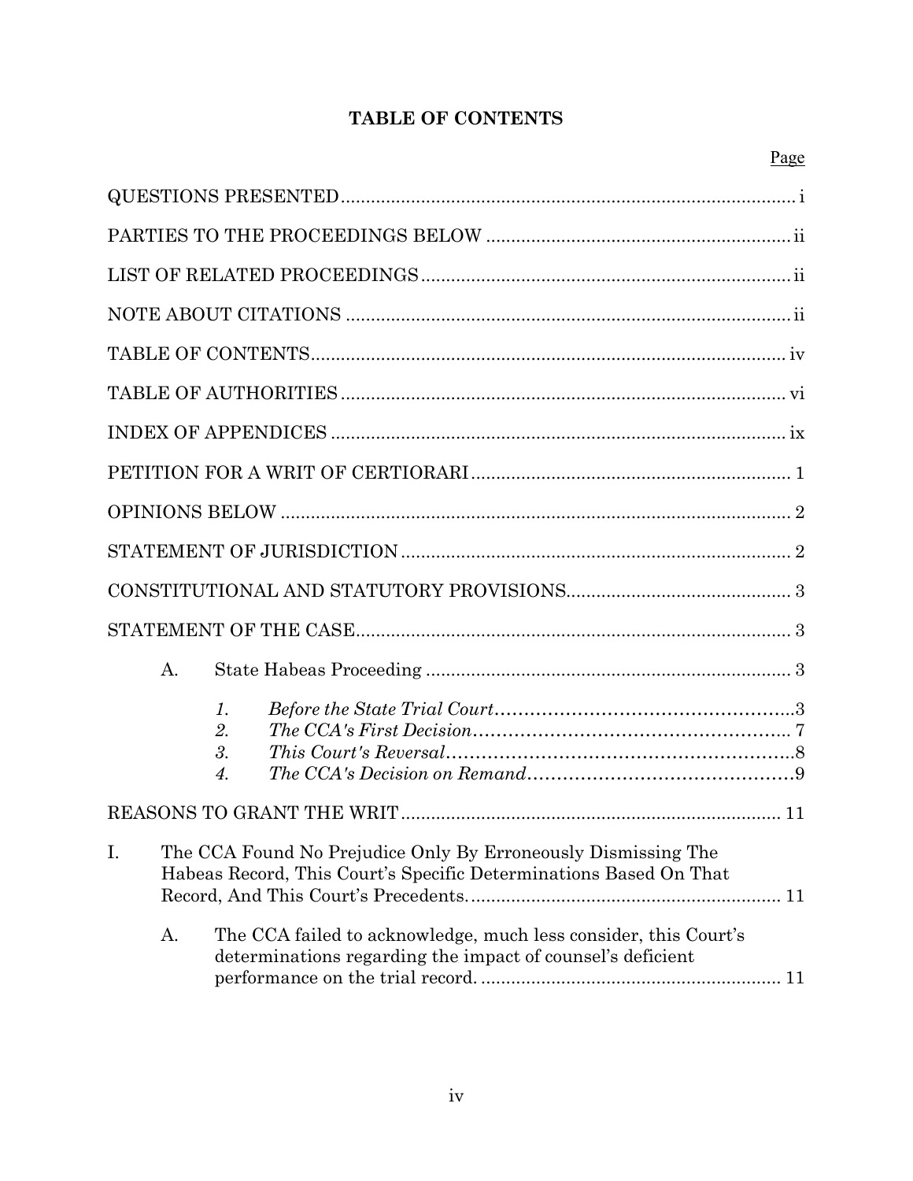# TABLE OF CONTENTS

| | Page |
|---|---|
| QUESTIONS PRESENTED | i |
| PARTIES TO THE PROCEEDINGS BELOW | ii |
| LIST OF RELATED PROCEEDINGS | ii |
| NOTE ABOUT CITATIONS | ii |
| TABLE OF CONTENTS | iv |
| TABLE OF AUTHORITIES | vi |
| INDEX OF APPENDICES | ix |
| PETITION FOR A WRIT OF CERTIORARI | 1 |
| OPINIONS BELOW | 2 |
| STATEMENT OF JURISDICTION | 2 |
| CONSTITUTIONAL AND STATUTORY PROVISIONS | 3 |
| STATEMENT OF THE CASE | 3 |
| A. State Habeas Proceeding | 3 |
| *1. Before the State Trial Court* | 3 |
| *2. The CCA's First Decision* | 7 |
| *3. This Court's Reversal* | 8 |
| *4. The CCA's Decision on Remand* | 9 |
| REASONS TO GRANT THE WRIT | 11 |
| I. The CCA Found No Prejudice Only By Erroneously Dismissing The Habeas Record, This Court's Specific Determinations Based On That Record, And This Court's Precedents. | 11 |
| A. The CCA failed to acknowledge, much less consider, this Court's determinations regarding the impact of counsel's deficient performance on the trial record. | 11 |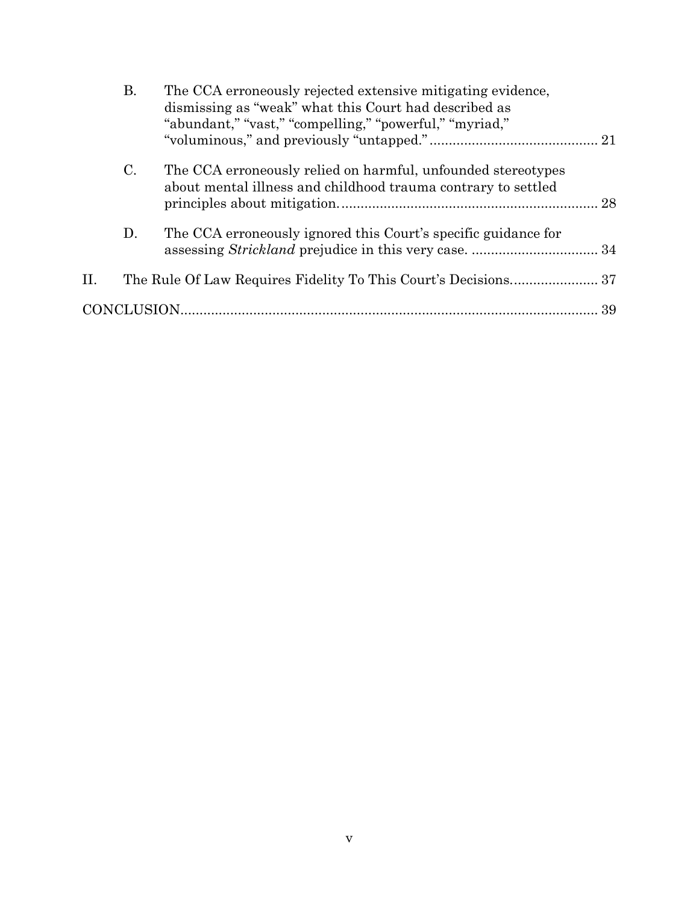B. The CCA erroneously rejected extensive mitigating evidence, dismissing as "weak" what this Court had described as "abundant," "vast," "compelling," "powerful," "myriad," "voluminous," and previously "untapped." .......... 21

C. The CCA erroneously relied on harmful, unfounded stereotypes about mental illness and childhood trauma contrary to settled principles about mitigation. .......... 28

D. The CCA erroneously ignored this Court's specific guidance for assessing *Strickland* prejudice in this very case. .......... 34

II. The Rule Of Law Requires Fidelity To This Court's Decisions .......... 37

CONCLUSION .......... 39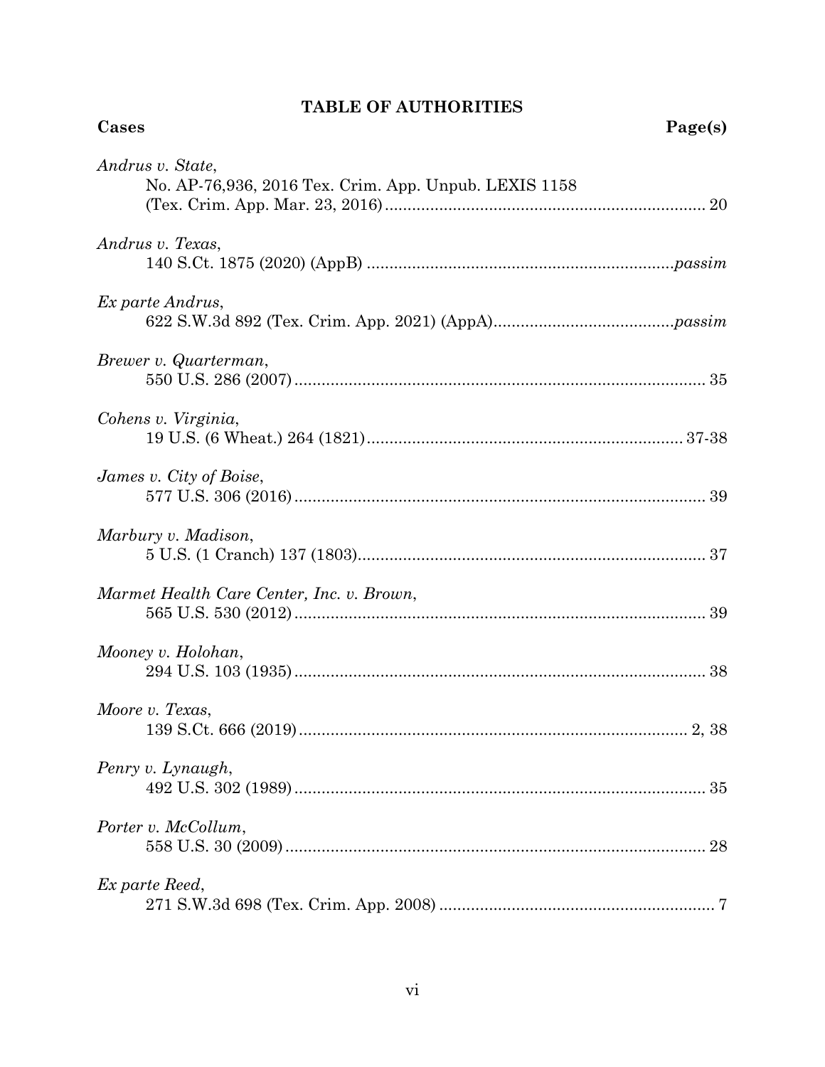# TABLE OF AUTHORITIES

**Cases** **Page(s)**

*Andrus v. State*,
No. AP-76,936, 2016 Tex. Crim. App. Unpub. LEXIS 1158 (Tex. Crim. App. Mar. 23, 2016) .......... 20

*Andrus v. Texas*,
140 S.Ct. 1875 (2020) (AppB) .......... *passim*

*Ex parte Andrus*,
622 S.W.3d 892 (Tex. Crim. App. 2021) (AppA) .......... *passim*

*Brewer v. Quarterman*,
550 U.S. 286 (2007) .......... 35

*Cohens v. Virginia*,
19 U.S. (6 Wheat.) 264 (1821) .......... 37-38

*James v. City of Boise*,
577 U.S. 306 (2016) .......... 39

*Marbury v. Madison*,
5 U.S. (1 Cranch) 137 (1803) .......... 37

*Marmet Health Care Center, Inc. v. Brown*,
565 U.S. 530 (2012) .......... 39

*Mooney v. Holohan*,
294 U.S. 103 (1935) .......... 38

*Moore v. Texas*,
139 S.Ct. 666 (2019) .......... 2, 38

*Penry v. Lynaugh*,
492 U.S. 302 (1989) .......... 35

*Porter v. McCollum*,
558 U.S. 30 (2009) .......... 28

*Ex parte Reed*,
271 S.W.3d 698 (Tex. Crim. App. 2008) .......... 7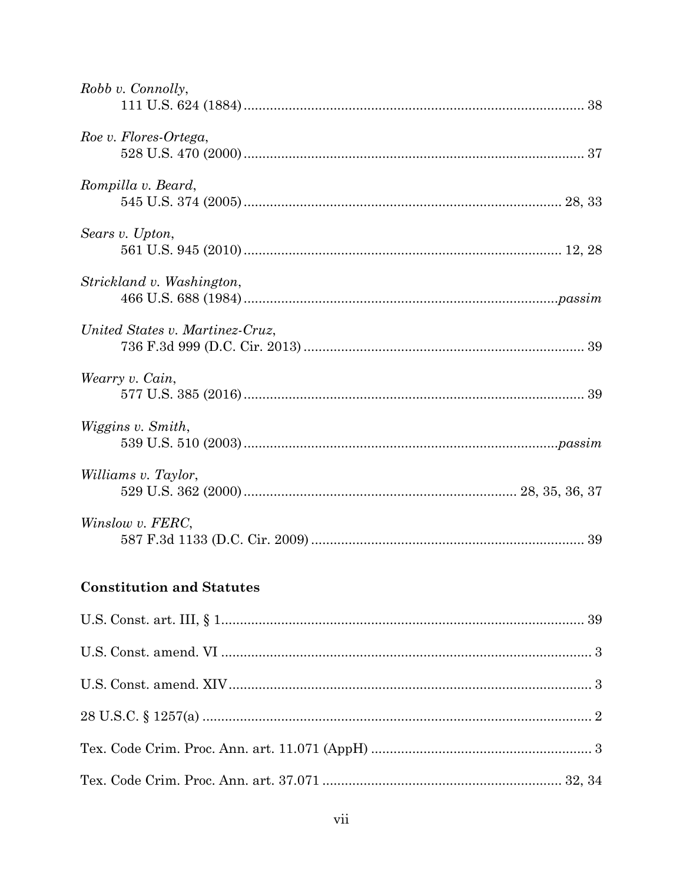*Robb v. Connolly*,
111 U.S. 624 (1884) ........................................................................................ 38

*Roe v. Flores-Ortega*,
528 U.S. 470 (2000) ........................................................................................ 37

*Rompilla v. Beard*,
545 U.S. 374 (2005) .................................................................................. 28, 33

*Sears v. Upton*,
561 U.S. 945 (2010) .................................................................................. 12, 28

*Strickland v. Washington*,
466 U.S. 688 (1984) ................................................................................ *passim*

*United States v. Martinez-Cruz*,
736 F.3d 999 (D.C. Cir. 2013) ........................................................................ 39

*Wearry v. Cain*,
577 U.S. 385 (2016) ........................................................................................ 39

*Wiggins v. Smith*,
539 U.S. 510 (2003) ................................................................................ *passim*

*Williams v. Taylor*,
529 U.S. 362 (2000) ..................................................................... 28, 35, 36, 37

*Winslow v. FERC*,
587 F.3d 1133 (D.C. Cir. 2009) ...................................................................... 39

**Constitution and Statutes**

U.S. Const. art. III, § 1 ................................................................................ 39

U.S. Const. amend. VI ..................................................................................... 3

U.S. Const. amend. XIV ................................................................................... 3

28 U.S.C. § 1257(a) ......................................................................................... 2

Tex. Code Crim. Proc. Ann. art. 11.071 (AppH) ............................................... 3

Tex. Code Crim. Proc. Ann. art. 37.071 ................................................... 32, 34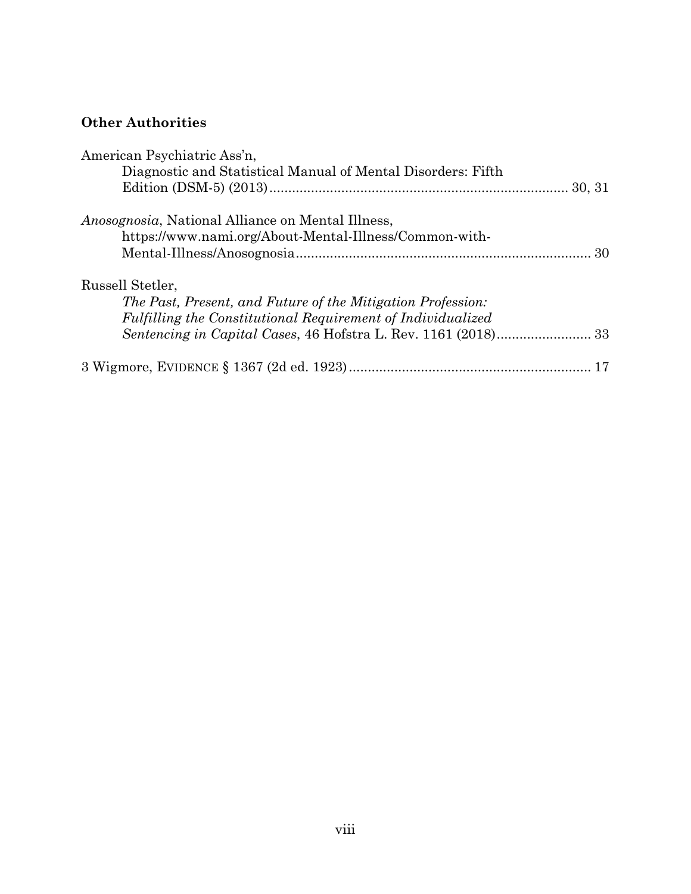**Other Authorities**

American Psychiatric Ass'n,
Diagnostic and Statistical Manual of Mental Disorders: Fifth Edition (DSM-5) (2013) .......... 30, 31

*Anosognosia*, National Alliance on Mental Illness,
https://www.nami.org/About-Mental-Illness/Common-with-Mental-Illness/Anosognosia .......... 30

Russell Stetler,
*The Past, Present, and Future of the Mitigation Profession: Fulfilling the Constitutional Requirement of Individualized Sentencing in Capital Cases*, 46 Hofstra L. Rev. 1161 (2018) .......... 33

3 Wigmore, EVIDENCE § 1367 (2d ed. 1923) .......... 17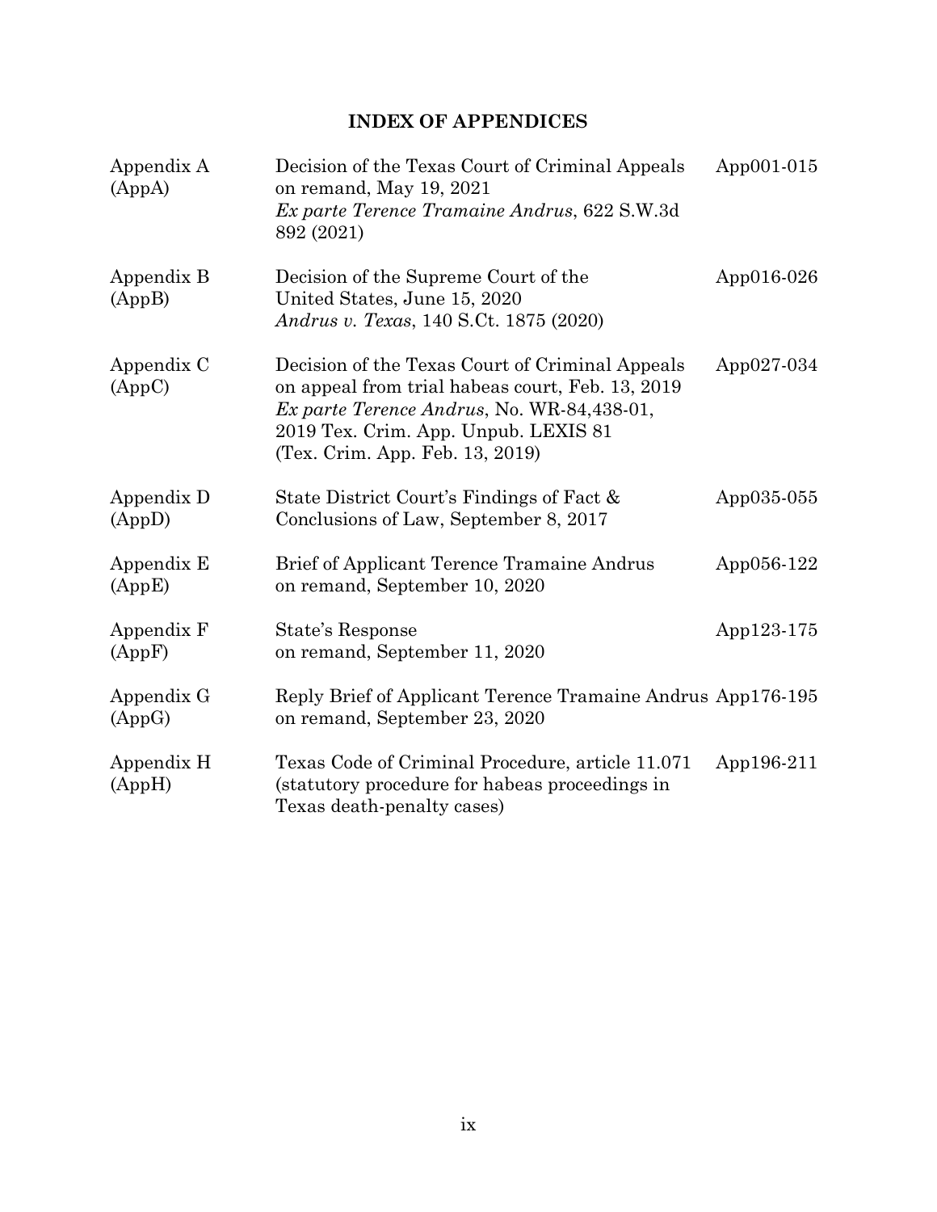## INDEX OF APPENDICES

| | | |
|---|---|---|
| Appendix A (AppA) | Decision of the Texas Court of Criminal Appeals on remand, May 19, 2021 *Ex parte Terence Tramaine Andrus*, 622 S.W.3d 892 (2021) | App001-015 |
| Appendix B (AppB) | Decision of the Supreme Court of the United States, June 15, 2020 *Andrus v. Texas*, 140 S.Ct. 1875 (2020) | App016-026 |
| Appendix C (AppC) | Decision of the Texas Court of Criminal Appeals on appeal from trial habeas court, Feb. 13, 2019 *Ex parte Terence Andrus*, No. WR-84,438-01, 2019 Tex. Crim. App. Unpub. LEXIS 81 (Tex. Crim. App. Feb. 13, 2019) | App027-034 |
| Appendix D (AppD) | State District Court's Findings of Fact & Conclusions of Law, September 8, 2017 | App035-055 |
| Appendix E (AppE) | Brief of Applicant Terence Tramaine Andrus on remand, September 10, 2020 | App056-122 |
| Appendix F (AppF) | State's Response on remand, September 11, 2020 | App123-175 |
| Appendix G (AppG) | Reply Brief of Applicant Terence Tramaine Andrus on remand, September 23, 2020 | App176-195 |
| Appendix H (AppH) | Texas Code of Criminal Procedure, article 11.071 (statutory procedure for habeas proceedings in Texas death-penalty cases) | App196-211 |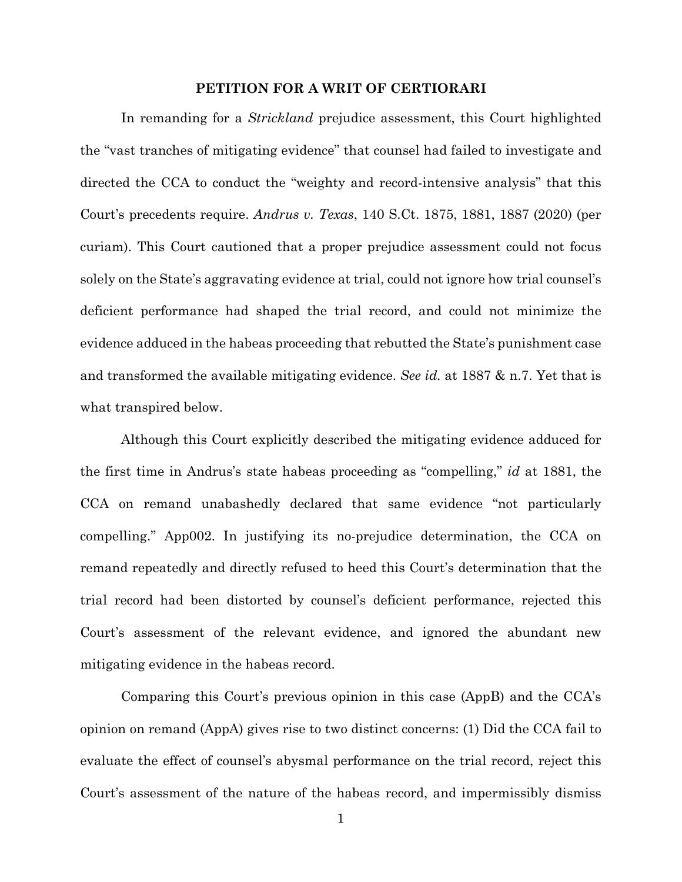## PETITION FOR A WRIT OF CERTIORARI

In remanding for a *Strickland* prejudice assessment, this Court highlighted the "vast tranches of mitigating evidence" that counsel had failed to investigate and directed the CCA to conduct the "weighty and record-intensive analysis" that this Court's precedents require. *Andrus v. Texas*, 140 S.Ct. 1875, 1881, 1887 (2020) (per curiam). This Court cautioned that a proper prejudice assessment could not focus solely on the State's aggravating evidence at trial, could not ignore how trial counsel's deficient performance had shaped the trial record, and could not minimize the evidence adduced in the habeas proceeding that rebutted the State's punishment case and transformed the available mitigating evidence. *See id.* at 1887 & n.7. Yet that is what transpired below.

Although this Court explicitly described the mitigating evidence adduced for the first time in Andrus's state habeas proceeding as "compelling," *id* at 1881, the CCA on remand unabashedly declared that same evidence "not particularly compelling." App002. In justifying its no-prejudice determination, the CCA on remand repeatedly and directly refused to heed this Court's determination that the trial record had been distorted by counsel's deficient performance, rejected this Court's assessment of the relevant evidence, and ignored the abundant new mitigating evidence in the habeas record.

Comparing this Court's previous opinion in this case (AppB) and the CCA's opinion on remand (AppA) gives rise to two distinct concerns: (1) Did the CCA fail to evaluate the effect of counsel's abysmal performance on the trial record, reject this Court's assessment of the nature of the habeas record, and impermissibly dismiss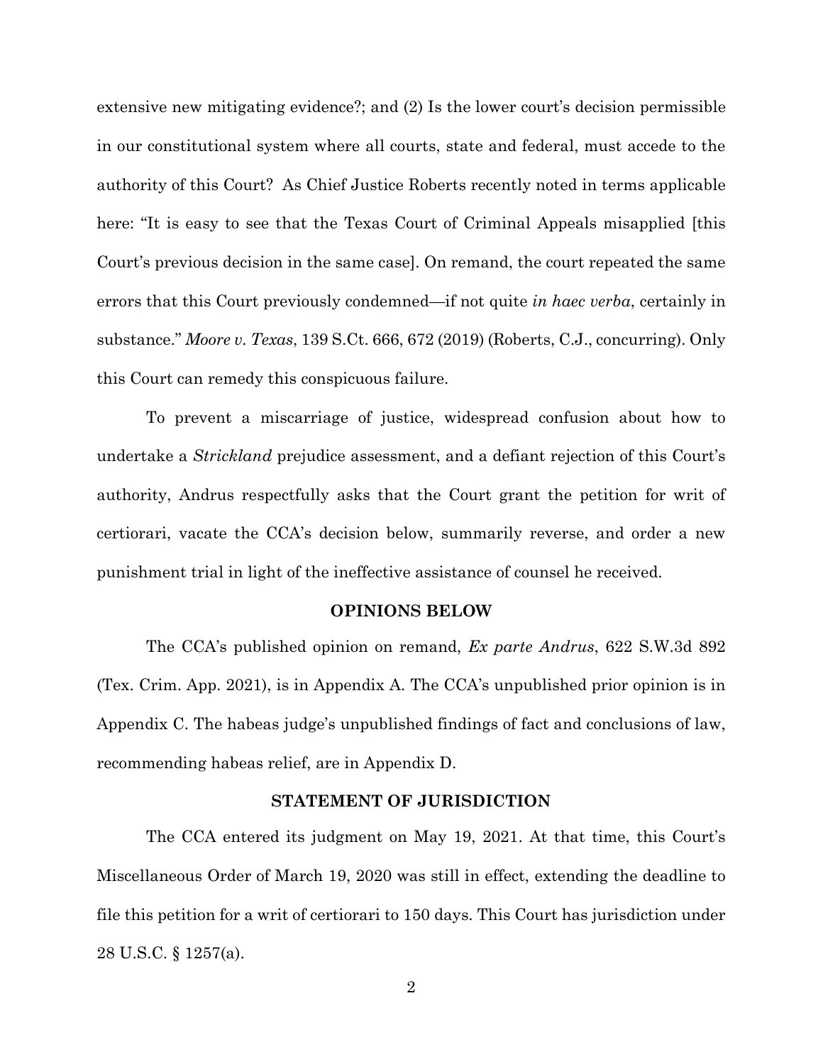extensive new mitigating evidence?; and (2) Is the lower court's decision permissible in our constitutional system where all courts, state and federal, must accede to the authority of this Court? As Chief Justice Roberts recently noted in terms applicable here: "It is easy to see that the Texas Court of Criminal Appeals misapplied [this Court's previous decision in the same case]. On remand, the court repeated the same errors that this Court previously condemned—if not quite *in haec verba*, certainly in substance." *Moore v. Texas*, 139 S.Ct. 666, 672 (2019) (Roberts, C.J., concurring). Only this Court can remedy this conspicuous failure.

To prevent a miscarriage of justice, widespread confusion about how to undertake a *Strickland* prejudice assessment, and a defiant rejection of this Court's authority, Andrus respectfully asks that the Court grant the petition for writ of certiorari, vacate the CCA's decision below, summarily reverse, and order a new punishment trial in light of the ineffective assistance of counsel he received.

## OPINIONS BELOW

The CCA's published opinion on remand, *Ex parte Andrus*, 622 S.W.3d 892 (Tex. Crim. App. 2021), is in Appendix A. The CCA's unpublished prior opinion is in Appendix C. The habeas judge's unpublished findings of fact and conclusions of law, recommending habeas relief, are in Appendix D.

## STATEMENT OF JURISDICTION

The CCA entered its judgment on May 19, 2021. At that time, this Court's Miscellaneous Order of March 19, 2020 was still in effect, extending the deadline to file this petition for a writ of certiorari to 150 days. This Court has jurisdiction under 28 U.S.C. § 1257(a).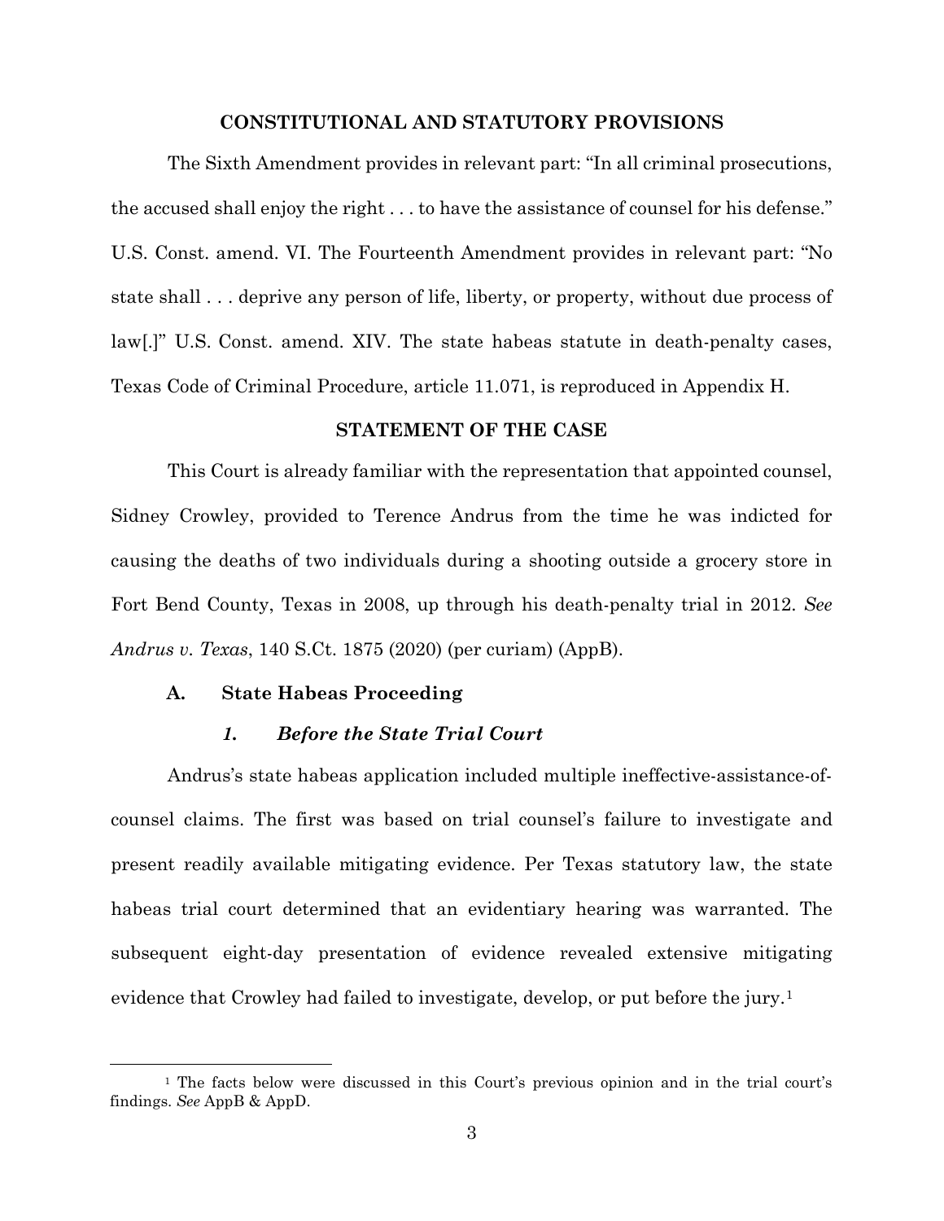## CONSTITUTIONAL AND STATUTORY PROVISIONS

The Sixth Amendment provides in relevant part: "In all criminal prosecutions, the accused shall enjoy the right . . . to have the assistance of counsel for his defense." U.S. Const. amend. VI. The Fourteenth Amendment provides in relevant part: "No state shall . . . deprive any person of life, liberty, or property, without due process of law[.]" U.S. Const. amend. XIV. The state habeas statute in death-penalty cases, Texas Code of Criminal Procedure, article 11.071, is reproduced in Appendix H.

## STATEMENT OF THE CASE

This Court is already familiar with the representation that appointed counsel, Sidney Crowley, provided to Terence Andrus from the time he was indicted for causing the deaths of two individuals during a shooting outside a grocery store in Fort Bend County, Texas in 2008, up through his death-penalty trial in 2012. *See Andrus v. Texas*, 140 S.Ct. 1875 (2020) (per curiam) (AppB).

### A. State Habeas Proceeding

#### *1. Before the State Trial Court*

Andrus's state habeas application included multiple ineffective-assistance-of-counsel claims. The first was based on trial counsel's failure to investigate and present readily available mitigating evidence. Per Texas statutory law, the state habeas trial court determined that an evidentiary hearing was warranted. The subsequent eight-day presentation of evidence revealed extensive mitigating evidence that Crowley had failed to investigate, develop, or put before the jury.[1]

[1] The facts below were discussed in this Court's previous opinion and in the trial court's findings. *See* AppB & AppD.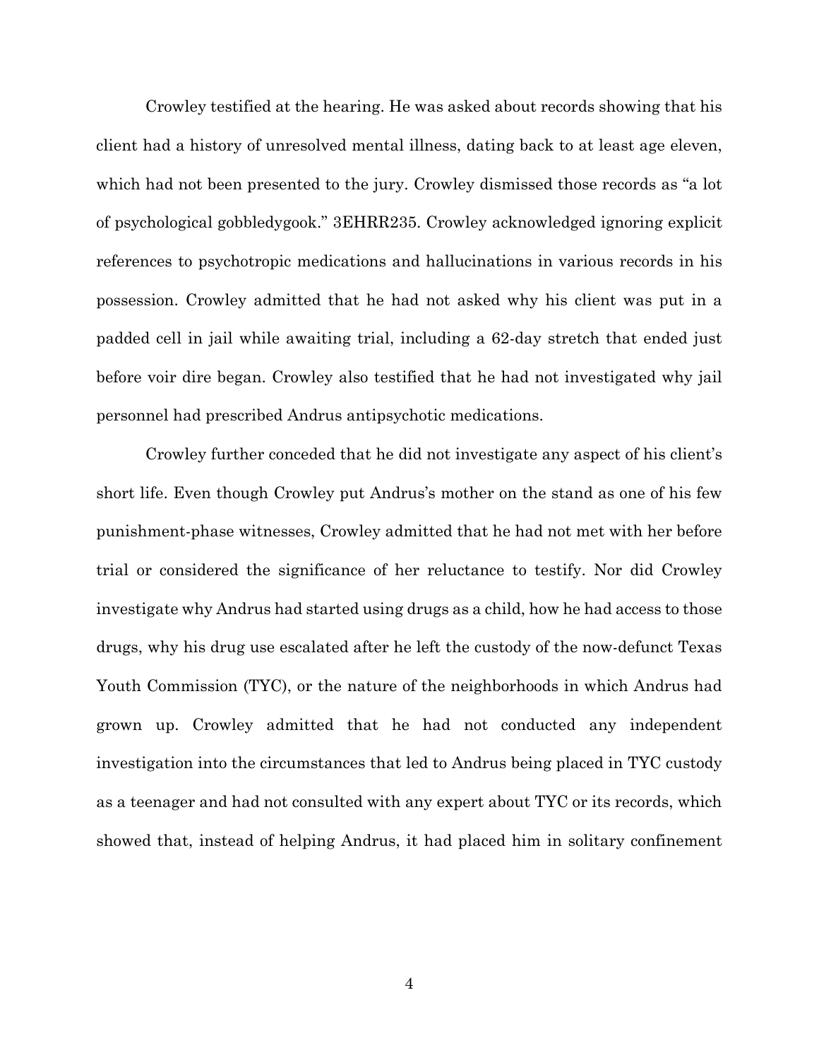Crowley testified at the hearing. He was asked about records showing that his client had a history of unresolved mental illness, dating back to at least age eleven, which had not been presented to the jury. Crowley dismissed those records as "a lot of psychological gobbledygook." 3EHRR235. Crowley acknowledged ignoring explicit references to psychotropic medications and hallucinations in various records in his possession. Crowley admitted that he had not asked why his client was put in a padded cell in jail while awaiting trial, including a 62-day stretch that ended just before voir dire began. Crowley also testified that he had not investigated why jail personnel had prescribed Andrus antipsychotic medications.

Crowley further conceded that he did not investigate any aspect of his client's short life. Even though Crowley put Andrus's mother on the stand as one of his few punishment-phase witnesses, Crowley admitted that he had not met with her before trial or considered the significance of her reluctance to testify. Nor did Crowley investigate why Andrus had started using drugs as a child, how he had access to those drugs, why his drug use escalated after he left the custody of the now-defunct Texas Youth Commission (TYC), or the nature of the neighborhoods in which Andrus had grown up. Crowley admitted that he had not conducted any independent investigation into the circumstances that led to Andrus being placed in TYC custody as a teenager and had not consulted with any expert about TYC or its records, which showed that, instead of helping Andrus, it had placed him in solitary confinement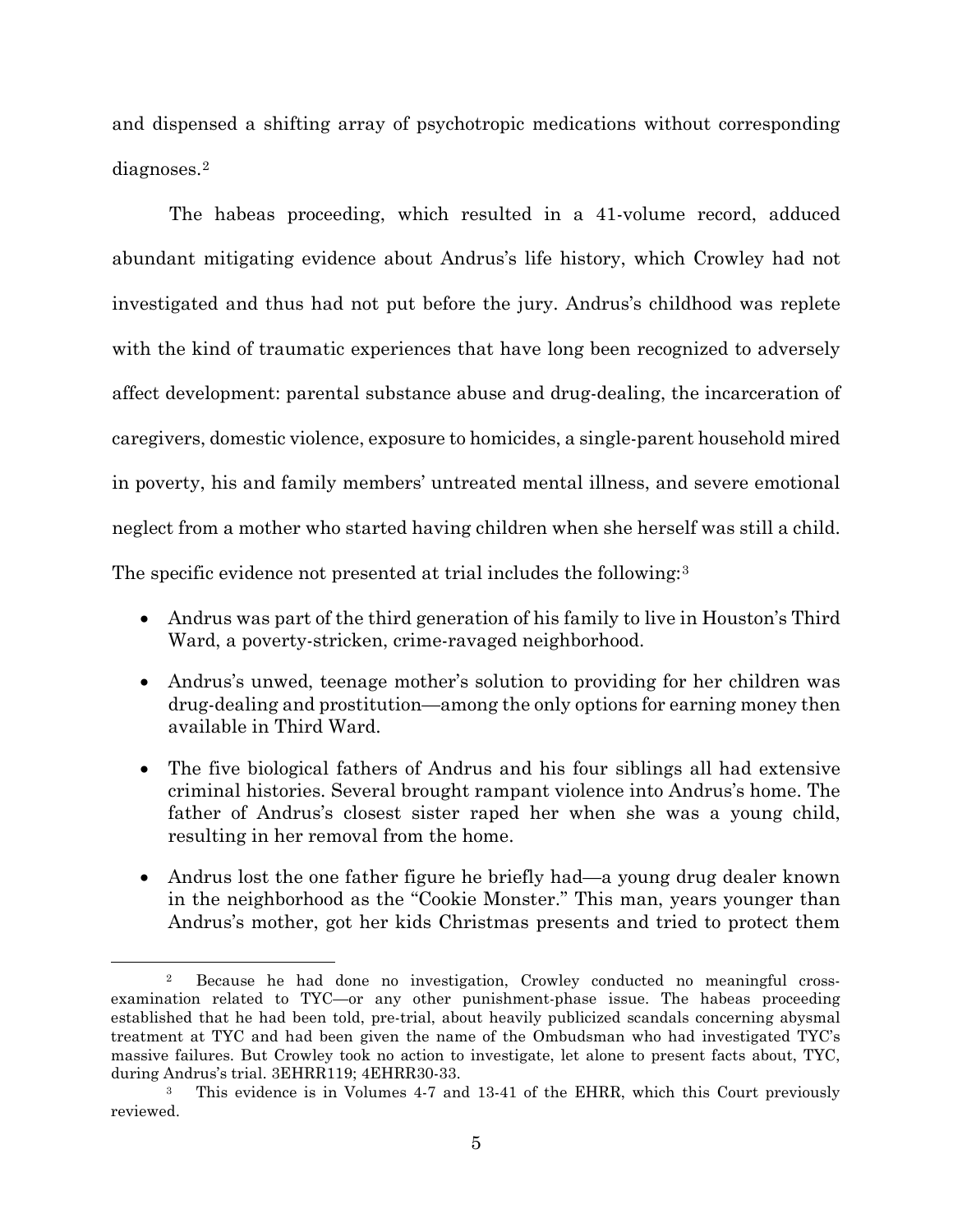and dispensed a shifting array of psychotropic medications without corresponding diagnoses.[2]

The habeas proceeding, which resulted in a 41-volume record, adduced abundant mitigating evidence about Andrus's life history, which Crowley had not investigated and thus had not put before the jury. Andrus's childhood was replete with the kind of traumatic experiences that have long been recognized to adversely affect development: parental substance abuse and drug-dealing, the incarceration of caregivers, domestic violence, exposure to homicides, a single-parent household mired in poverty, his and family members' untreated mental illness, and severe emotional neglect from a mother who started having children when she herself was still a child. The specific evidence not presented at trial includes the following:[3]

- Andrus was part of the third generation of his family to live in Houston's Third Ward, a poverty-stricken, crime-ravaged neighborhood.
- Andrus's unwed, teenage mother's solution to providing for her children was drug-dealing and prostitution—among the only options for earning money then available in Third Ward.
- The five biological fathers of Andrus and his four siblings all had extensive criminal histories. Several brought rampant violence into Andrus's home. The father of Andrus's closest sister raped her when she was a young child, resulting in her removal from the home.
- Andrus lost the one father figure he briefly had—a young drug dealer known in the neighborhood as the "Cookie Monster." This man, years younger than Andrus's mother, got her kids Christmas presents and tried to protect them

---

[2] Because he had done no investigation, Crowley conducted no meaningful cross-examination related to TYC—or any other punishment-phase issue. The habeas proceeding established that he had been told, pre-trial, about heavily publicized scandals concerning abysmal treatment at TYC and had been given the name of the Ombudsman who had investigated TYC's massive failures. But Crowley took no action to investigate, let alone to present facts about, TYC, during Andrus's trial. 3EHRR119; 4EHRR30-33.

[3] This evidence is in Volumes 4-7 and 13-41 of the EHRR, which this Court previously reviewed.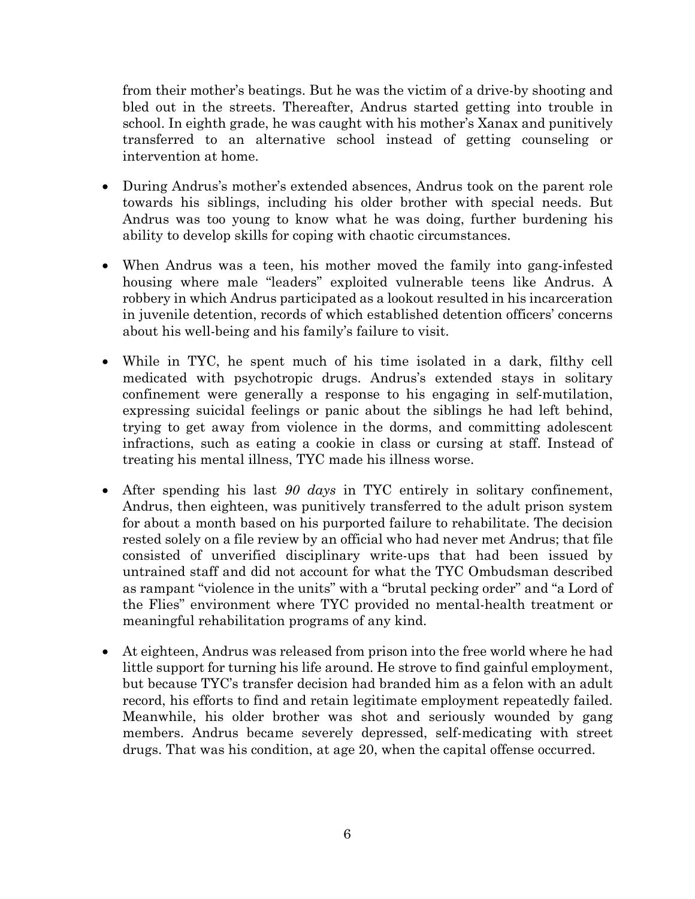from their mother's beatings. But he was the victim of a drive-by shooting and bled out in the streets. Thereafter, Andrus started getting into trouble in school. In eighth grade, he was caught with his mother's Xanax and punitively transferred to an alternative school instead of getting counseling or intervention at home.

- During Andrus's mother's extended absences, Andrus took on the parent role towards his siblings, including his older brother with special needs. But Andrus was too young to know what he was doing, further burdening his ability to develop skills for coping with chaotic circumstances.

- When Andrus was a teen, his mother moved the family into gang-infested housing where male "leaders" exploited vulnerable teens like Andrus. A robbery in which Andrus participated as a lookout resulted in his incarceration in juvenile detention, records of which established detention officers' concerns about his well-being and his family's failure to visit.

- While in TYC, he spent much of his time isolated in a dark, filthy cell medicated with psychotropic drugs. Andrus's extended stays in solitary confinement were generally a response to his engaging in self-mutilation, expressing suicidal feelings or panic about the siblings he had left behind, trying to get away from violence in the dorms, and committing adolescent infractions, such as eating a cookie in class or cursing at staff. Instead of treating his mental illness, TYC made his illness worse.

- After spending his last *90 days* in TYC entirely in solitary confinement, Andrus, then eighteen, was punitively transferred to the adult prison system for about a month based on his purported failure to rehabilitate. The decision rested solely on a file review by an official who had never met Andrus; that file consisted of unverified disciplinary write-ups that had been issued by untrained staff and did not account for what the TYC Ombudsman described as rampant "violence in the units" with a "brutal pecking order" and "a Lord of the Flies" environment where TYC provided no mental-health treatment or meaningful rehabilitation programs of any kind.

- At eighteen, Andrus was released from prison into the free world where he had little support for turning his life around. He strove to find gainful employment, but because TYC's transfer decision had branded him as a felon with an adult record, his efforts to find and retain legitimate employment repeatedly failed. Meanwhile, his older brother was shot and seriously wounded by gang members. Andrus became severely depressed, self-medicating with street drugs. That was his condition, at age 20, when the capital offense occurred.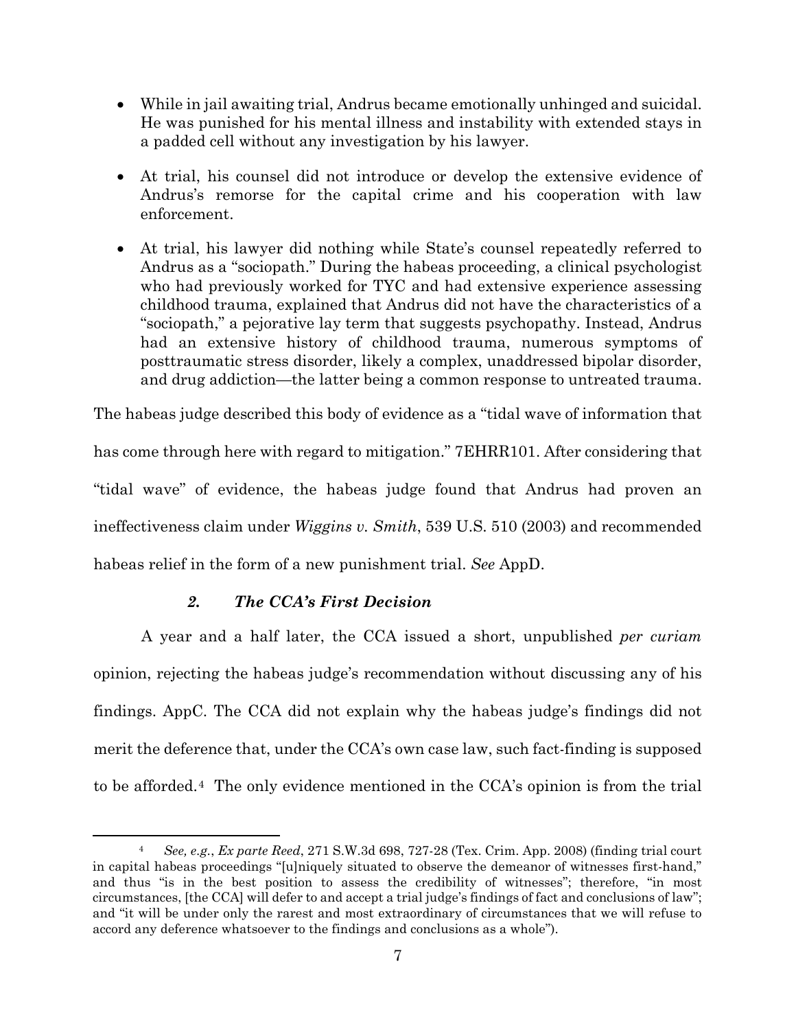- While in jail awaiting trial, Andrus became emotionally unhinged and suicidal. He was punished for his mental illness and instability with extended stays in a padded cell without any investigation by his lawyer.
- At trial, his counsel did not introduce or develop the extensive evidence of Andrus's remorse for the capital crime and his cooperation with law enforcement.
- At trial, his lawyer did nothing while State's counsel repeatedly referred to Andrus as a "sociopath." During the habeas proceeding, a clinical psychologist who had previously worked for TYC and had extensive experience assessing childhood trauma, explained that Andrus did not have the characteristics of a "sociopath," a pejorative lay term that suggests psychopathy. Instead, Andrus had an extensive history of childhood trauma, numerous symptoms of posttraumatic stress disorder, likely a complex, unaddressed bipolar disorder, and drug addiction—the latter being a common response to untreated trauma.

The habeas judge described this body of evidence as a "tidal wave of information that has come through here with regard to mitigation." 7EHRR101. After considering that "tidal wave" of evidence, the habeas judge found that Andrus had proven an ineffectiveness claim under *Wiggins v. Smith*, 539 U.S. 510 (2003) and recommended habeas relief in the form of a new punishment trial. *See* AppD.

### *2. The CCA's First Decision*

A year and a half later, the CCA issued a short, unpublished *per curiam* opinion, rejecting the habeas judge's recommendation without discussing any of his findings. AppC. The CCA did not explain why the habeas judge's findings did not merit the deference that, under the CCA's own case law, such fact-finding is supposed to be afforded.[4] The only evidence mentioned in the CCA's opinion is from the trial

[4] *See, e.g.*, *Ex parte Reed*, 271 S.W.3d 698, 727-28 (Tex. Crim. App. 2008) (finding trial court in capital habeas proceedings "[u]niquely situated to observe the demeanor of witnesses first-hand," and thus "is in the best position to assess the credibility of witnesses"; therefore, "in most circumstances, [the CCA] will defer to and accept a trial judge's findings of fact and conclusions of law"; and "it will be under only the rarest and most extraordinary of circumstances that we will refuse to accord any deference whatsoever to the findings and conclusions as a whole").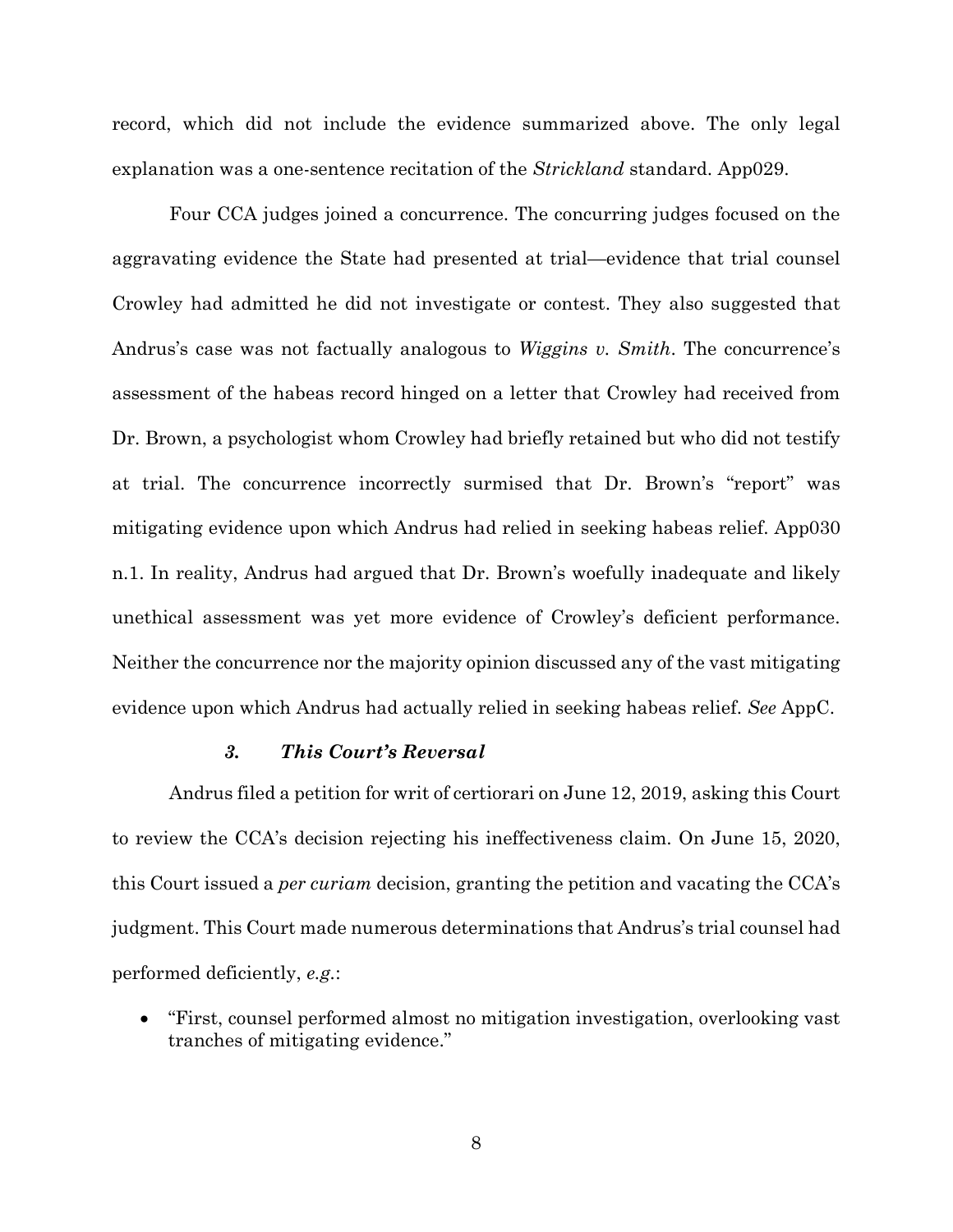record, which did not include the evidence summarized above. The only legal explanation was a one-sentence recitation of the *Strickland* standard. App029.

Four CCA judges joined a concurrence. The concurring judges focused on the aggravating evidence the State had presented at trial—evidence that trial counsel Crowley had admitted he did not investigate or contest. They also suggested that Andrus's case was not factually analogous to *Wiggins v. Smith*. The concurrence's assessment of the habeas record hinged on a letter that Crowley had received from Dr. Brown, a psychologist whom Crowley had briefly retained but who did not testify at trial. The concurrence incorrectly surmised that Dr. Brown's "report" was mitigating evidence upon which Andrus had relied in seeking habeas relief. App030 n.1. In reality, Andrus had argued that Dr. Brown's woefully inadequate and likely unethical assessment was yet more evidence of Crowley's deficient performance. Neither the concurrence nor the majority opinion discussed any of the vast mitigating evidence upon which Andrus had actually relied in seeking habeas relief. *See* AppC.

### ***3. This Court's Reversal***

Andrus filed a petition for writ of certiorari on June 12, 2019, asking this Court to review the CCA's decision rejecting his ineffectiveness claim. On June 15, 2020, this Court issued a *per curiam* decision, granting the petition and vacating the CCA's judgment. This Court made numerous determinations that Andrus's trial counsel had performed deficiently, *e.g.*:

- "First, counsel performed almost no mitigation investigation, overlooking vast tranches of mitigating evidence."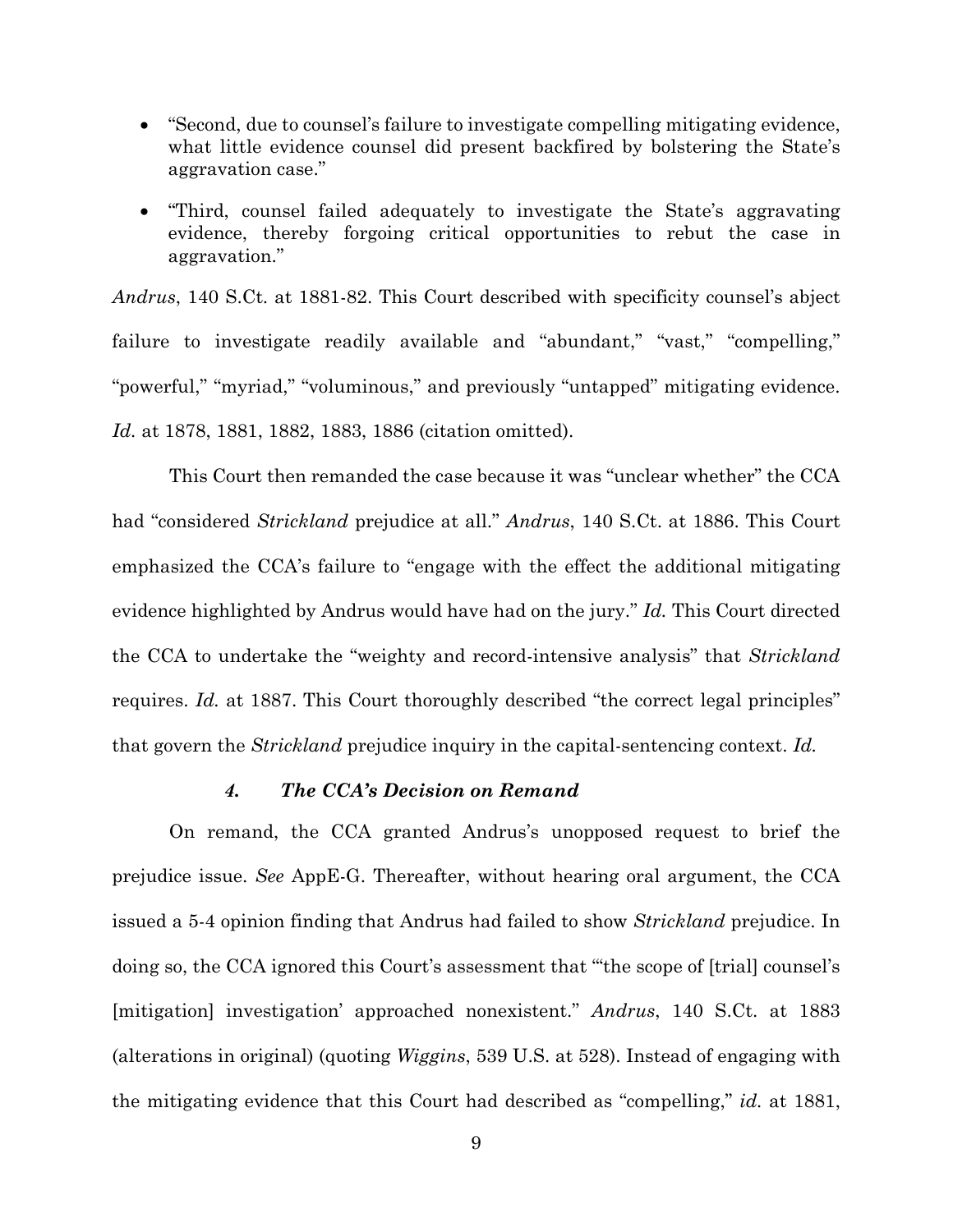- "Second, due to counsel's failure to investigate compelling mitigating evidence, what little evidence counsel did present backfired by bolstering the State's aggravation case."
- "Third, counsel failed adequately to investigate the State's aggravating evidence, thereby forgoing critical opportunities to rebut the case in aggravation."

*Andrus*, 140 S.Ct. at 1881-82. This Court described with specificity counsel's abject failure to investigate readily available and "abundant," "vast," "compelling," "powerful," "myriad," "voluminous," and previously "untapped" mitigating evidence. *Id.* at 1878, 1881, 1882, 1883, 1886 (citation omitted).

This Court then remanded the case because it was "unclear whether" the CCA had "considered *Strickland* prejudice at all." *Andrus*, 140 S.Ct. at 1886. This Court emphasized the CCA's failure to "engage with the effect the additional mitigating evidence highlighted by Andrus would have had on the jury." *Id.* This Court directed the CCA to undertake the "weighty and record-intensive analysis" that *Strickland* requires. *Id.* at 1887. This Court thoroughly described "the correct legal principles" that govern the *Strickland* prejudice inquiry in the capital-sentencing context. *Id.*

#### ***4. The CCA's Decision on Remand***

On remand, the CCA granted Andrus's unopposed request to brief the prejudice issue. *See* AppE-G. Thereafter, without hearing oral argument, the CCA issued a 5-4 opinion finding that Andrus had failed to show *Strickland* prejudice. In doing so, the CCA ignored this Court's assessment that "'the scope of [trial] counsel's [mitigation] investigation' approached nonexistent." *Andrus*, 140 S.Ct. at 1883 (alterations in original) (quoting *Wiggins*, 539 U.S. at 528). Instead of engaging with the mitigating evidence that this Court had described as "compelling," *id.* at 1881,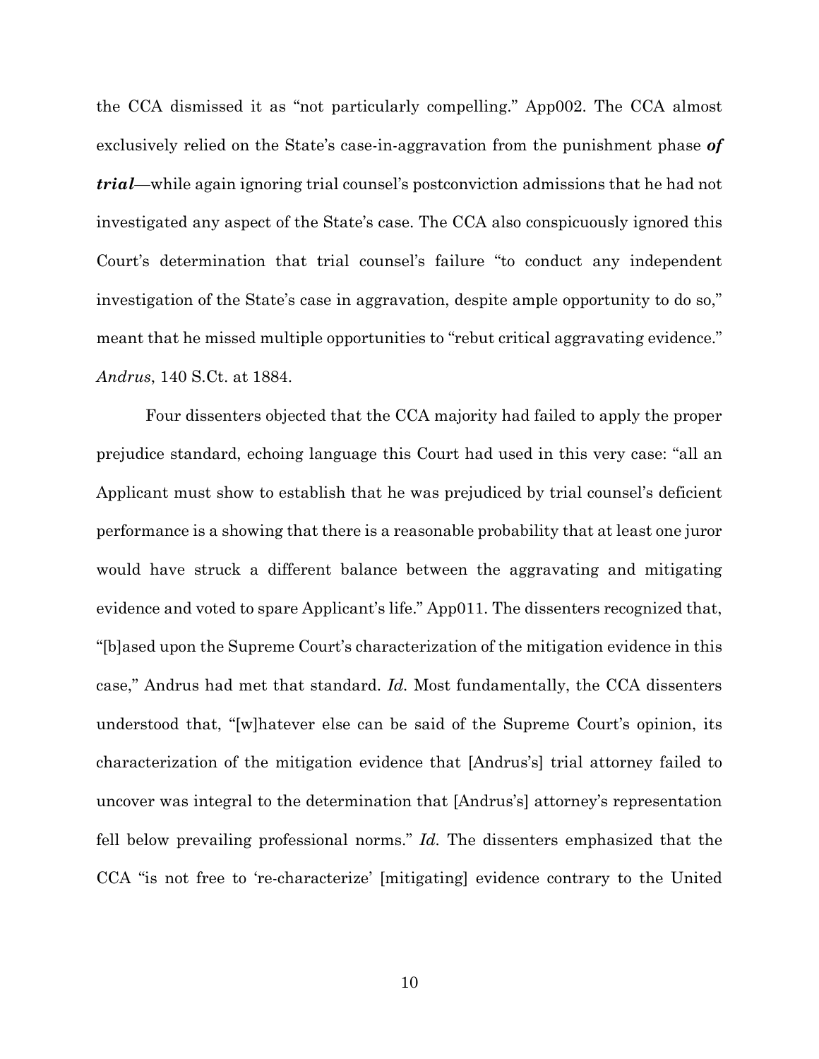the CCA dismissed it as "not particularly compelling." App002. The CCA almost exclusively relied on the State's case-in-aggravation from the punishment phase ***of trial***—while again ignoring trial counsel's postconviction admissions that he had not investigated any aspect of the State's case. The CCA also conspicuously ignored this Court's determination that trial counsel's failure "to conduct any independent investigation of the State's case in aggravation, despite ample opportunity to do so," meant that he missed multiple opportunities to "rebut critical aggravating evidence." *Andrus*, 140 S.Ct. at 1884.

Four dissenters objected that the CCA majority had failed to apply the proper prejudice standard, echoing language this Court had used in this very case: "all an Applicant must show to establish that he was prejudiced by trial counsel's deficient performance is a showing that there is a reasonable probability that at least one juror would have struck a different balance between the aggravating and mitigating evidence and voted to spare Applicant's life." App011. The dissenters recognized that, "[b]ased upon the Supreme Court's characterization of the mitigation evidence in this case," Andrus had met that standard. *Id.* Most fundamentally, the CCA dissenters understood that, "[w]hatever else can be said of the Supreme Court's opinion, its characterization of the mitigation evidence that [Andrus's] trial attorney failed to uncover was integral to the determination that [Andrus's] attorney's representation fell below prevailing professional norms." *Id.* The dissenters emphasized that the CCA "is not free to 're-characterize' [mitigating] evidence contrary to the United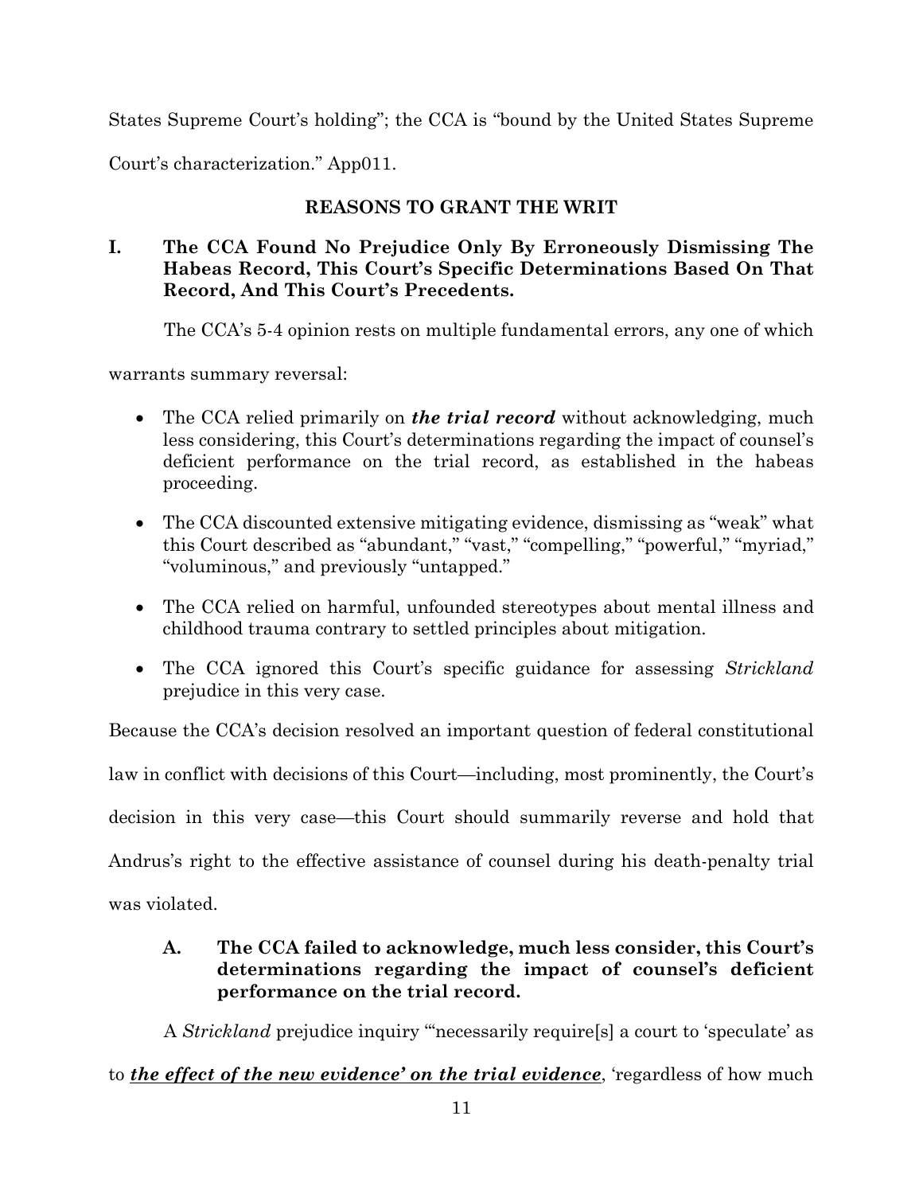States Supreme Court's holding"; the CCA is "bound by the United States Supreme Court's characterization." App011.

## REASONS TO GRANT THE WRIT

### I. The CCA Found No Prejudice Only By Erroneously Dismissing The Habeas Record, This Court's Specific Determinations Based On That Record, And This Court's Precedents.

The CCA's 5-4 opinion rests on multiple fundamental errors, any one of which warrants summary reversal:

- The CCA relied primarily on ***the trial record*** without acknowledging, much less considering, this Court's determinations regarding the impact of counsel's deficient performance on the trial record, as established in the habeas proceeding.
- The CCA discounted extensive mitigating evidence, dismissing as "weak" what this Court described as "abundant," "vast," "compelling," "powerful," "myriad," "voluminous," and previously "untapped."
- The CCA relied on harmful, unfounded stereotypes about mental illness and childhood trauma contrary to settled principles about mitigation.
- The CCA ignored this Court's specific guidance for assessing *Strickland* prejudice in this very case.

Because the CCA's decision resolved an important question of federal constitutional law in conflict with decisions of this Court—including, most prominently, the Court's decision in this very case—this Court should summarily reverse and hold that Andrus's right to the effective assistance of counsel during his death-penalty trial was violated.

#### A. The CCA failed to acknowledge, much less consider, this Court's determinations regarding the impact of counsel's deficient performance on the trial record.

A *Strickland* prejudice inquiry "'necessarily require[s] a court to 'speculate' as to ***<u>the effect of the new evidence' on the trial evidence</u>***, 'regardless of how much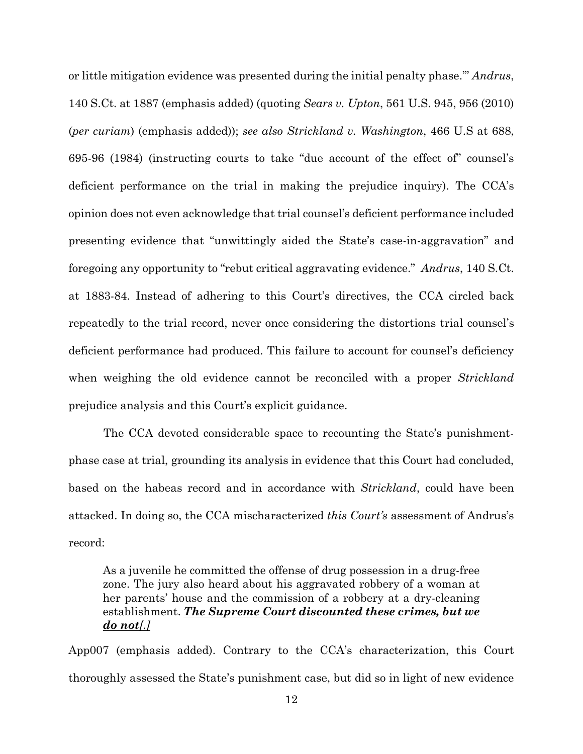or little mitigation evidence was presented during the initial penalty phase.'" *Andrus*, 140 S.Ct. at 1887 (emphasis added) (quoting *Sears v. Upton*, 561 U.S. 945, 956 (2010) (*per curiam*) (emphasis added)); *see also Strickland v. Washington*, 466 U.S at 688, 695-96 (1984) (instructing courts to take "due account of the effect of" counsel's deficient performance on the trial in making the prejudice inquiry). The CCA's opinion does not even acknowledge that trial counsel's deficient performance included presenting evidence that "unwittingly aided the State's case-in-aggravation" and foregoing any opportunity to "rebut critical aggravating evidence." *Andrus*, 140 S.Ct. at 1883-84. Instead of adhering to this Court's directives, the CCA circled back repeatedly to the trial record, never once considering the distortions trial counsel's deficient performance had produced. This failure to account for counsel's deficiency when weighing the old evidence cannot be reconciled with a proper *Strickland* prejudice analysis and this Court's explicit guidance.

The CCA devoted considerable space to recounting the State's punishment-phase case at trial, grounding its analysis in evidence that this Court had concluded, based on the habeas record and in accordance with *Strickland*, could have been attacked. In doing so, the CCA mischaracterized *this Court's* assessment of Andrus's record:

> As a juvenile he committed the offense of drug possession in a drug-free zone. The jury also heard about his aggravated robbery of a woman at her parents' house and the commission of a robbery at a dry-cleaning establishment. ***The Supreme Court discounted these crimes, but we do not[.]***

App007 (emphasis added). Contrary to the CCA's characterization, this Court thoroughly assessed the State's punishment case, but did so in light of new evidence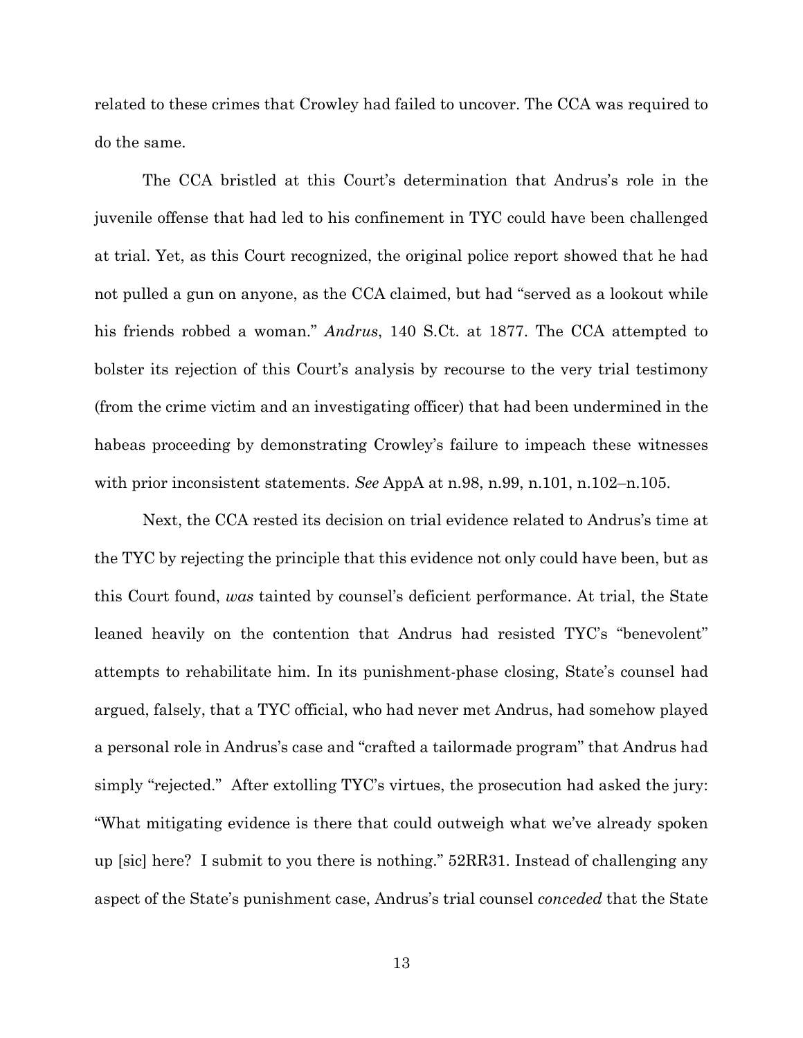related to these crimes that Crowley had failed to uncover. The CCA was required to do the same.

The CCA bristled at this Court's determination that Andrus's role in the juvenile offense that had led to his confinement in TYC could have been challenged at trial. Yet, as this Court recognized, the original police report showed that he had not pulled a gun on anyone, as the CCA claimed, but had "served as a lookout while his friends robbed a woman." *Andrus*, 140 S.Ct. at 1877. The CCA attempted to bolster its rejection of this Court's analysis by recourse to the very trial testimony (from the crime victim and an investigating officer) that had been undermined in the habeas proceeding by demonstrating Crowley's failure to impeach these witnesses with prior inconsistent statements. *See* AppA at n.98, n.99, n.101, n.102–n.105.

Next, the CCA rested its decision on trial evidence related to Andrus's time at the TYC by rejecting the principle that this evidence not only could have been, but as this Court found, *was* tainted by counsel's deficient performance. At trial, the State leaned heavily on the contention that Andrus had resisted TYC's "benevolent" attempts to rehabilitate him. In its punishment-phase closing, State's counsel had argued, falsely, that a TYC official, who had never met Andrus, had somehow played a personal role in Andrus's case and "crafted a tailormade program" that Andrus had simply "rejected." After extolling TYC's virtues, the prosecution had asked the jury: "What mitigating evidence is there that could outweigh what we've already spoken up [sic] here? I submit to you there is nothing." 52RR31. Instead of challenging any aspect of the State's punishment case, Andrus's trial counsel *conceded* that the State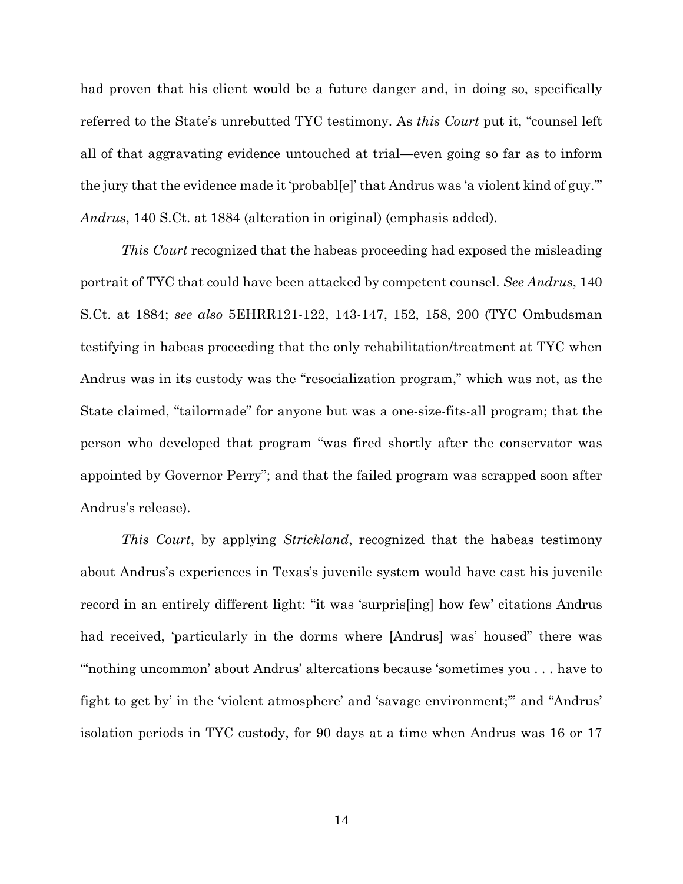had proven that his client would be a future danger and, in doing so, specifically referred to the State's unrebutted TYC testimony. As *this Court* put it, "counsel left all of that aggravating evidence untouched at trial—even going so far as to inform the jury that the evidence made it 'probabl[e]' that Andrus was 'a violent kind of guy.'" *Andrus*, 140 S.Ct. at 1884 (alteration in original) (emphasis added).

*This Court* recognized that the habeas proceeding had exposed the misleading portrait of TYC that could have been attacked by competent counsel. *See Andrus*, 140 S.Ct. at 1884; *see also* 5EHRR121-122, 143-147, 152, 158, 200 (TYC Ombudsman testifying in habeas proceeding that the only rehabilitation/treatment at TYC when Andrus was in its custody was the "resocialization program," which was not, as the State claimed, "tailormade" for anyone but was a one-size-fits-all program; that the person who developed that program "was fired shortly after the conservator was appointed by Governor Perry"; and that the failed program was scrapped soon after Andrus's release).

*This Court*, by applying *Strickland*, recognized that the habeas testimony about Andrus's experiences in Texas's juvenile system would have cast his juvenile record in an entirely different light: "it was 'surpris[ing] how few' citations Andrus had received, 'particularly in the dorms where [Andrus] was' housed" there was "'nothing uncommon' about Andrus' altercations because 'sometimes you . . . have to fight to get by' in the 'violent atmosphere' and 'savage environment;'" and "Andrus' isolation periods in TYC custody, for 90 days at a time when Andrus was 16 or 17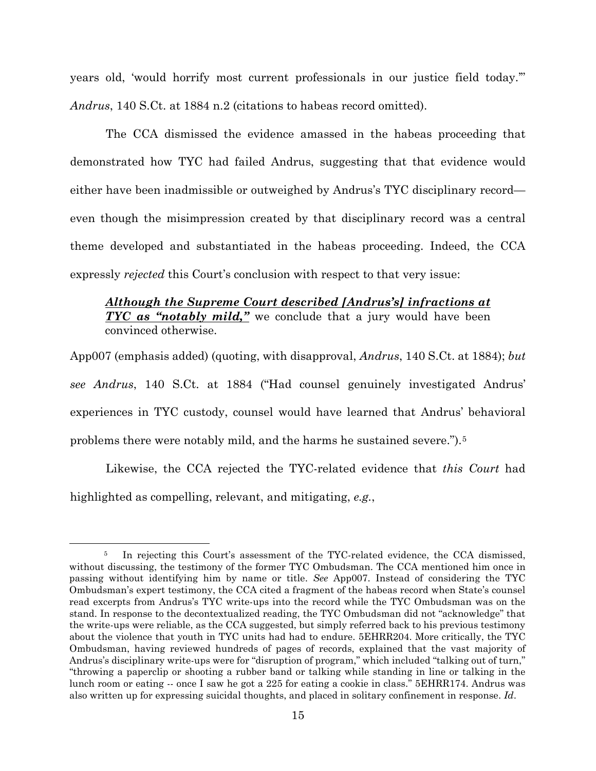years old, 'would horrify most current professionals in our justice field today.'" *Andrus*, 140 S.Ct. at 1884 n.2 (citations to habeas record omitted).

The CCA dismissed the evidence amassed in the habeas proceeding that demonstrated how TYC had failed Andrus, suggesting that that evidence would either have been inadmissible or outweighed by Andrus's TYC disciplinary record—even though the misimpression created by that disciplinary record was a central theme developed and substantiated in the habeas proceeding. Indeed, the CCA expressly *rejected* this Court's conclusion with respect to that very issue:

> ***Although the Supreme Court described [Andrus's] infractions at TYC as "notably mild,"*** we conclude that a jury would have been convinced otherwise.

App007 (emphasis added) (quoting, with disapproval, *Andrus*, 140 S.Ct. at 1884); *but see Andrus*, 140 S.Ct. at 1884 ("Had counsel genuinely investigated Andrus' experiences in TYC custody, counsel would have learned that Andrus' behavioral problems there were notably mild, and the harms he sustained severe.").[5]

Likewise, the CCA rejected the TYC-related evidence that *this Court* had highlighted as compelling, relevant, and mitigating, *e.g.*,

[5] In rejecting this Court's assessment of the TYC-related evidence, the CCA dismissed, without discussing, the testimony of the former TYC Ombudsman. The CCA mentioned him once in passing without identifying him by name or title. *See* App007. Instead of considering the TYC Ombudsman's expert testimony, the CCA cited a fragment of the habeas record when State's counsel read excerpts from Andrus's TYC write-ups into the record while the TYC Ombudsman was on the stand. In response to the decontextualized reading, the TYC Ombudsman did not "acknowledge" that the write-ups were reliable, as the CCA suggested, but simply referred back to his previous testimony about the violence that youth in TYC units had had to endure. 5EHRR204. More critically, the TYC Ombudsman, having reviewed hundreds of pages of records, explained that the vast majority of Andrus's disciplinary write-ups were for "disruption of program," which included "talking out of turn," "throwing a paperclip or shooting a rubber band or talking while standing in line or talking in the lunch room or eating -- once I saw he got a 225 for eating a cookie in class." 5EHRR174. Andrus was also written up for expressing suicidal thoughts, and placed in solitary confinement in response. *Id*.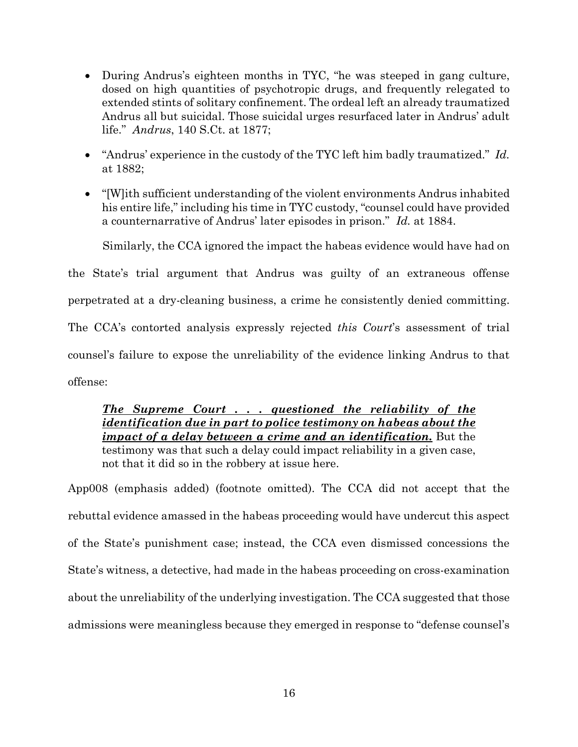- During Andrus's eighteen months in TYC, "he was steeped in gang culture, dosed on high quantities of psychotropic drugs, and frequently relegated to extended stints of solitary confinement. The ordeal left an already traumatized Andrus all but suicidal. Those suicidal urges resurfaced later in Andrus' adult life." *Andrus*, 140 S.Ct. at 1877;

- "Andrus' experience in the custody of the TYC left him badly traumatized." *Id.* at 1882;

- "[W]ith sufficient understanding of the violent environments Andrus inhabited his entire life," including his time in TYC custody, "counsel could have provided a counternarrative of Andrus' later episodes in prison." *Id.* at 1884.

Similarly, the CCA ignored the impact the habeas evidence would have had on the State's trial argument that Andrus was guilty of an extraneous offense perpetrated at a dry-cleaning business, a crime he consistently denied committing. The CCA's contorted analysis expressly rejected *this Court*'s assessment of trial counsel's failure to expose the unreliability of the evidence linking Andrus to that offense:

> ***The Supreme Court . . . questioned the reliability of the identification due in part to police testimony on habeas about the impact of a delay between a crime and an identification.*** But the testimony was that such a delay could impact reliability in a given case, not that it did so in the robbery at issue here.

App008 (emphasis added) (footnote omitted). The CCA did not accept that the rebuttal evidence amassed in the habeas proceeding would have undercut this aspect of the State's punishment case; instead, the CCA even dismissed concessions the State's witness, a detective, had made in the habeas proceeding on cross-examination about the unreliability of the underlying investigation. The CCA suggested that those admissions were meaningless because they emerged in response to "defense counsel's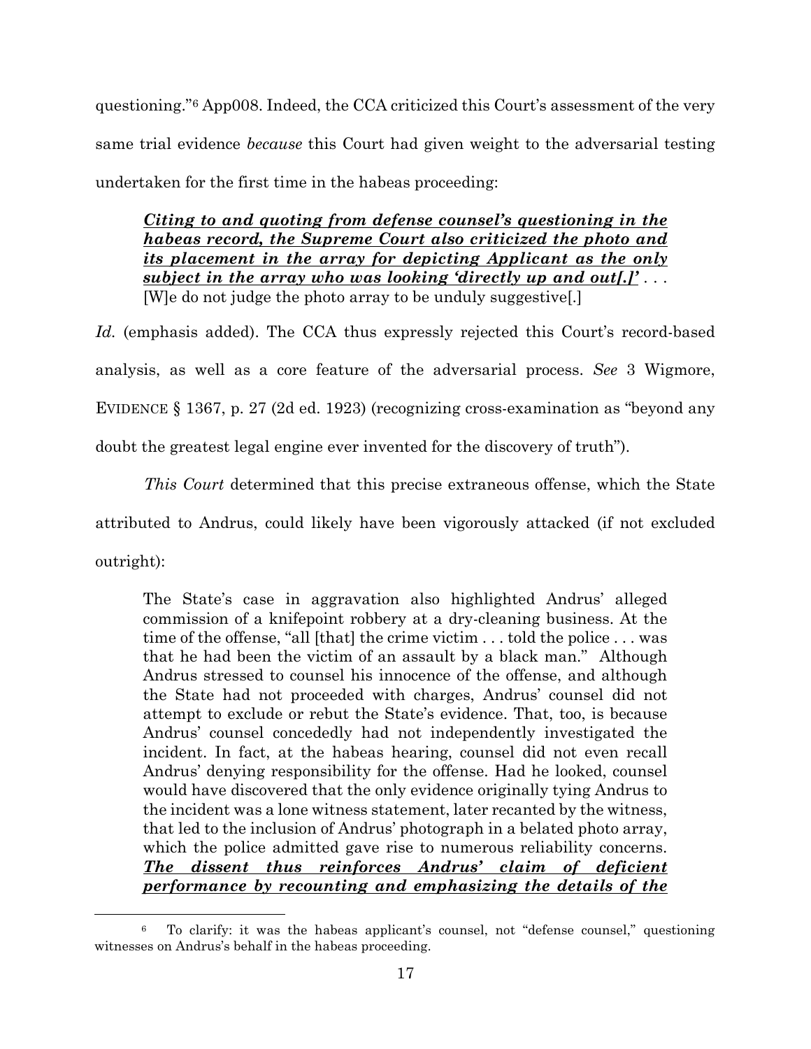questioning."[6] App008. Indeed, the CCA criticized this Court's assessment of the very same trial evidence *because* this Court had given weight to the adversarial testing undertaken for the first time in the habeas proceeding:

> ***Citing to and quoting from defense counsel's questioning in the habeas record, the Supreme Court also criticized the photo and its placement in the array for depicting Applicant as the only subject in the array who was looking 'directly up and out[.]'*** . . . [W]e do not judge the photo array to be unduly suggestive[.]

*Id.* (emphasis added). The CCA thus expressly rejected this Court's record-based analysis, as well as a core feature of the adversarial process. *See* 3 Wigmore, EVIDENCE § 1367, p. 27 (2d ed. 1923) (recognizing cross-examination as "beyond any doubt the greatest legal engine ever invented for the discovery of truth").

*This Court* determined that this precise extraneous offense, which the State attributed to Andrus, could likely have been vigorously attacked (if not excluded outright):

> The State's case in aggravation also highlighted Andrus' alleged commission of a knifepoint robbery at a dry-cleaning business. At the time of the offense, "all [that] the crime victim . . . told the police . . . was that he had been the victim of an assault by a black man." Although Andrus stressed to counsel his innocence of the offense, and although the State had not proceeded with charges, Andrus' counsel did not attempt to exclude or rebut the State's evidence. That, too, is because Andrus' counsel concededly had not independently investigated the incident. In fact, at the habeas hearing, counsel did not even recall Andrus' denying responsibility for the offense. Had he looked, counsel would have discovered that the only evidence originally tying Andrus to the incident was a lone witness statement, later recanted by the witness, that led to the inclusion of Andrus' photograph in a belated photo array, which the police admitted gave rise to numerous reliability concerns. ***The dissent thus reinforces Andrus' claim of deficient performance by recounting and emphasizing the details of the***

[6] To clarify: it was the habeas applicant's counsel, not "defense counsel," questioning witnesses on Andrus's behalf in the habeas proceeding.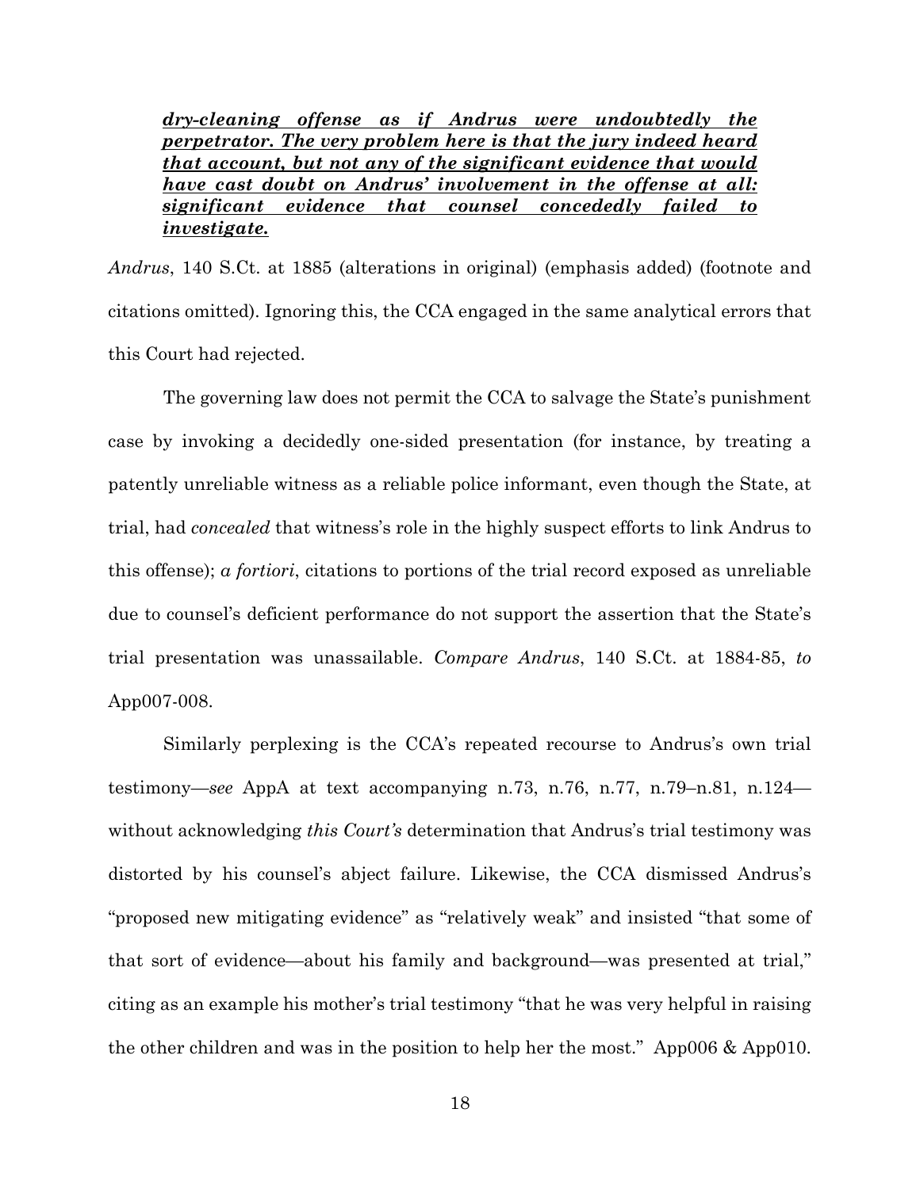> ***<u>dry-cleaning offense as if Andrus were undoubtedly the perpetrator. The very problem here is that the jury indeed heard that account, but not any of the significant evidence that would have cast doubt on Andrus' involvement in the offense at all: significant evidence that counsel concededly failed to investigate.</u>***

*Andrus*, 140 S.Ct. at 1885 (alterations in original) (emphasis added) (footnote and citations omitted). Ignoring this, the CCA engaged in the same analytical errors that this Court had rejected.

The governing law does not permit the CCA to salvage the State's punishment case by invoking a decidedly one-sided presentation (for instance, by treating a patently unreliable witness as a reliable police informant, even though the State, at trial, had *concealed* that witness's role in the highly suspect efforts to link Andrus to this offense); *a fortiori*, citations to portions of the trial record exposed as unreliable due to counsel's deficient performance do not support the assertion that the State's trial presentation was unassailable. *Compare Andrus*, 140 S.Ct. at 1884-85, *to* App007-008.

Similarly perplexing is the CCA's repeated recourse to Andrus's own trial testimony—*see* AppA at text accompanying n.73, n.76, n.77, n.79–n.81, n.124—without acknowledging *this Court's* determination that Andrus's trial testimony was distorted by his counsel's abject failure. Likewise, the CCA dismissed Andrus's "proposed new mitigating evidence" as "relatively weak" and insisted "that some of that sort of evidence—about his family and background—was presented at trial," citing as an example his mother's trial testimony "that he was very helpful in raising the other children and was in the position to help her the most." App006 & App010.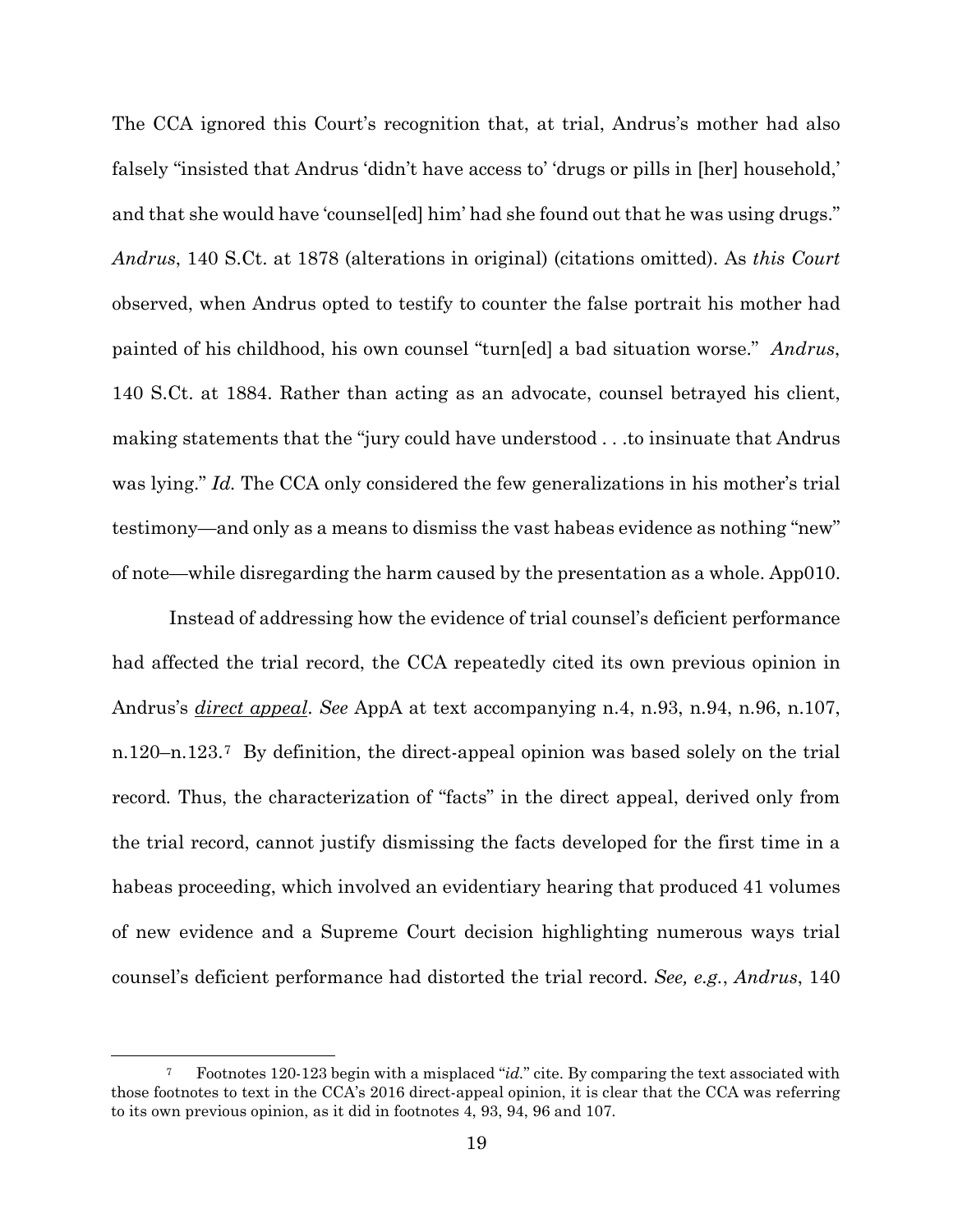The CCA ignored this Court's recognition that, at trial, Andrus's mother had also falsely "insisted that Andrus 'didn't have access to' 'drugs or pills in [her] household,' and that she would have 'counsel[ed] him' had she found out that he was using drugs." *Andrus*, 140 S.Ct. at 1878 (alterations in original) (citations omitted). As *this Court* observed, when Andrus opted to testify to counter the false portrait his mother had painted of his childhood, his own counsel "turn[ed] a bad situation worse." *Andrus*, 140 S.Ct. at 1884. Rather than acting as an advocate, counsel betrayed his client, making statements that the "jury could have understood . . .to insinuate that Andrus was lying." *Id.* The CCA only considered the few generalizations in his mother's trial testimony—and only as a means to dismiss the vast habeas evidence as nothing "new" of note—while disregarding the harm caused by the presentation as a whole. App010.

Instead of addressing how the evidence of trial counsel's deficient performance had affected the trial record, the CCA repeatedly cited its own previous opinion in Andrus's ***direct appeal***. *See* AppA at text accompanying n.4, n.93, n.94, n.96, n.107, n.120–n.123.[7] By definition, the direct-appeal opinion was based solely on the trial record. Thus, the characterization of "facts" in the direct appeal, derived only from the trial record, cannot justify dismissing the facts developed for the first time in a habeas proceeding, which involved an evidentiary hearing that produced 41 volumes of new evidence and a Supreme Court decision highlighting numerous ways trial counsel's deficient performance had distorted the trial record. *See, e.g.*, *Andrus*, 140

[7] Footnotes 120-123 begin with a misplaced "*id.*" cite. By comparing the text associated with those footnotes to text in the CCA's 2016 direct-appeal opinion, it is clear that the CCA was referring to its own previous opinion, as it did in footnotes 4, 93, 94, 96 and 107.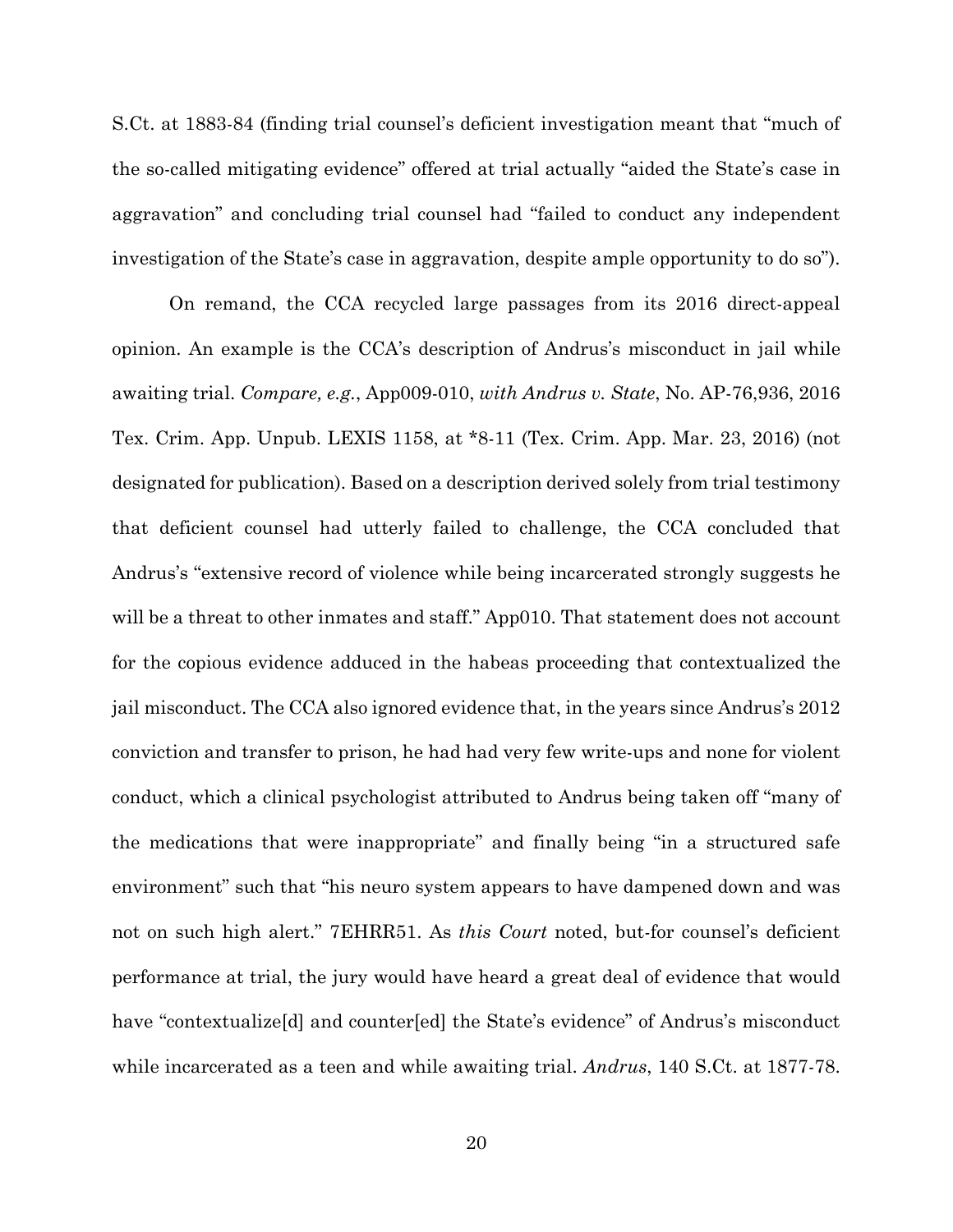S.Ct. at 1883-84 (finding trial counsel's deficient investigation meant that "much of the so-called mitigating evidence" offered at trial actually "aided the State's case in aggravation" and concluding trial counsel had "failed to conduct any independent investigation of the State's case in aggravation, despite ample opportunity to do so").

On remand, the CCA recycled large passages from its 2016 direct-appeal opinion. An example is the CCA's description of Andrus's misconduct in jail while awaiting trial. *Compare, e.g.*, App009-010, *with Andrus v. State*, No. AP-76,936, 2016 Tex. Crim. App. Unpub. LEXIS 1158, at *8-11 (Tex. Crim. App. Mar. 23, 2016) (not designated for publication). Based on a description derived solely from trial testimony that deficient counsel had utterly failed to challenge, the CCA concluded that Andrus's "extensive record of violence while being incarcerated strongly suggests he will be a threat to other inmates and staff." App010. That statement does not account for the copious evidence adduced in the habeas proceeding that contextualized the jail misconduct. The CCA also ignored evidence that, in the years since Andrus's 2012 conviction and transfer to prison, he had had very few write-ups and none for violent conduct, which a clinical psychologist attributed to Andrus being taken off "many of the medications that were inappropriate" and finally being "in a structured safe environment" such that "his neuro system appears to have dampened down and was not on such high alert." 7EHRR51. As *this Court* noted, but-for counsel's deficient performance at trial, the jury would have heard a great deal of evidence that would have "contextualize[d] and counter[ed] the State's evidence" of Andrus's misconduct while incarcerated as a teen and while awaiting trial. *Andrus*, 140 S.Ct. at 1877-78.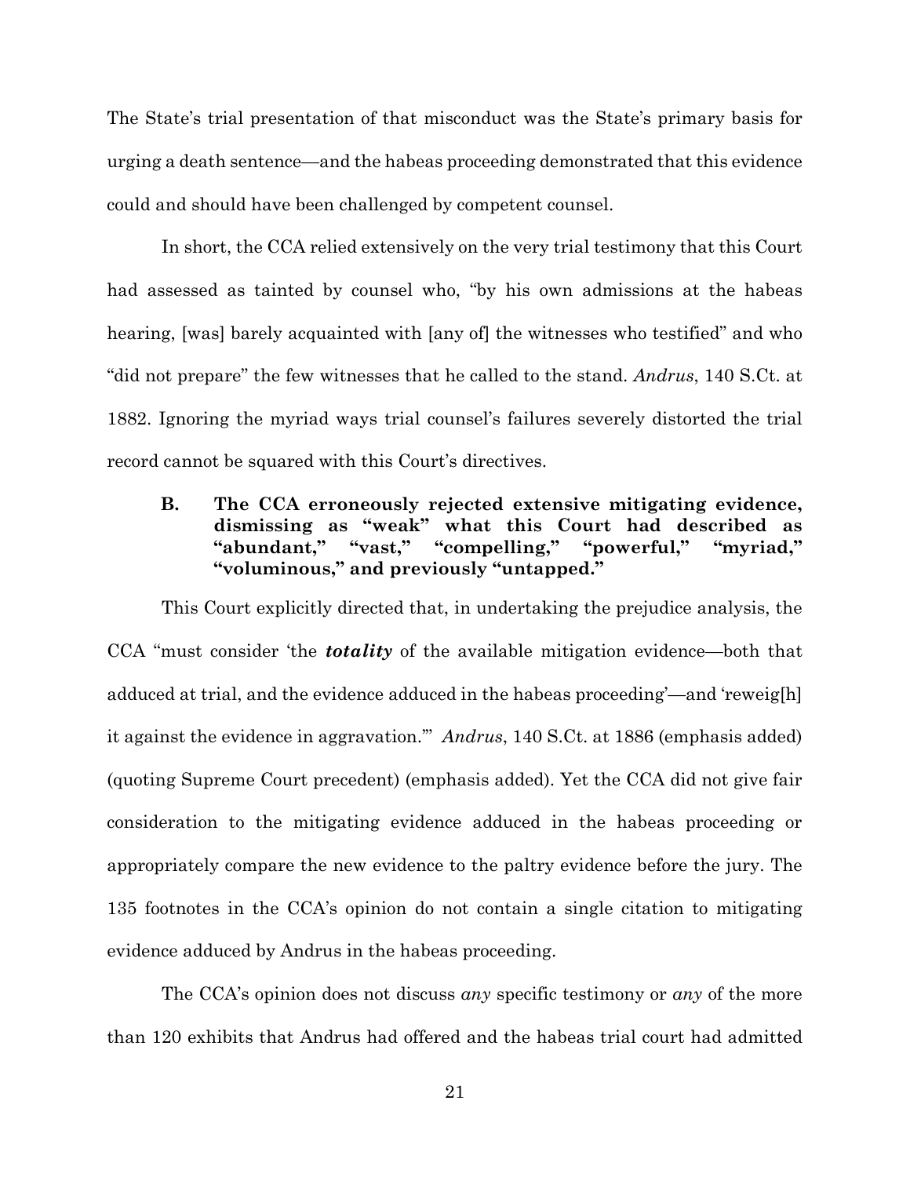The State's trial presentation of that misconduct was the State's primary basis for urging a death sentence—and the habeas proceeding demonstrated that this evidence could and should have been challenged by competent counsel.

In short, the CCA relied extensively on the very trial testimony that this Court had assessed as tainted by counsel who, "by his own admissions at the habeas hearing, [was] barely acquainted with [any of] the witnesses who testified" and who "did not prepare" the few witnesses that he called to the stand. *Andrus*, 140 S.Ct. at 1882. Ignoring the myriad ways trial counsel's failures severely distorted the trial record cannot be squared with this Court's directives.

### B. The CCA erroneously rejected extensive mitigating evidence, dismissing as "weak" what this Court had described as "abundant," "vast," "compelling," "powerful," "myriad," "voluminous," and previously "untapped."

This Court explicitly directed that, in undertaking the prejudice analysis, the CCA "must consider 'the ***totality*** of the available mitigation evidence—both that adduced at trial, and the evidence adduced in the habeas proceeding'—and 'reweig[h] it against the evidence in aggravation.'" *Andrus*, 140 S.Ct. at 1886 (emphasis added) (quoting Supreme Court precedent) (emphasis added). Yet the CCA did not give fair consideration to the mitigating evidence adduced in the habeas proceeding or appropriately compare the new evidence to the paltry evidence before the jury. The 135 footnotes in the CCA's opinion do not contain a single citation to mitigating evidence adduced by Andrus in the habeas proceeding.

The CCA's opinion does not discuss *any* specific testimony or *any* of the more than 120 exhibits that Andrus had offered and the habeas trial court had admitted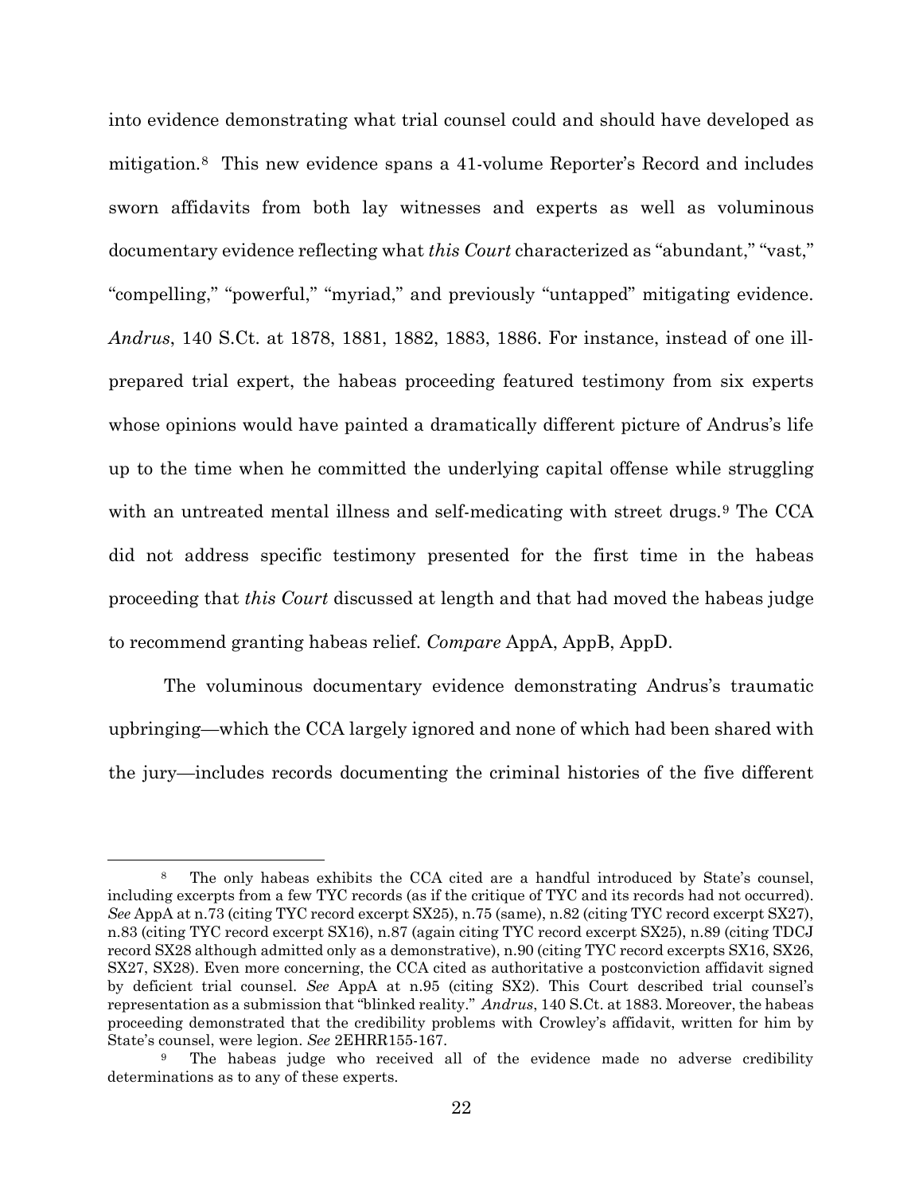into evidence demonstrating what trial counsel could and should have developed as mitigation.[8] This new evidence spans a 41-volume Reporter's Record and includes sworn affidavits from both lay witnesses and experts as well as voluminous documentary evidence reflecting what *this Court* characterized as "abundant," "vast," "compelling," "powerful," "myriad," and previously "untapped" mitigating evidence. *Andrus*, 140 S.Ct. at 1878, 1881, 1882, 1883, 1886. For instance, instead of one ill-prepared trial expert, the habeas proceeding featured testimony from six experts whose opinions would have painted a dramatically different picture of Andrus's life up to the time when he committed the underlying capital offense while struggling with an untreated mental illness and self-medicating with street drugs.[9] The CCA did not address specific testimony presented for the first time in the habeas proceeding that *this Court* discussed at length and that had moved the habeas judge to recommend granting habeas relief. *Compare* AppA, AppB, AppD.

The voluminous documentary evidence demonstrating Andrus's traumatic upbringing—which the CCA largely ignored and none of which had been shared with the jury—includes records documenting the criminal histories of the five different

---

[8] The only habeas exhibits the CCA cited are a handful introduced by State's counsel, including excerpts from a few TYC records (as if the critique of TYC and its records had not occurred). *See* AppA at n.73 (citing TYC record excerpt SX25), n.75 (same), n.82 (citing TYC record excerpt SX27), n.83 (citing TYC record excerpt SX16), n.87 (again citing TYC record excerpt SX25), n.89 (citing TDCJ record SX28 although admitted only as a demonstrative), n.90 (citing TYC record excerpts SX16, SX26, SX27, SX28). Even more concerning, the CCA cited as authoritative a postconviction affidavit signed by deficient trial counsel. *See* AppA at n.95 (citing SX2). This Court described trial counsel's representation as a submission that "blinked reality." *Andrus*, 140 S.Ct. at 1883. Moreover, the habeas proceeding demonstrated that the credibility problems with Crowley's affidavit, written for him by State's counsel, were legion. *See* 2EHRR155-167.

[9] The habeas judge who received all of the evidence made no adverse credibility determinations as to any of these experts.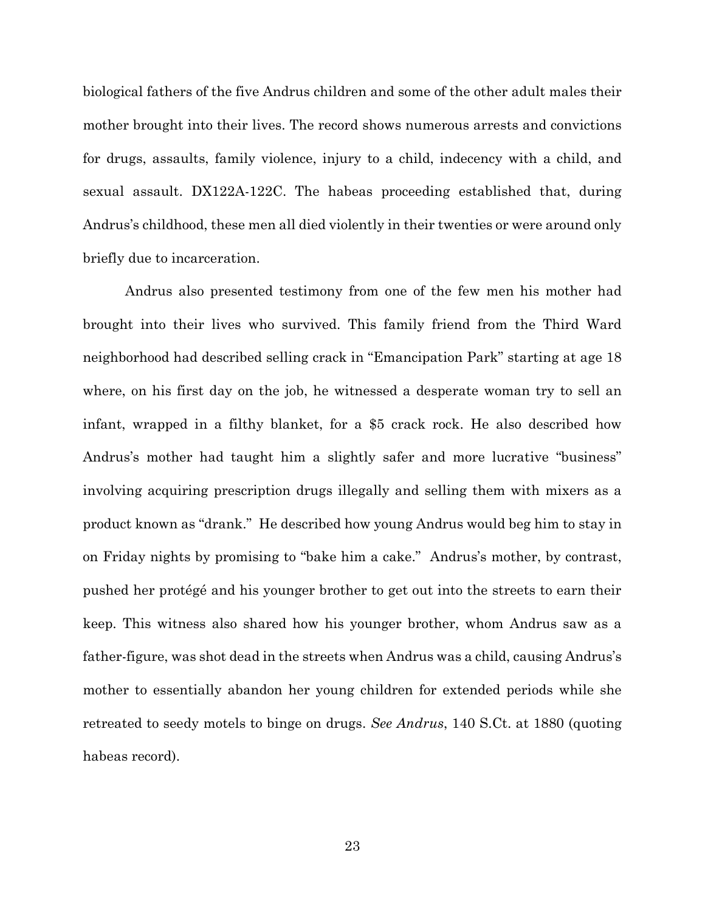biological fathers of the five Andrus children and some of the other adult males their mother brought into their lives. The record shows numerous arrests and convictions for drugs, assaults, family violence, injury to a child, indecency with a child, and sexual assault. DX122A-122C. The habeas proceeding established that, during Andrus's childhood, these men all died violently in their twenties or were around only briefly due to incarceration.

Andrus also presented testimony from one of the few men his mother had brought into their lives who survived. This family friend from the Third Ward neighborhood had described selling crack in "Emancipation Park" starting at age 18 where, on his first day on the job, he witnessed a desperate woman try to sell an infant, wrapped in a filthy blanket, for a $5 crack rock. He also described how Andrus's mother had taught him a slightly safer and more lucrative "business" involving acquiring prescription drugs illegally and selling them with mixers as a product known as "drank." He described how young Andrus would beg him to stay in on Friday nights by promising to "bake him a cake." Andrus's mother, by contrast, pushed her protégé and his younger brother to get out into the streets to earn their keep. This witness also shared how his younger brother, whom Andrus saw as a father-figure, was shot dead in the streets when Andrus was a child, causing Andrus's mother to essentially abandon her young children for extended periods while she retreated to seedy motels to binge on drugs. *See Andrus*, 140 S.Ct. at 1880 (quoting habeas record).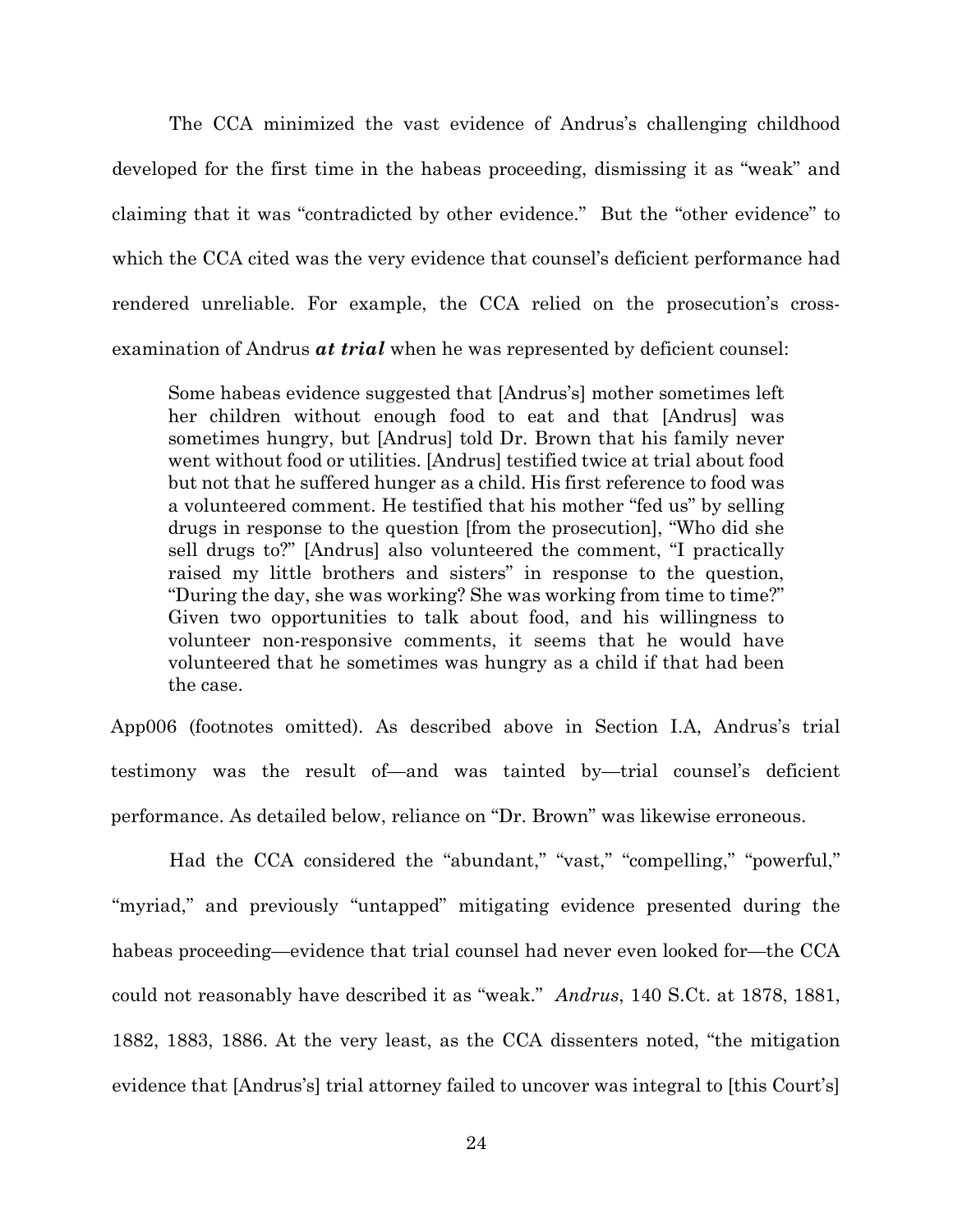The CCA minimized the vast evidence of Andrus's challenging childhood developed for the first time in the habeas proceeding, dismissing it as "weak" and claiming that it was "contradicted by other evidence." But the "other evidence" to which the CCA cited was the very evidence that counsel's deficient performance had rendered unreliable. For example, the CCA relied on the prosecution's cross-examination of Andrus ***at trial*** when he was represented by deficient counsel:

> Some habeas evidence suggested that [Andrus's] mother sometimes left her children without enough food to eat and that [Andrus] was sometimes hungry, but [Andrus] told Dr. Brown that his family never went without food or utilities. [Andrus] testified twice at trial about food but not that he suffered hunger as a child. His first reference to food was a volunteered comment. He testified that his mother "fed us" by selling drugs in response to the question [from the prosecution], "Who did she sell drugs to?" [Andrus] also volunteered the comment, "I practically raised my little brothers and sisters" in response to the question, "During the day, she was working? She was working from time to time?" Given two opportunities to talk about food, and his willingness to volunteer non-responsive comments, it seems that he would have volunteered that he sometimes was hungry as a child if that had been the case.

App006 (footnotes omitted). As described above in Section I.A, Andrus's trial testimony was the result of—and was tainted by—trial counsel's deficient performance. As detailed below, reliance on "Dr. Brown" was likewise erroneous.

Had the CCA considered the "abundant," "vast," "compelling," "powerful," "myriad," and previously "untapped" mitigating evidence presented during the habeas proceeding—evidence that trial counsel had never even looked for—the CCA could not reasonably have described it as "weak." *Andrus*, 140 S.Ct. at 1878, 1881, 1882, 1883, 1886. At the very least, as the CCA dissenters noted, "the mitigation evidence that [Andrus's] trial attorney failed to uncover was integral to [this Court's]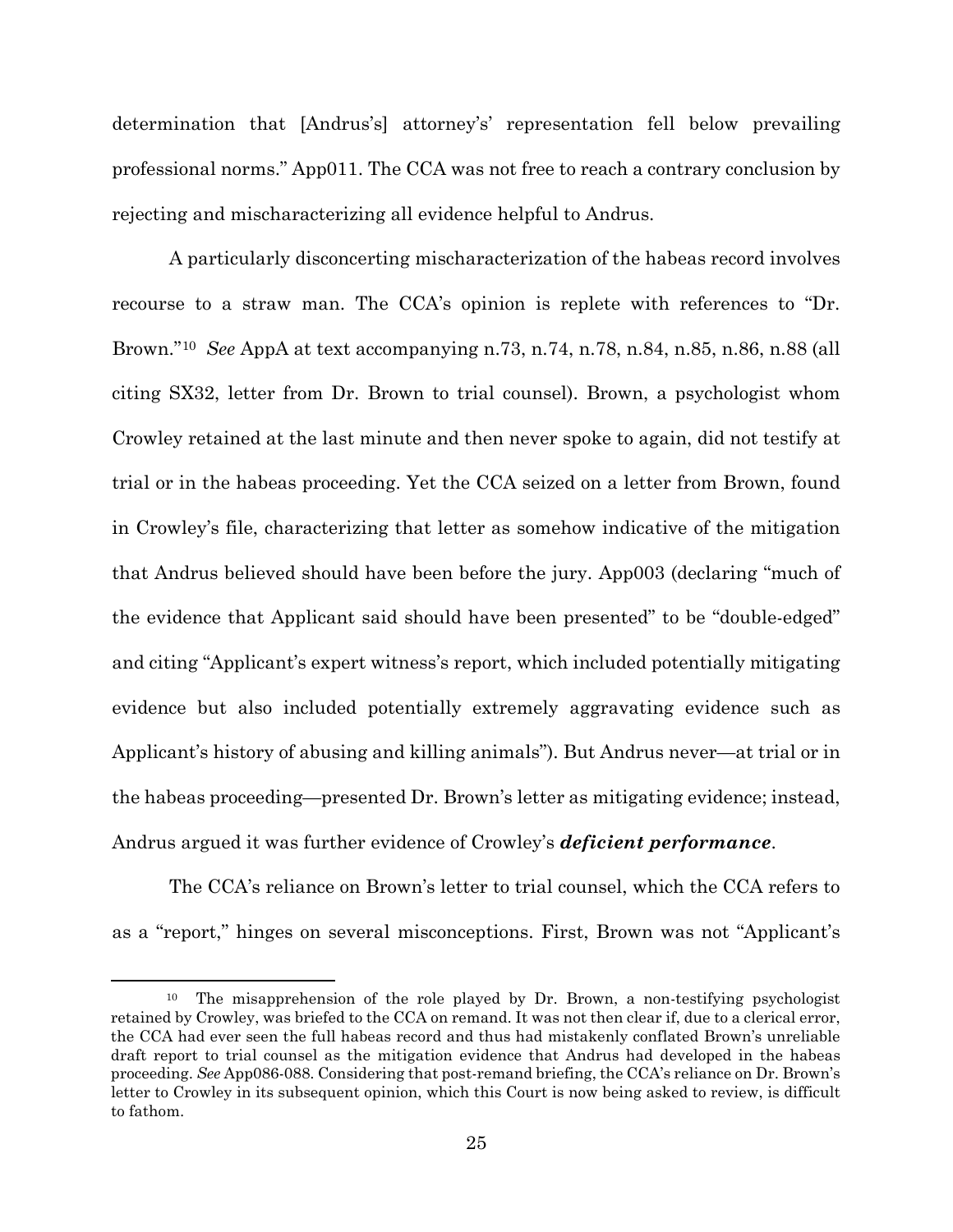determination that [Andrus's] attorney's' representation fell below prevailing professional norms." App011. The CCA was not free to reach a contrary conclusion by rejecting and mischaracterizing all evidence helpful to Andrus.

A particularly disconcerting mischaracterization of the habeas record involves recourse to a straw man. The CCA's opinion is replete with references to "Dr. Brown."[10] *See* AppA at text accompanying n.73, n.74, n.78, n.84, n.85, n.86, n.88 (all citing SX32, letter from Dr. Brown to trial counsel). Brown, a psychologist whom Crowley retained at the last minute and then never spoke to again, did not testify at trial or in the habeas proceeding. Yet the CCA seized on a letter from Brown, found in Crowley's file, characterizing that letter as somehow indicative of the mitigation that Andrus believed should have been before the jury. App003 (declaring "much of the evidence that Applicant said should have been presented" to be "double-edged" and citing "Applicant's expert witness's report, which included potentially mitigating evidence but also included potentially extremely aggravating evidence such as Applicant's history of abusing and killing animals"). But Andrus never—at trial or in the habeas proceeding—presented Dr. Brown's letter as mitigating evidence; instead, Andrus argued it was further evidence of Crowley's ***deficient performance***.

The CCA's reliance on Brown's letter to trial counsel, which the CCA refers to as a "report," hinges on several misconceptions. First, Brown was not "Applicant's

---

[10] The misapprehension of the role played by Dr. Brown, a non-testifying psychologist retained by Crowley, was briefed to the CCA on remand. It was not then clear if, due to a clerical error, the CCA had ever seen the full habeas record and thus had mistakenly conflated Brown's unreliable draft report to trial counsel as the mitigation evidence that Andrus had developed in the habeas proceeding. *See* App086-088. Considering that post-remand briefing, the CCA's reliance on Dr. Brown's letter to Crowley in its subsequent opinion, which this Court is now being asked to review, is difficult to fathom.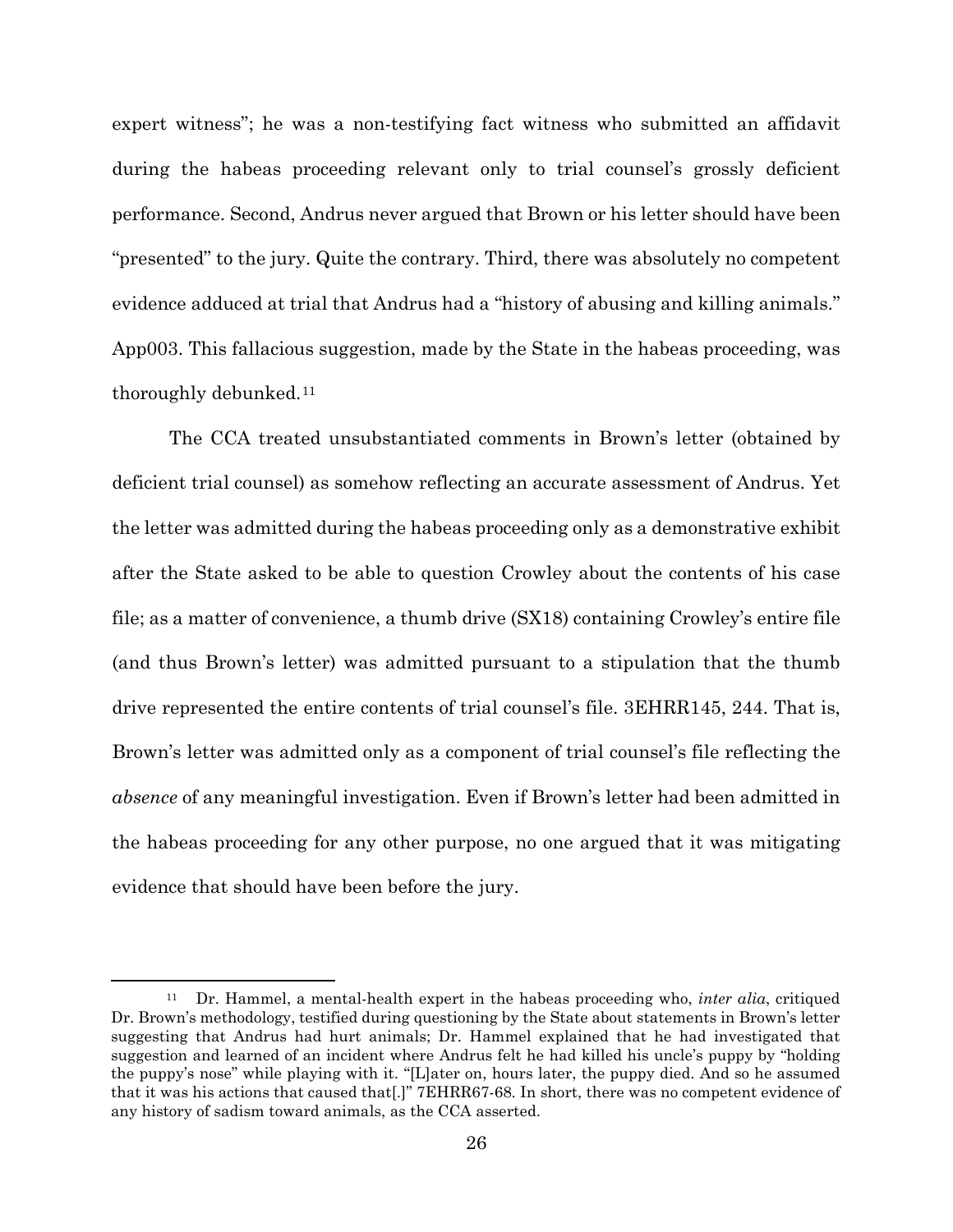expert witness"; he was a non-testifying fact witness who submitted an affidavit during the habeas proceeding relevant only to trial counsel's grossly deficient performance. Second, Andrus never argued that Brown or his letter should have been "presented" to the jury. Quite the contrary. Third, there was absolutely no competent evidence adduced at trial that Andrus had a "history of abusing and killing animals." App003. This fallacious suggestion, made by the State in the habeas proceeding, was thoroughly debunked.[11]

The CCA treated unsubstantiated comments in Brown's letter (obtained by deficient trial counsel) as somehow reflecting an accurate assessment of Andrus. Yet the letter was admitted during the habeas proceeding only as a demonstrative exhibit after the State asked to be able to question Crowley about the contents of his case file; as a matter of convenience, a thumb drive (SX18) containing Crowley's entire file (and thus Brown's letter) was admitted pursuant to a stipulation that the thumb drive represented the entire contents of trial counsel's file. 3EHRR145, 244. That is, Brown's letter was admitted only as a component of trial counsel's file reflecting the *absence* of any meaningful investigation. Even if Brown's letter had been admitted in the habeas proceeding for any other purpose, no one argued that it was mitigating evidence that should have been before the jury.

---

[11] Dr. Hammel, a mental-health expert in the habeas proceeding who, *inter alia*, critiqued Dr. Brown's methodology, testified during questioning by the State about statements in Brown's letter suggesting that Andrus had hurt animals; Dr. Hammel explained that he had investigated that suggestion and learned of an incident where Andrus felt he had killed his uncle's puppy by "holding the puppy's nose" while playing with it. "[L]ater on, hours later, the puppy died. And so he assumed that it was his actions that caused that[.]" 7EHRR67-68. In short, there was no competent evidence of any history of sadism toward animals, as the CCA asserted.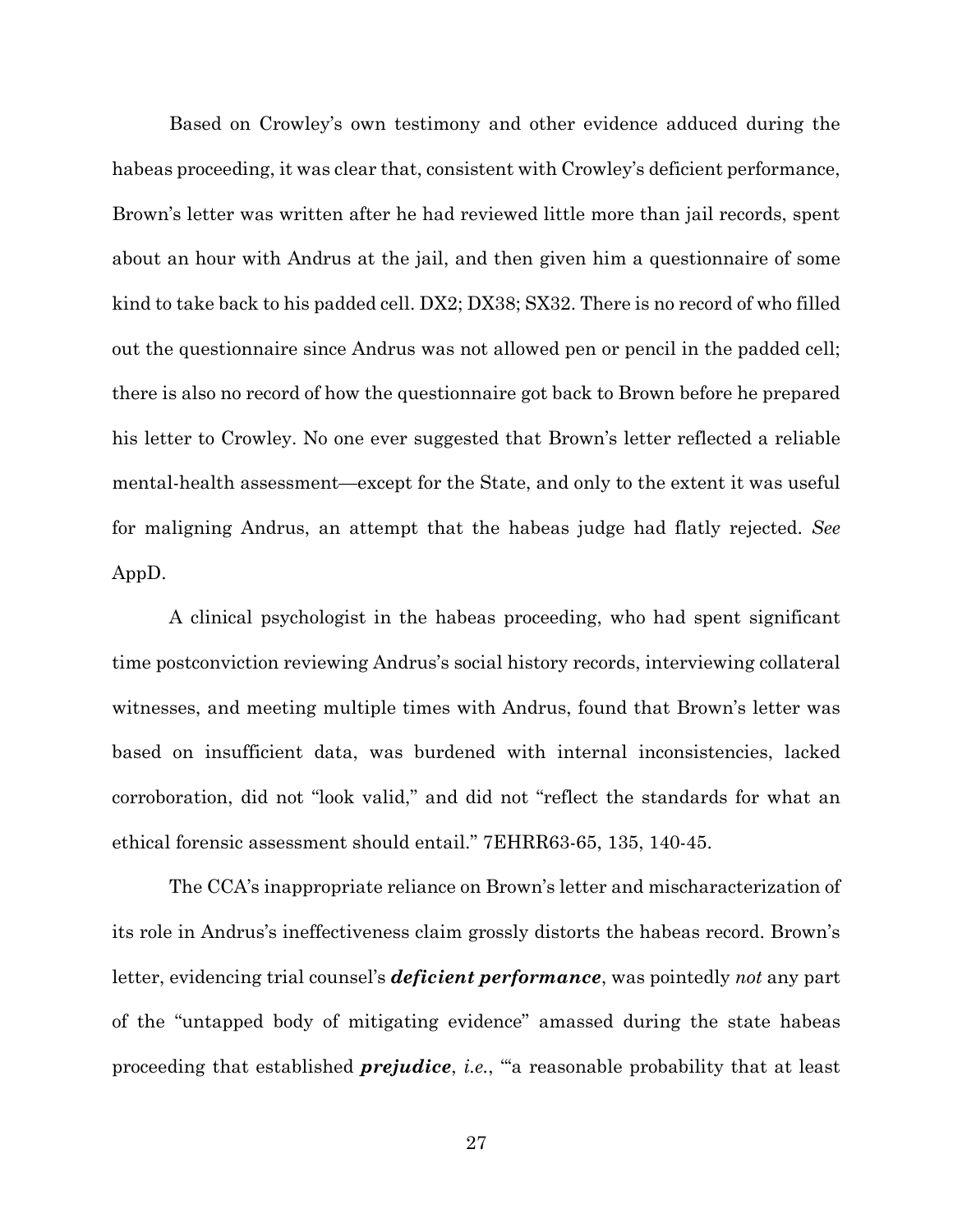Based on Crowley's own testimony and other evidence adduced during the habeas proceeding, it was clear that, consistent with Crowley's deficient performance, Brown's letter was written after he had reviewed little more than jail records, spent about an hour with Andrus at the jail, and then given him a questionnaire of some kind to take back to his padded cell. DX2; DX38; SX32. There is no record of who filled out the questionnaire since Andrus was not allowed pen or pencil in the padded cell; there is also no record of how the questionnaire got back to Brown before he prepared his letter to Crowley. No one ever suggested that Brown's letter reflected a reliable mental-health assessment—except for the State, and only to the extent it was useful for maligning Andrus, an attempt that the habeas judge had flatly rejected. *See* AppD.

A clinical psychologist in the habeas proceeding, who had spent significant time postconviction reviewing Andrus's social history records, interviewing collateral witnesses, and meeting multiple times with Andrus, found that Brown's letter was based on insufficient data, was burdened with internal inconsistencies, lacked corroboration, did not "look valid," and did not "reflect the standards for what an ethical forensic assessment should entail." 7EHRR63-65, 135, 140-45.

The CCA's inappropriate reliance on Brown's letter and mischaracterization of its role in Andrus's ineffectiveness claim grossly distorts the habeas record. Brown's letter, evidencing trial counsel's ***deficient performance***, was pointedly *not* any part of the "untapped body of mitigating evidence" amassed during the state habeas proceeding that established ***prejudice***, *i.e.*, "'a reasonable probability that at least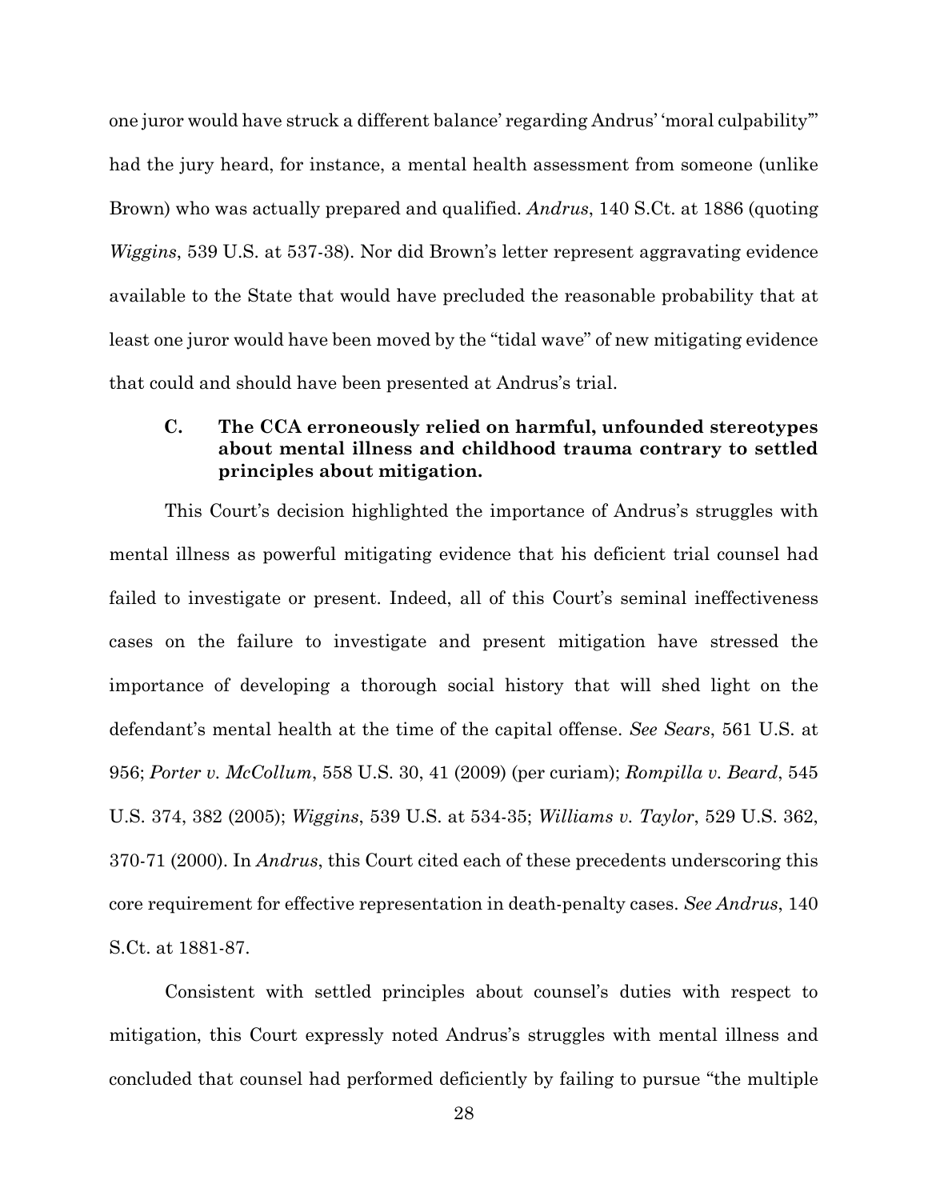one juror would have struck a different balance' regarding Andrus' 'moral culpability'" had the jury heard, for instance, a mental health assessment from someone (unlike Brown) who was actually prepared and qualified. *Andrus*, 140 S.Ct. at 1886 (quoting *Wiggins*, 539 U.S. at 537-38). Nor did Brown's letter represent aggravating evidence available to the State that would have precluded the reasonable probability that at least one juror would have been moved by the "tidal wave" of new mitigating evidence that could and should have been presented at Andrus's trial.

### C. The CCA erroneously relied on harmful, unfounded stereotypes about mental illness and childhood trauma contrary to settled principles about mitigation.

This Court's decision highlighted the importance of Andrus's struggles with mental illness as powerful mitigating evidence that his deficient trial counsel had failed to investigate or present. Indeed, all of this Court's seminal ineffectiveness cases on the failure to investigate and present mitigation have stressed the importance of developing a thorough social history that will shed light on the defendant's mental health at the time of the capital offense. *See Sears*, 561 U.S. at 956; *Porter v. McCollum*, 558 U.S. 30, 41 (2009) (per curiam); *Rompilla v. Beard*, 545 U.S. 374, 382 (2005); *Wiggins*, 539 U.S. at 534-35; *Williams v. Taylor*, 529 U.S. 362, 370-71 (2000). In *Andrus*, this Court cited each of these precedents underscoring this core requirement for effective representation in death-penalty cases. *See Andrus*, 140 S.Ct. at 1881-87.

Consistent with settled principles about counsel's duties with respect to mitigation, this Court expressly noted Andrus's struggles with mental illness and concluded that counsel had performed deficiently by failing to pursue "the multiple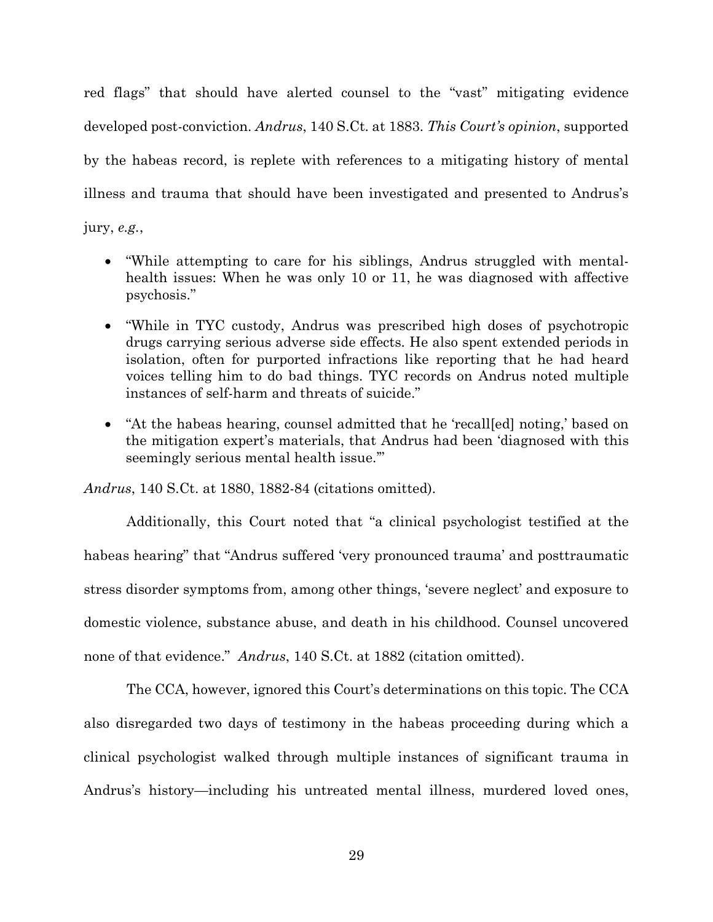red flags" that should have alerted counsel to the "vast" mitigating evidence developed post-conviction. *Andrus*, 140 S.Ct. at 1883. *This Court's opinion*, supported by the habeas record, is replete with references to a mitigating history of mental illness and trauma that should have been investigated and presented to Andrus's jury, *e.g.*,

- "While attempting to care for his siblings, Andrus struggled with mental-health issues: When he was only 10 or 11, he was diagnosed with affective psychosis."
- "While in TYC custody, Andrus was prescribed high doses of psychotropic drugs carrying serious adverse side effects. He also spent extended periods in isolation, often for purported infractions like reporting that he had heard voices telling him to do bad things. TYC records on Andrus noted multiple instances of self-harm and threats of suicide."
- "At the habeas hearing, counsel admitted that he 'recall[ed] noting,' based on the mitigation expert's materials, that Andrus had been 'diagnosed with this seemingly serious mental health issue.'"

*Andrus*, 140 S.Ct. at 1880, 1882-84 (citations omitted).

Additionally, this Court noted that "a clinical psychologist testified at the habeas hearing" that "Andrus suffered 'very pronounced trauma' and posttraumatic stress disorder symptoms from, among other things, 'severe neglect' and exposure to domestic violence, substance abuse, and death in his childhood. Counsel uncovered none of that evidence." *Andrus*, 140 S.Ct. at 1882 (citation omitted).

The CCA, however, ignored this Court's determinations on this topic. The CCA also disregarded two days of testimony in the habeas proceeding during which a clinical psychologist walked through multiple instances of significant trauma in Andrus's history—including his untreated mental illness, murdered loved ones,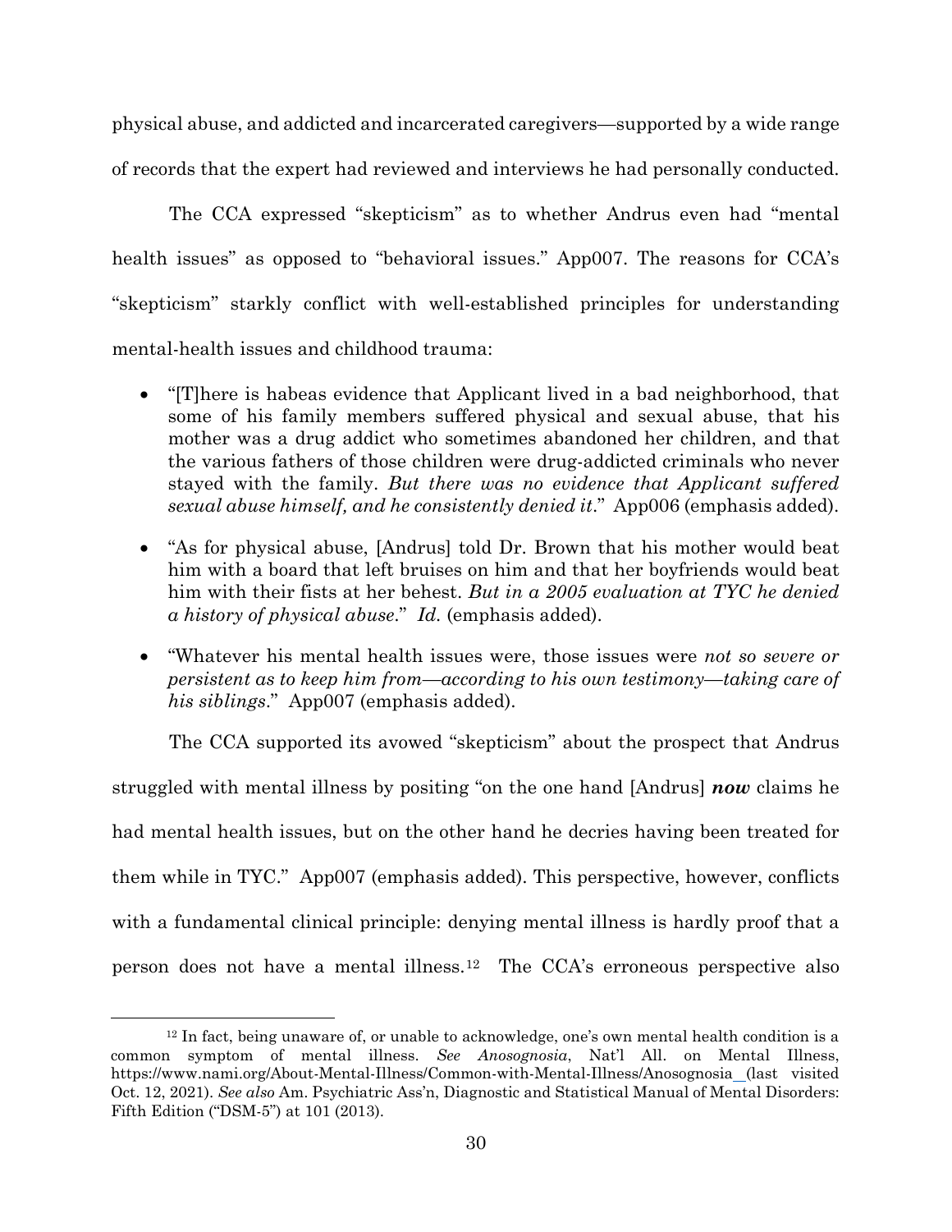physical abuse, and addicted and incarcerated caregivers—supported by a wide range of records that the expert had reviewed and interviews he had personally conducted.

The CCA expressed "skepticism" as to whether Andrus even had "mental health issues" as opposed to "behavioral issues." App007. The reasons for CCA's "skepticism" starkly conflict with well-established principles for understanding mental-health issues and childhood trauma:

- "[T]here is habeas evidence that Applicant lived in a bad neighborhood, that some of his family members suffered physical and sexual abuse, that his mother was a drug addict who sometimes abandoned her children, and that the various fathers of those children were drug-addicted criminals who never stayed with the family. *But there was no evidence that Applicant suffered sexual abuse himself, and he consistently denied it*." App006 (emphasis added).
- "As for physical abuse, [Andrus] told Dr. Brown that his mother would beat him with a board that left bruises on him and that her boyfriends would beat him with their fists at her behest. *But in a 2005 evaluation at TYC he denied a history of physical abuse*." *Id.* (emphasis added).
- "Whatever his mental health issues were, those issues were *not so severe or persistent as to keep him from—according to his own testimony—taking care of his siblings*." App007 (emphasis added).

The CCA supported its avowed "skepticism" about the prospect that Andrus struggled with mental illness by positing "on the one hand [Andrus] ***now*** claims he had mental health issues, but on the other hand he decries having been treated for them while in TYC." App007 (emphasis added). This perspective, however, conflicts with a fundamental clinical principle: denying mental illness is hardly proof that a person does not have a mental illness.[12] The CCA's erroneous perspective also

[12] In fact, being unaware of, or unable to acknowledge, one's own mental health condition is a common symptom of mental illness. *See Anosognosia*, Nat'l All. on Mental Illness, https://www.nami.org/About-Mental-Illness/Common-with-Mental-Illness/Anosognosia (last visited Oct. 12, 2021). *See also* Am. Psychiatric Ass'n, Diagnostic and Statistical Manual of Mental Disorders: Fifth Edition ("DSM-5") at 101 (2013).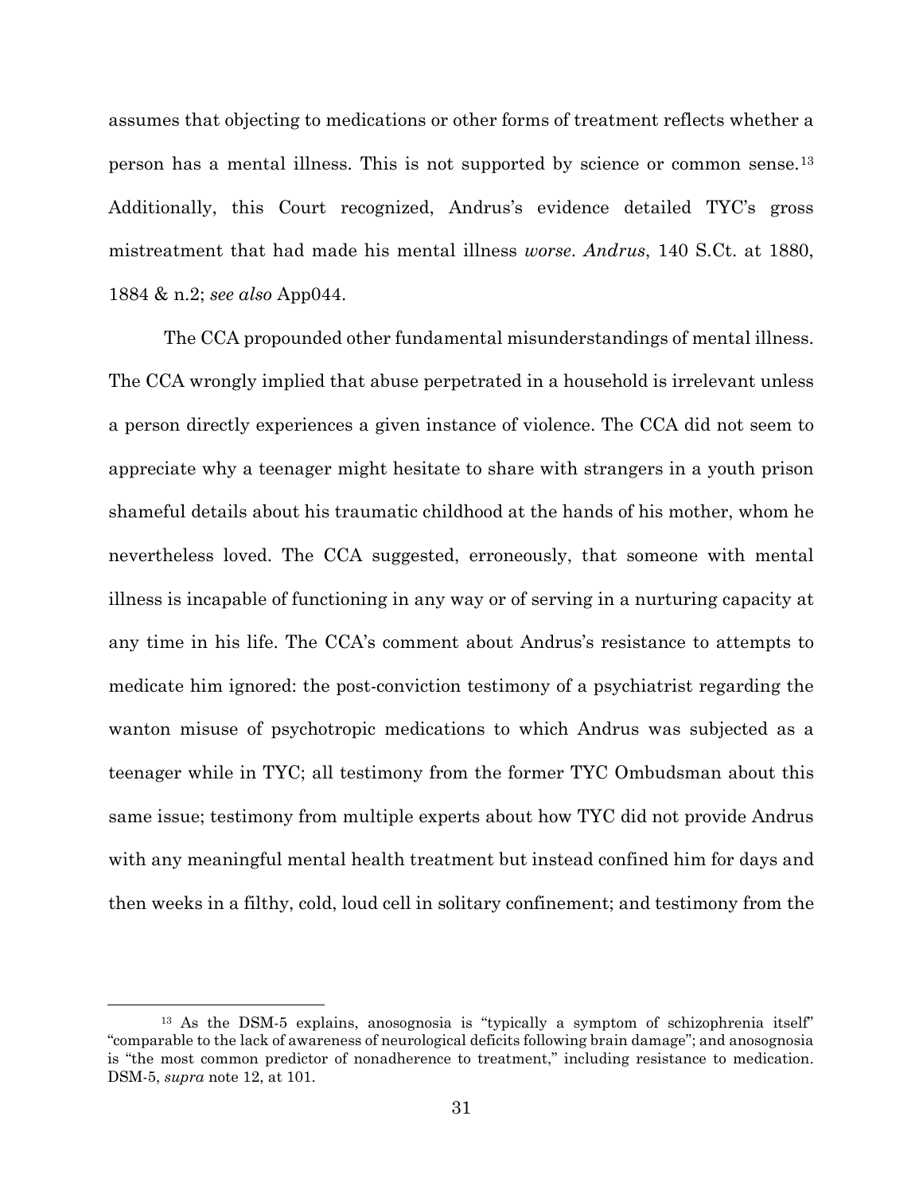assumes that objecting to medications or other forms of treatment reflects whether a person has a mental illness. This is not supported by science or common sense.[13] Additionally, this Court recognized, Andrus's evidence detailed TYC's gross mistreatment that had made his mental illness *worse*. *Andrus*, 140 S.Ct. at 1880, 1884 & n.2; *see also* App044.

The CCA propounded other fundamental misunderstandings of mental illness. The CCA wrongly implied that abuse perpetrated in a household is irrelevant unless a person directly experiences a given instance of violence. The CCA did not seem to appreciate why a teenager might hesitate to share with strangers in a youth prison shameful details about his traumatic childhood at the hands of his mother, whom he nevertheless loved. The CCA suggested, erroneously, that someone with mental illness is incapable of functioning in any way or of serving in a nurturing capacity at any time in his life. The CCA's comment about Andrus's resistance to attempts to medicate him ignored: the post-conviction testimony of a psychiatrist regarding the wanton misuse of psychotropic medications to which Andrus was subjected as a teenager while in TYC; all testimony from the former TYC Ombudsman about this same issue; testimony from multiple experts about how TYC did not provide Andrus with any meaningful mental health treatment but instead confined him for days and then weeks in a filthy, cold, loud cell in solitary confinement; and testimony from the

---

[13] As the DSM-5 explains, anosognosia is "typically a symptom of schizophrenia itself" "comparable to the lack of awareness of neurological deficits following brain damage"; and anosognosia is "the most common predictor of nonadherence to treatment," including resistance to medication. DSM-5, *supra* note 12, at 101.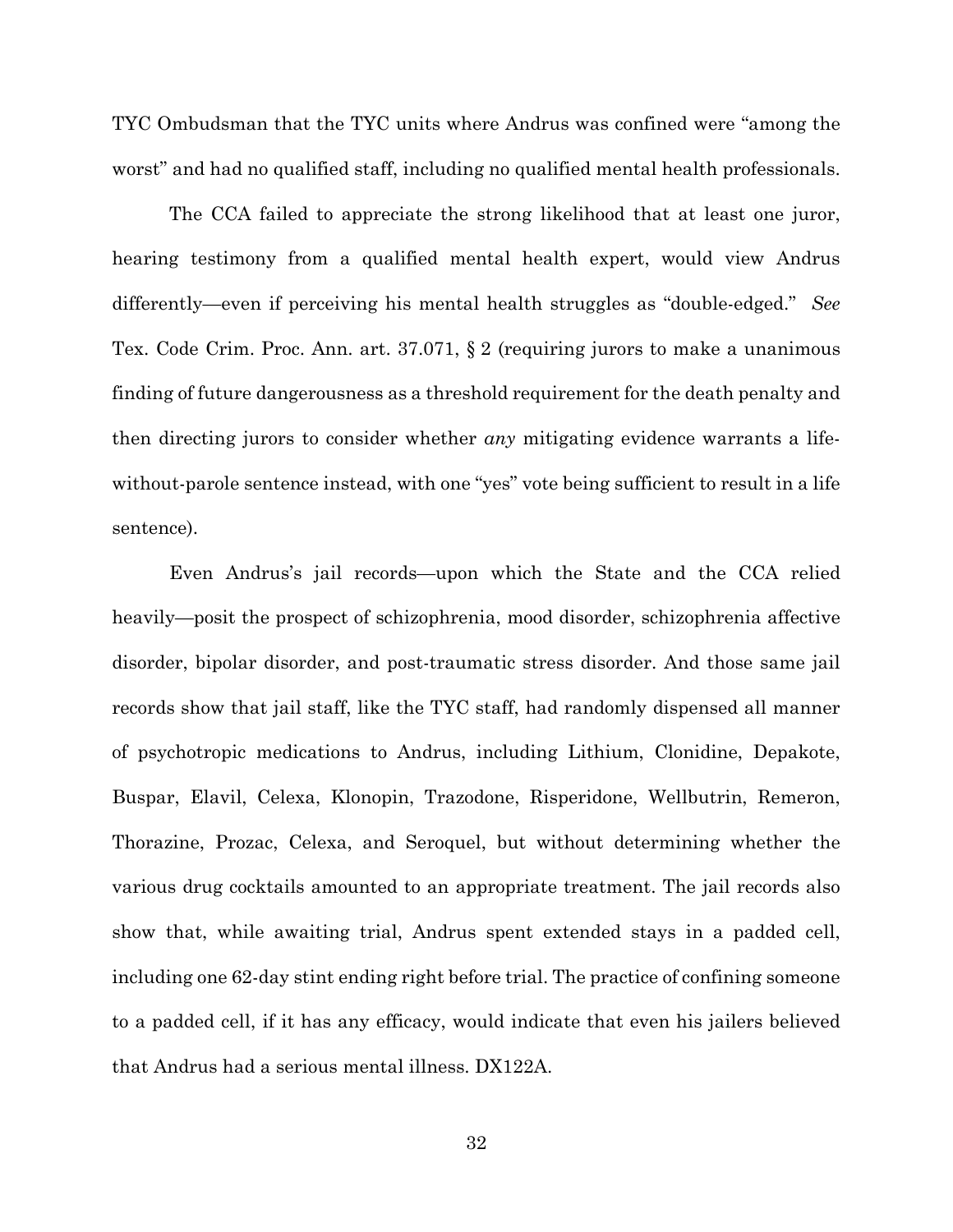TYC Ombudsman that the TYC units where Andrus was confined were "among the worst" and had no qualified staff, including no qualified mental health professionals.

The CCA failed to appreciate the strong likelihood that at least one juror, hearing testimony from a qualified mental health expert, would view Andrus differently—even if perceiving his mental health struggles as "double-edged." *See* Tex. Code Crim. Proc. Ann. art. 37.071, § 2 (requiring jurors to make a unanimous finding of future dangerousness as a threshold requirement for the death penalty and then directing jurors to consider whether *any* mitigating evidence warrants a life-without-parole sentence instead, with one "yes" vote being sufficient to result in a life sentence).

Even Andrus's jail records—upon which the State and the CCA relied heavily—posit the prospect of schizophrenia, mood disorder, schizophrenia affective disorder, bipolar disorder, and post-traumatic stress disorder. And those same jail records show that jail staff, like the TYC staff, had randomly dispensed all manner of psychotropic medications to Andrus, including Lithium, Clonidine, Depakote, Buspar, Elavil, Celexa, Klonopin, Trazodone, Risperidone, Wellbutrin, Remeron, Thorazine, Prozac, Celexa, and Seroquel, but without determining whether the various drug cocktails amounted to an appropriate treatment. The jail records also show that, while awaiting trial, Andrus spent extended stays in a padded cell, including one 62-day stint ending right before trial. The practice of confining someone to a padded cell, if it has any efficacy, would indicate that even his jailers believed that Andrus had a serious mental illness. DX122A.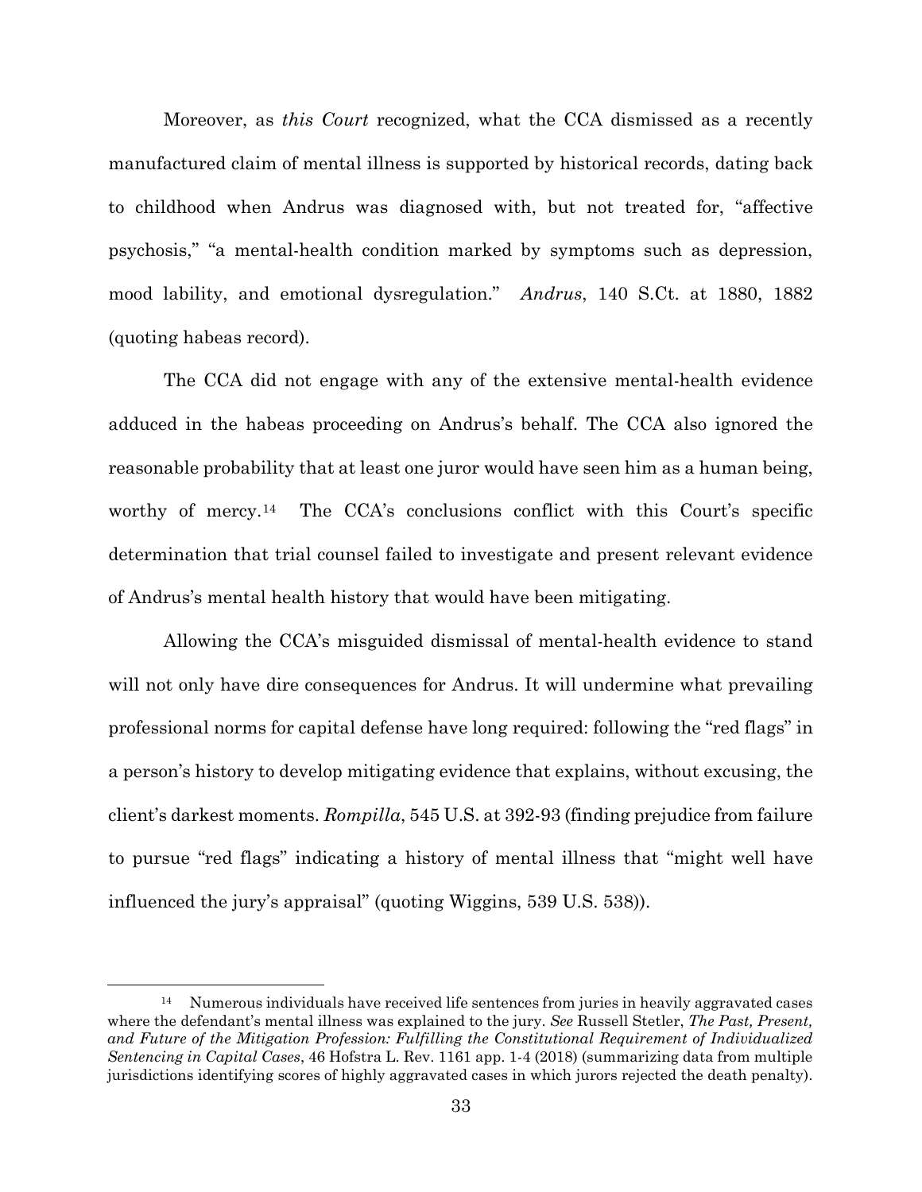Moreover, as *this Court* recognized, what the CCA dismissed as a recently manufactured claim of mental illness is supported by historical records, dating back to childhood when Andrus was diagnosed with, but not treated for, "affective psychosis," "a mental-health condition marked by symptoms such as depression, mood lability, and emotional dysregulation." *Andrus*, 140 S.Ct. at 1880, 1882 (quoting habeas record).

The CCA did not engage with any of the extensive mental-health evidence adduced in the habeas proceeding on Andrus's behalf. The CCA also ignored the reasonable probability that at least one juror would have seen him as a human being, worthy of mercy.[14] The CCA's conclusions conflict with this Court's specific determination that trial counsel failed to investigate and present relevant evidence of Andrus's mental health history that would have been mitigating.

Allowing the CCA's misguided dismissal of mental-health evidence to stand will not only have dire consequences for Andrus. It will undermine what prevailing professional norms for capital defense have long required: following the "red flags" in a person's history to develop mitigating evidence that explains, without excusing, the client's darkest moments. *Rompilla*, 545 U.S. at 392-93 (finding prejudice from failure to pursue "red flags" indicating a history of mental illness that "might well have influenced the jury's appraisal" (quoting Wiggins, 539 U.S. 538)).

---

[14] Numerous individuals have received life sentences from juries in heavily aggravated cases where the defendant's mental illness was explained to the jury. *See* Russell Stetler, *The Past, Present, and Future of the Mitigation Profession: Fulfilling the Constitutional Requirement of Individualized Sentencing in Capital Cases*, 46 Hofstra L. Rev. 1161 app. 1-4 (2018) (summarizing data from multiple jurisdictions identifying scores of highly aggravated cases in which jurors rejected the death penalty).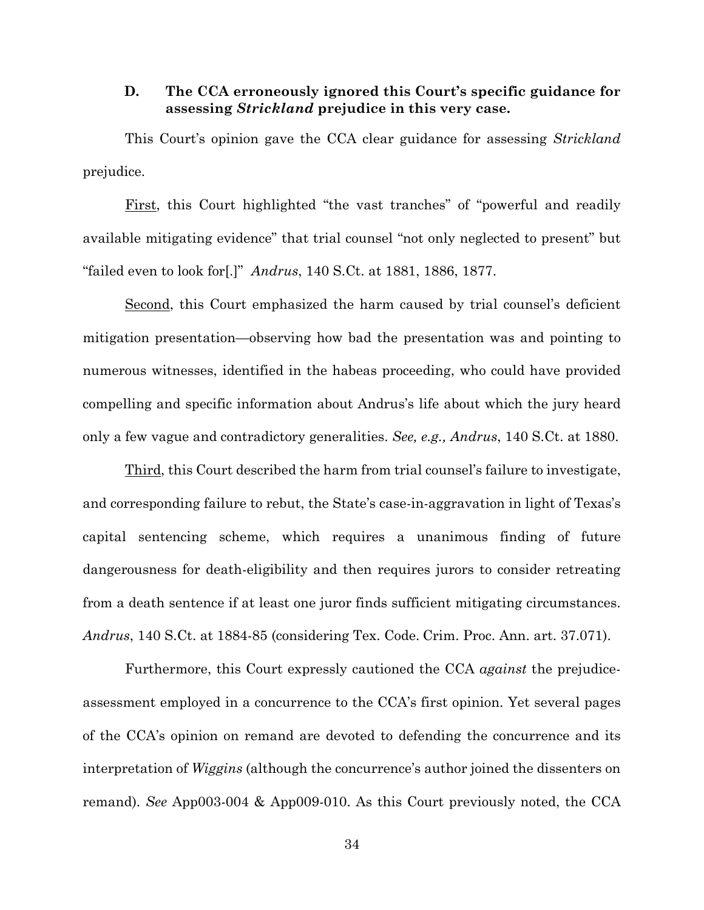### D. The CCA erroneously ignored this Court's specific guidance for assessing *Strickland* prejudice in this very case.

This Court's opinion gave the CCA clear guidance for assessing *Strickland* prejudice.

First, this Court highlighted "the vast tranches" of "powerful and readily available mitigating evidence" that trial counsel "not only neglected to present" but "failed even to look for[.]" *Andrus*, 140 S.Ct. at 1881, 1886, 1877.

Second, this Court emphasized the harm caused by trial counsel's deficient mitigation presentation—observing how bad the presentation was and pointing to numerous witnesses, identified in the habeas proceeding, who could have provided compelling and specific information about Andrus's life about which the jury heard only a few vague and contradictory generalities. *See, e.g., Andrus*, 140 S.Ct. at 1880.

Third, this Court described the harm from trial counsel's failure to investigate, and corresponding failure to rebut, the State's case-in-aggravation in light of Texas's capital sentencing scheme, which requires a unanimous finding of future dangerousness for death-eligibility and then requires jurors to consider retreating from a death sentence if at least one juror finds sufficient mitigating circumstances. *Andrus*, 140 S.Ct. at 1884-85 (considering Tex. Code. Crim. Proc. Ann. art. 37.071).

Furthermore, this Court expressly cautioned the CCA *against* the prejudice-assessment employed in a concurrence to the CCA's first opinion. Yet several pages of the CCA's opinion on remand are devoted to defending the concurrence and its interpretation of *Wiggins* (although the concurrence's author joined the dissenters on remand). *See* App003-004 & App009-010. As this Court previously noted, the CCA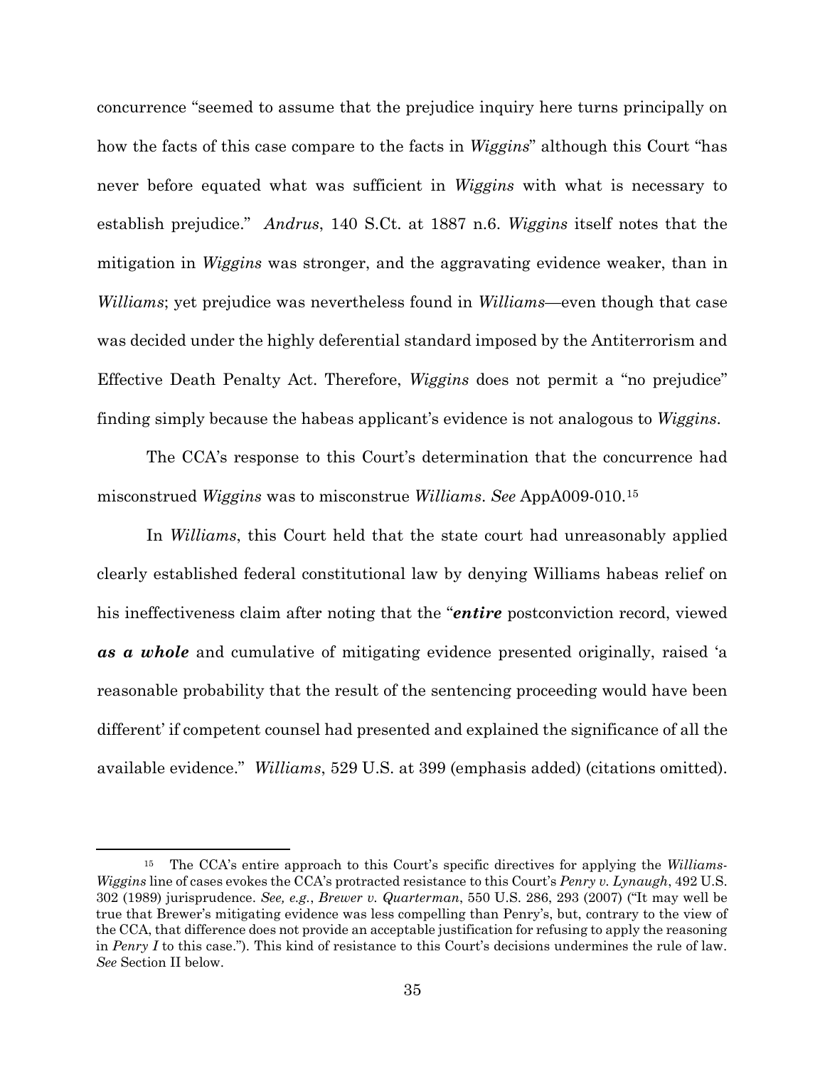concurrence "seemed to assume that the prejudice inquiry here turns principally on how the facts of this case compare to the facts in *Wiggins*" although this Court "has never before equated what was sufficient in *Wiggins* with what is necessary to establish prejudice." *Andrus*, 140 S.Ct. at 1887 n.6. *Wiggins* itself notes that the mitigation in *Wiggins* was stronger, and the aggravating evidence weaker, than in *Williams*; yet prejudice was nevertheless found in *Williams*—even though that case was decided under the highly deferential standard imposed by the Antiterrorism and Effective Death Penalty Act. Therefore, *Wiggins* does not permit a "no prejudice" finding simply because the habeas applicant's evidence is not analogous to *Wiggins*.

The CCA's response to this Court's determination that the concurrence had misconstrued *Wiggins* was to misconstrue *Williams*. *See* AppA009-010.[15]

In *Williams*, this Court held that the state court had unreasonably applied clearly established federal constitutional law by denying Williams habeas relief on his ineffectiveness claim after noting that the "***entire*** postconviction record, viewed ***as a whole*** and cumulative of mitigating evidence presented originally, raised 'a reasonable probability that the result of the sentencing proceeding would have been different' if competent counsel had presented and explained the significance of all the available evidence." *Williams*, 529 U.S. at 399 (emphasis added) (citations omitted).

---

[15] The CCA's entire approach to this Court's specific directives for applying the *Williams-Wiggins* line of cases evokes the CCA's protracted resistance to this Court's *Penry v. Lynaugh*, 492 U.S. 302 (1989) jurisprudence. *See, e.g.*, *Brewer v. Quarterman*, 550 U.S. 286, 293 (2007) ("It may well be true that Brewer's mitigating evidence was less compelling than Penry's, but, contrary to the view of the CCA, that difference does not provide an acceptable justification for refusing to apply the reasoning in *Penry I* to this case."). This kind of resistance to this Court's decisions undermines the rule of law. *See* Section II below.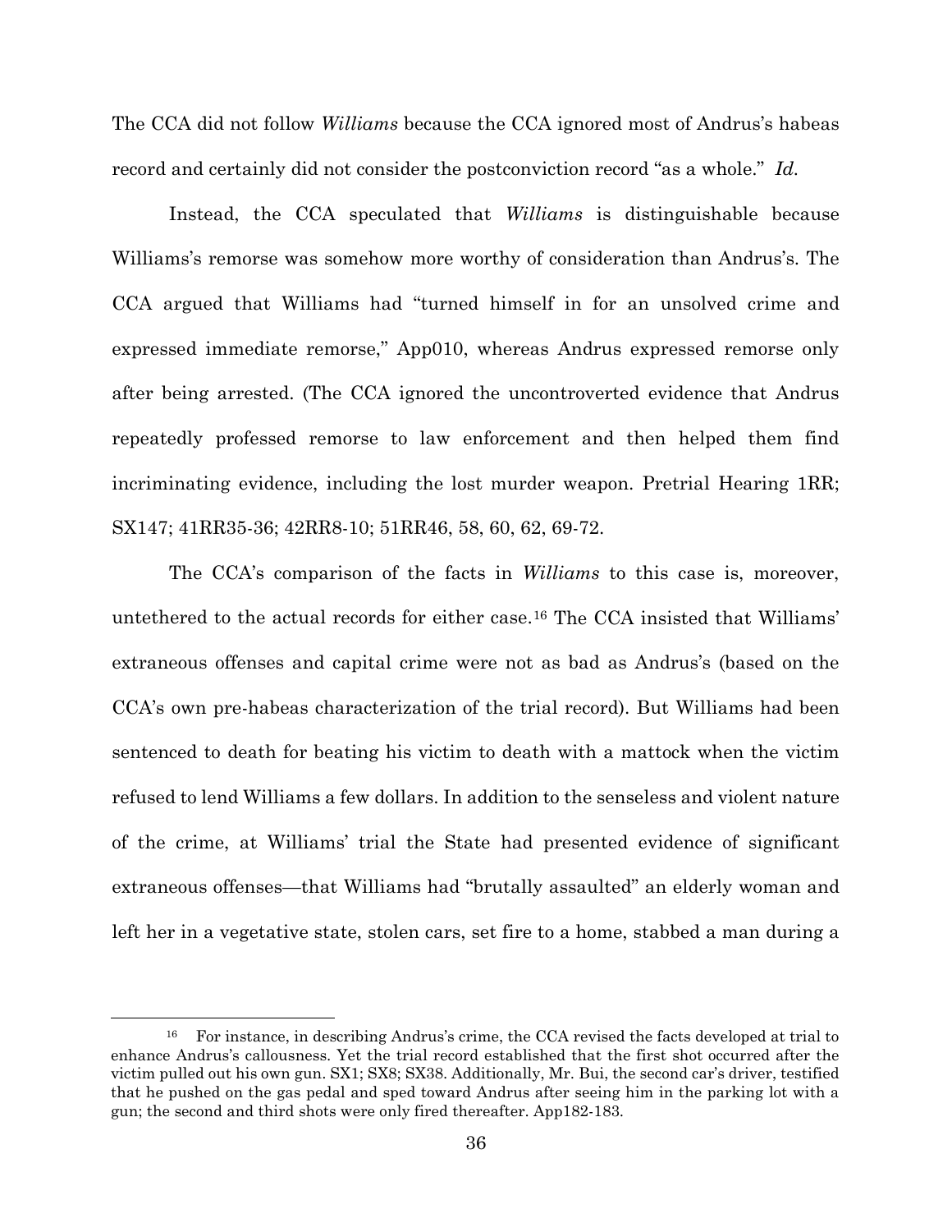The CCA did not follow *Williams* because the CCA ignored most of Andrus's habeas record and certainly did not consider the postconviction record "as a whole." *Id.*

Instead, the CCA speculated that *Williams* is distinguishable because Williams's remorse was somehow more worthy of consideration than Andrus's. The CCA argued that Williams had "turned himself in for an unsolved crime and expressed immediate remorse," App010, whereas Andrus expressed remorse only after being arrested. (The CCA ignored the uncontroverted evidence that Andrus repeatedly professed remorse to law enforcement and then helped them find incriminating evidence, including the lost murder weapon. Pretrial Hearing 1RR; SX147; 41RR35-36; 42RR8-10; 51RR46, 58, 60, 62, 69-72.

The CCA's comparison of the facts in *Williams* to this case is, moreover, untethered to the actual records for either case.[16] The CCA insisted that Williams' extraneous offenses and capital crime were not as bad as Andrus's (based on the CCA's own pre-habeas characterization of the trial record). But Williams had been sentenced to death for beating his victim to death with a mattock when the victim refused to lend Williams a few dollars. In addition to the senseless and violent nature of the crime, at Williams' trial the State had presented evidence of significant extraneous offenses—that Williams had "brutally assaulted" an elderly woman and left her in a vegetative state, stolen cars, set fire to a home, stabbed a man during a

---

[16] For instance, in describing Andrus's crime, the CCA revised the facts developed at trial to enhance Andrus's callousness. Yet the trial record established that the first shot occurred after the victim pulled out his own gun. SX1; SX8; SX38. Additionally, Mr. Bui, the second car's driver, testified that he pushed on the gas pedal and sped toward Andrus after seeing him in the parking lot with a gun; the second and third shots were only fired thereafter. App182-183.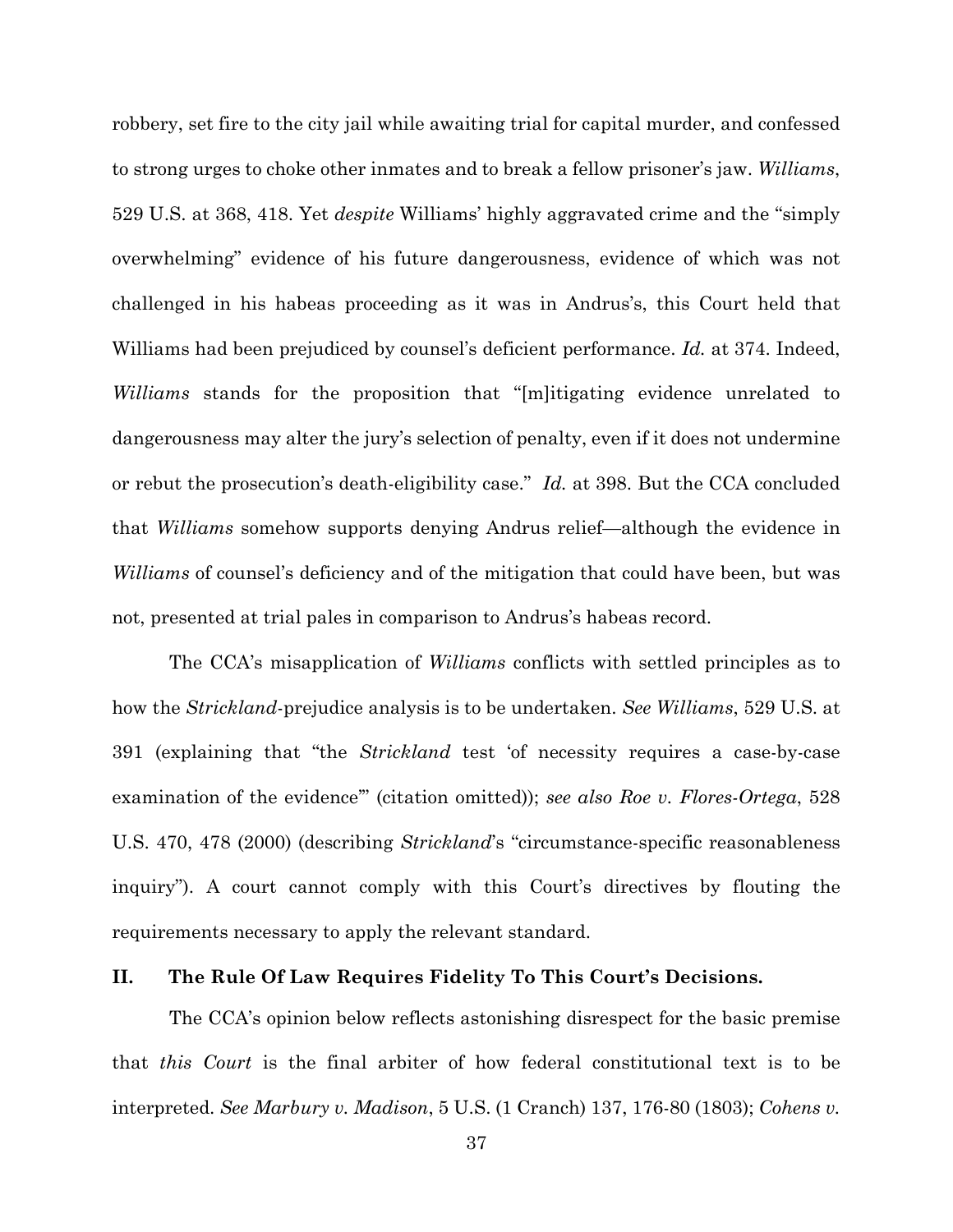robbery, set fire to the city jail while awaiting trial for capital murder, and confessed to strong urges to choke other inmates and to break a fellow prisoner's jaw. *Williams*, 529 U.S. at 368, 418. Yet *despite* Williams' highly aggravated crime and the "simply overwhelming" evidence of his future dangerousness, evidence of which was not challenged in his habeas proceeding as it was in Andrus's, this Court held that Williams had been prejudiced by counsel's deficient performance. *Id.* at 374. Indeed, *Williams* stands for the proposition that "[m]itigating evidence unrelated to dangerousness may alter the jury's selection of penalty, even if it does not undermine or rebut the prosecution's death-eligibility case." *Id.* at 398. But the CCA concluded that *Williams* somehow supports denying Andrus relief—although the evidence in *Williams* of counsel's deficiency and of the mitigation that could have been, but was not, presented at trial pales in comparison to Andrus's habeas record.

The CCA's misapplication of *Williams* conflicts with settled principles as to how the *Strickland*-prejudice analysis is to be undertaken. *See Williams*, 529 U.S. at 391 (explaining that "the *Strickland* test 'of necessity requires a case-by-case examination of the evidence'" (citation omitted)); *see also Roe v. Flores-Ortega*, 528 U.S. 470, 478 (2000) (describing *Strickland*'s "circumstance-specific reasonableness inquiry"). A court cannot comply with this Court's directives by flouting the requirements necessary to apply the relevant standard.

## II. The Rule Of Law Requires Fidelity To This Court's Decisions.

The CCA's opinion below reflects astonishing disrespect for the basic premise that *this Court* is the final arbiter of how federal constitutional text is to be interpreted. *See Marbury v. Madison*, 5 U.S. (1 Cranch) 137, 176-80 (1803); *Cohens v.*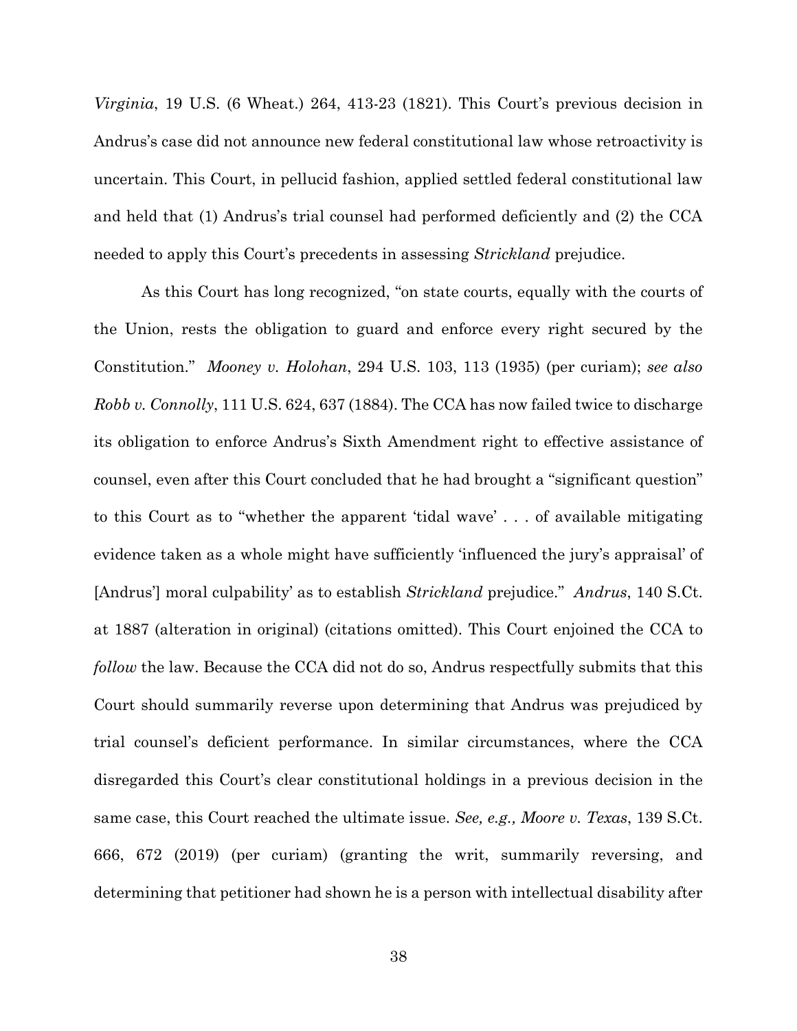*Virginia*, 19 U.S. (6 Wheat.) 264, 413-23 (1821). This Court's previous decision in Andrus's case did not announce new federal constitutional law whose retroactivity is uncertain. This Court, in pellucid fashion, applied settled federal constitutional law and held that (1) Andrus's trial counsel had performed deficiently and (2) the CCA needed to apply this Court's precedents in assessing *Strickland* prejudice.

As this Court has long recognized, "on state courts, equally with the courts of the Union, rests the obligation to guard and enforce every right secured by the Constitution." *Mooney v. Holohan*, 294 U.S. 103, 113 (1935) (per curiam); *see also Robb v. Connolly*, 111 U.S. 624, 637 (1884). The CCA has now failed twice to discharge its obligation to enforce Andrus's Sixth Amendment right to effective assistance of counsel, even after this Court concluded that he had brought a "significant question" to this Court as to "whether the apparent 'tidal wave' . . . of available mitigating evidence taken as a whole might have sufficiently 'influenced the jury's appraisal' of [Andrus'] moral culpability' as to establish *Strickland* prejudice." *Andrus*, 140 S.Ct. at 1887 (alteration in original) (citations omitted). This Court enjoined the CCA to *follow* the law. Because the CCA did not do so, Andrus respectfully submits that this Court should summarily reverse upon determining that Andrus was prejudiced by trial counsel's deficient performance. In similar circumstances, where the CCA disregarded this Court's clear constitutional holdings in a previous decision in the same case, this Court reached the ultimate issue. *See, e.g., Moore v. Texas*, 139 S.Ct. 666, 672 (2019) (per curiam) (granting the writ, summarily reversing, and determining that petitioner had shown he is a person with intellectual disability after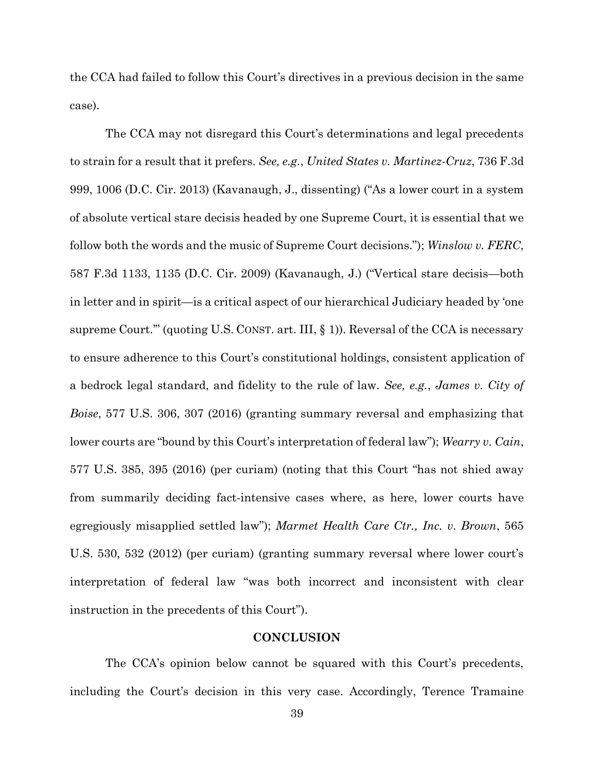the CCA had failed to follow this Court's directives in a previous decision in the same case).

The CCA may not disregard this Court's determinations and legal precedents to strain for a result that it prefers. *See, e.g.*, *United States v. Martinez-Cruz*, 736 F.3d 999, 1006 (D.C. Cir. 2013) (Kavanaugh, J., dissenting) ("As a lower court in a system of absolute vertical stare decisis headed by one Supreme Court, it is essential that we follow both the words and the music of Supreme Court decisions."); *Winslow v. FERC*, 587 F.3d 1133, 1135 (D.C. Cir. 2009) (Kavanaugh, J.) ("Vertical stare decisis—both in letter and in spirit—is a critical aspect of our hierarchical Judiciary headed by 'one supreme Court.'" (quoting U.S. CONST. art. III, § 1)). Reversal of the CCA is necessary to ensure adherence to this Court's constitutional holdings, consistent application of a bedrock legal standard, and fidelity to the rule of law. *See, e.g.*, *James v. City of Boise*, 577 U.S. 306, 307 (2016) (granting summary reversal and emphasizing that lower courts are "bound by this Court's interpretation of federal law"); *Wearry v. Cain*, 577 U.S. 385, 395 (2016) (per curiam) (noting that this Court "has not shied away from summarily deciding fact-intensive cases where, as here, lower courts have egregiously misapplied settled law"); *Marmet Health Care Ctr., Inc. v. Brown*, 565 U.S. 530, 532 (2012) (per curiam) (granting summary reversal where lower court's interpretation of federal law "was both incorrect and inconsistent with clear instruction in the precedents of this Court").

## CONCLUSION

The CCA's opinion below cannot be squared with this Court's precedents, including the Court's decision in this very case. Accordingly, Terence Tramaine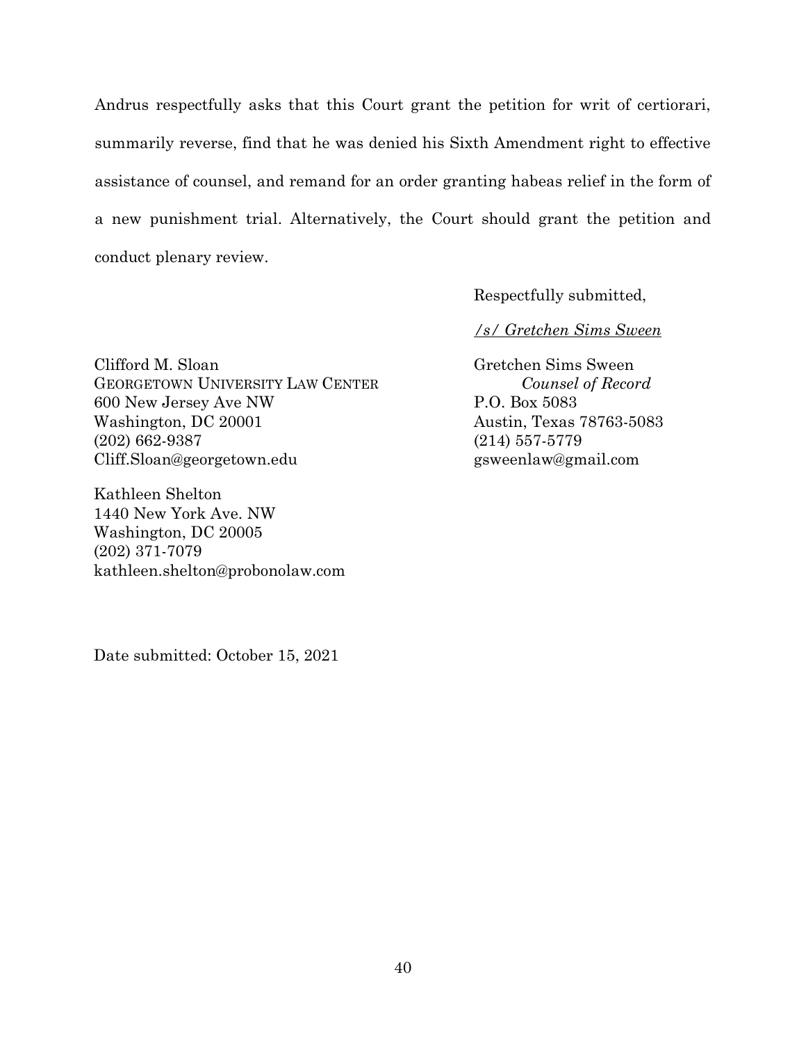Andrus respectfully asks that this Court grant the petition for writ of certiorari, summarily reverse, find that he was denied his Sixth Amendment right to effective assistance of counsel, and remand for an order granting habeas relief in the form of a new punishment trial. Alternatively, the Court should grant the petition and conduct plenary review.

Respectfully submitted,

*/s/ Gretchen Sims Sween*

Gretchen Sims Sween
*Counsel of Record*
P.O. Box 5083
Austin, Texas 78763-5083
(214) 557-5779
gsweenlaw@gmail.com

Clifford M. Sloan
GEORGETOWN UNIVERSITY LAW CENTER
600 New Jersey Ave NW
Washington, DC 20001
(202) 662-9387
Cliff.Sloan@georgetown.edu

Kathleen Shelton
1440 New York Ave. NW
Washington, DC 20005
(202) 371-7079
kathleen.shelton@probonolaw.com

Date submitted: October 15, 2021